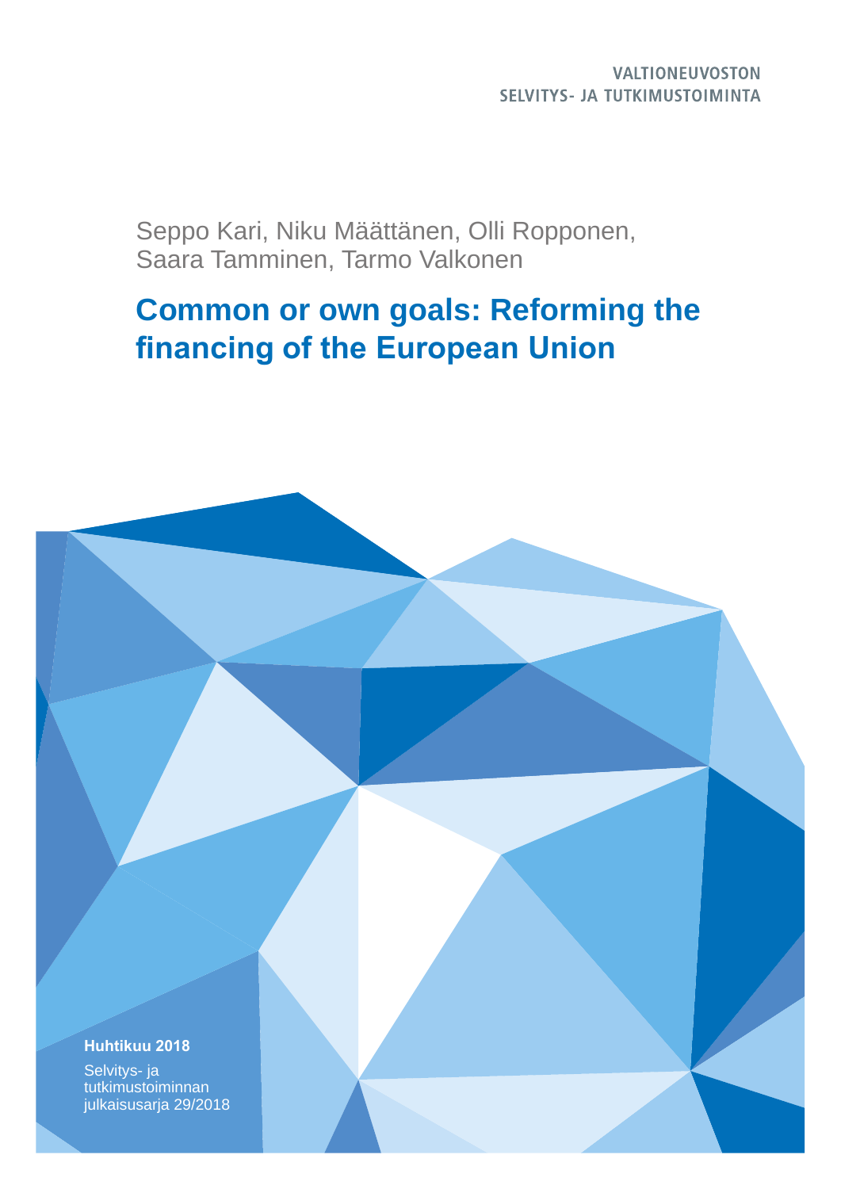VALTIONEUVOSTON
SELVITYS- JA TUTKIMUSTOIMINTA

Seppo Kari, Niku Määttänen, Olli Ropponen,
Saara Tamminen, Tarmo Valkonen

# Common or own goals: Reforming the financing of the European Union

**Huhtikuu 2018**

Selvitys- ja
tutkimustoiminnan
julkaisusarja 29/2018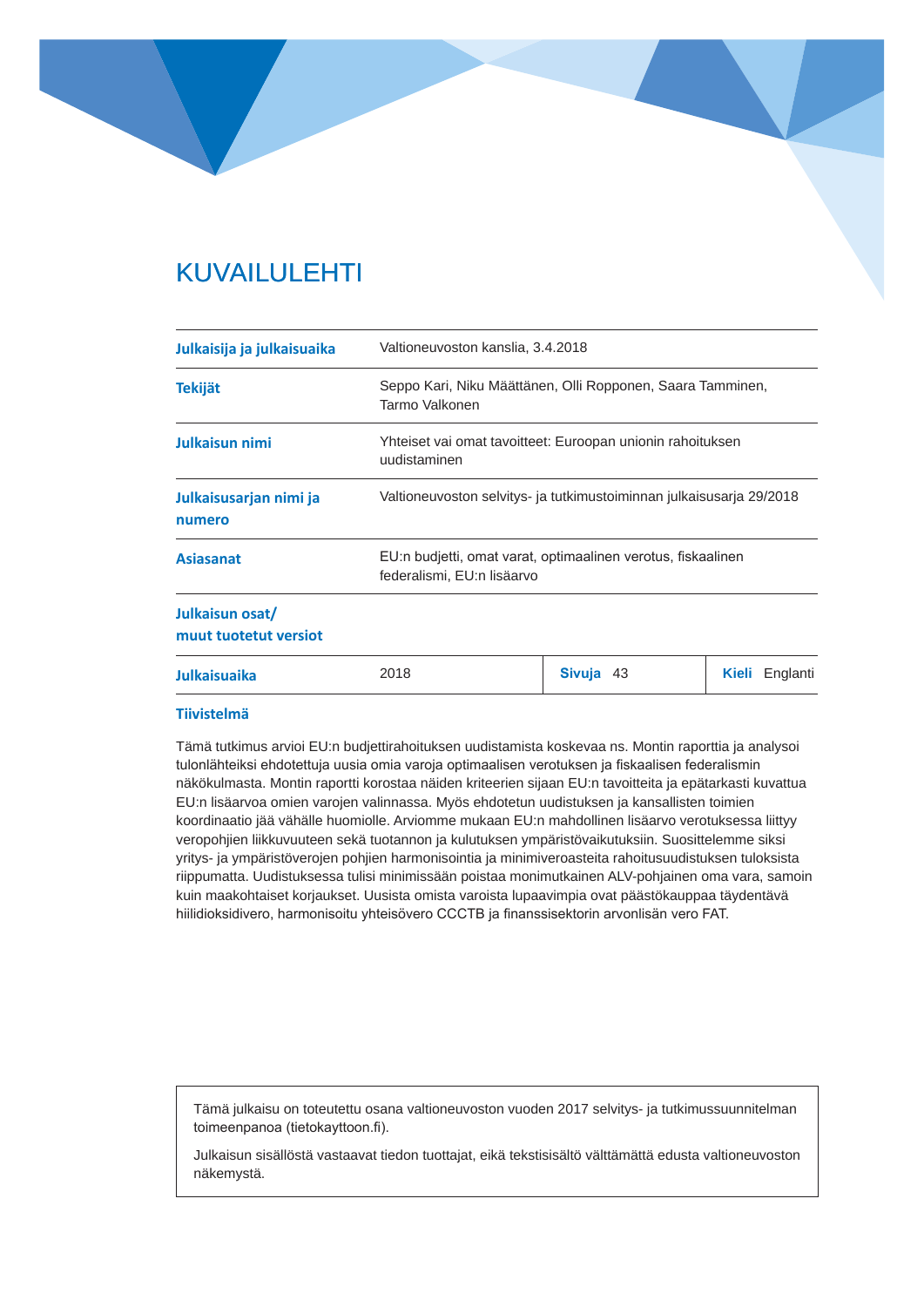# KUVAILULEHTI

| | |
|---|---|
| **Julkaisija ja julkaisuaika** | Valtioneuvoston kanslia, 3.4.2018 |
| **Tekijät** | Seppo Kari, Niku Määttänen, Olli Ropponen, Saara Tamminen, Tarmo Valkonen |
| **Julkaisun nimi** | Yhteiset vai omat tavoitteet: Euroopan unionin rahoituksen uudistaminen |
| **Julkaisusarjan nimi ja numero** | Valtioneuvoston selvitys- ja tutkimustoiminnan julkaisusarja 29/2018 |
| **Asiasanat** | EU:n budjetti, omat varat, optimaalinen verotus, fiskaalinen federalismi, EU:n lisäarvo |
| **Julkaisun osat/ muut tuotetut versiot** | |

| | | | |
|---|---|---|---|
| **Julkaisuaika** | 2018 | **Sivuja** 43 | **Kieli** Englanti |

**Tiivistelmä**

Tämä tutkimus arvioi EU:n budjettirahoituksen uudistamista koskevaa ns. Montin raporttia ja analysoi tulonlähteiksi ehdotettuja uusia omia varoja optimaalisen verotuksen ja fiskaalisen federalismin näkökulmasta. Montin raportti korostaa näiden kriteerien sijaan EU:n tavoitteita ja epätarkasti kuvattua EU:n lisäarvoa omien varojen valinnassa. Myös ehdotetun uudistuksen ja kansallisten toimien koordinaatio jää vähälle huomiolle. Arviomme mukaan EU:n mahdollinen lisäarvo verotuksessa liittyy veropohjien liikkuvuuteen sekä tuotannon ja kulutuksen ympäristövaikutuksiin. Suosittelemme siksi yritys- ja ympäristöverojen pohjien harmonisointia ja minimiveroasteita rahoitusuudistuksen tuloksista riippumatta. Uudistuksessa tulisi minimissään poistaa monimutkainen ALV-pohjainen oma vara, samoin kuin maakohtaiset korjaukset. Uusista omista varoista lupaavimpia ovat päästökauppaa täydentävä hiilidioksidivero, harmonisoitu yhteisövero CCCTB ja finanssisektorin arvonlisän vero FAT.

> Tämä julkaisu on toteutettu osana valtioneuvoston vuoden 2017 selvitys- ja tutkimussuunnitelman toimeenpanoa (tietokayttoon.fi).
>
> Julkaisun sisällöstä vastaavat tiedon tuottajat, eikä tekstisisältö välttämättä edusta valtioneuvoston näkemystä.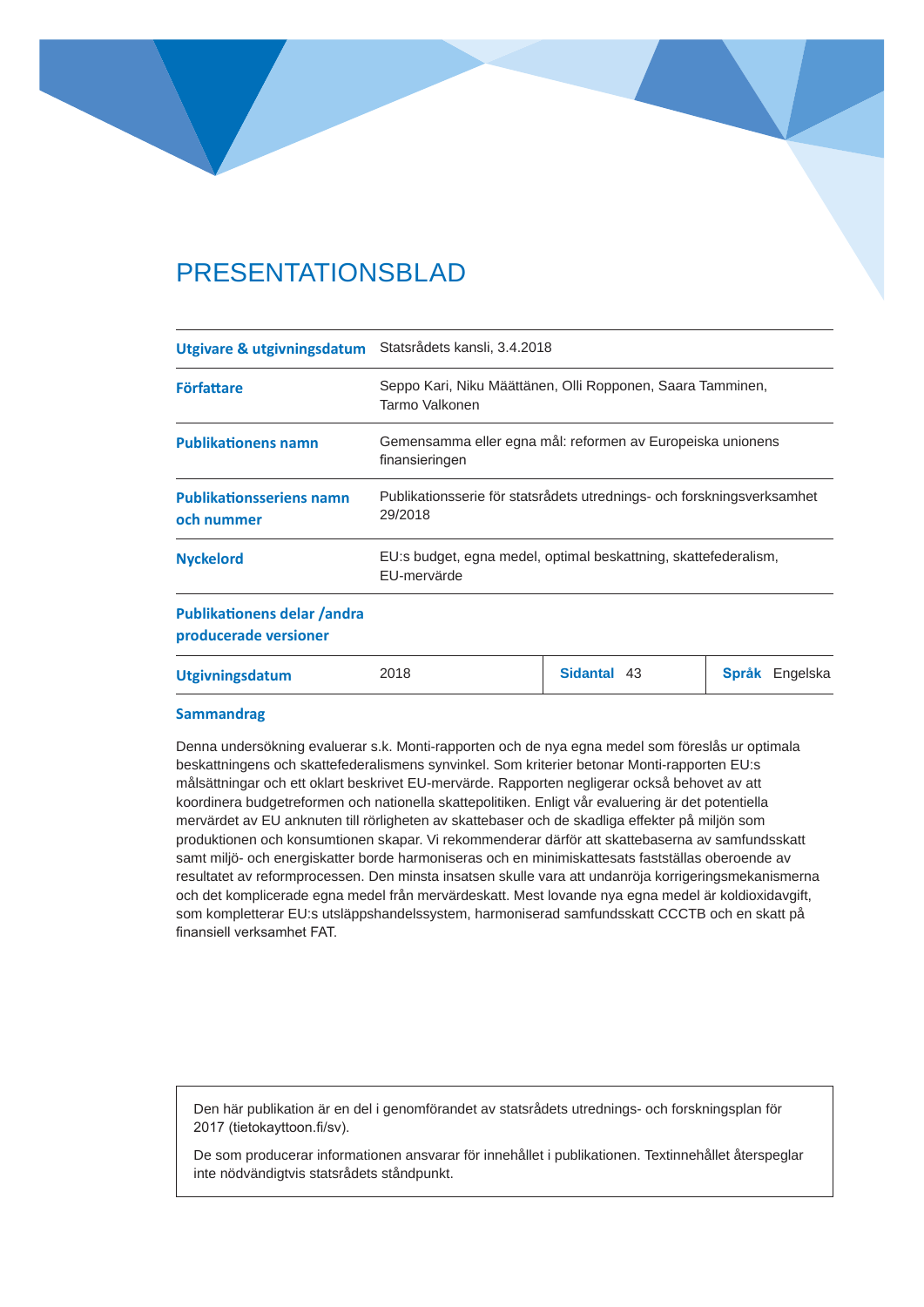# PRESENTATIONSBLAD

| | |
|---|---|
| **Utgivare & utgivningsdatum** | Statsrådets kansli, 3.4.2018 |
| **Författare** | Seppo Kari, Niku Määttänen, Olli Ropponen, Saara Tamminen, Tarmo Valkonen |
| **Publikationens namn** | Gemensamma eller egna mål: reformen av Europeiska unionens finansieringen |
| **Publikationsseriens namn och nummer** | Publikationsserie för statsrådets utrednings- och forskningsverksamhet 29/2018 |
| **Nyckelord** | EU:s budget, egna medel, optimal beskattning, skattefederalism, EU-mervärde |
| **Publikationens delar /andra producerade versioner** | |

| | | | |
|---|---|---|---|
| **Utgivningsdatum** | 2018 | **Sidantal** 43 | **Språk** Engelska |

**Sammandrag**

Denna undersökning evaluerar s.k. Monti-rapporten och de nya egna medel som föreslås ur optimala beskattningens och skattefederalismens synvinkel. Som kriterier betonar Monti-rapporten EU:s målsättningar och ett oklart beskrivet EU-mervärde. Rapporten negligerar också behovet av att koordinera budgetreformen och nationella skattepolitiken. Enligt vår evaluering är det potentiella mervärdet av EU anknuten till rörligheten av skattebaser och de skadliga effekter på miljön som produktionen och konsumtionen skapar. Vi rekommenderar därför att skattebaserna av samfundsskatt samt miljö- och energiskatter borde harmoniseras och en minimiskattesats fastställas oberoende av resultatet av reformprocessen. Den minsta insatsen skulle vara att undanröja korrigeringsmekanismerna och det komplicerade egna medel från mervärdeskatt. Mest lovande nya egna medel är koldioxidavgift, som kompletterar EU:s utsläppshandelssystem, harmoniserad samfundsskatt CCCTB och en skatt på finansiell verksamhet FAT.

Den här publikation är en del i genomförandet av statsrådets utrednings- och forskningsplan för 2017 (tietokayttoon.fi/sv).

De som producerar informationen ansvarar för innehållet i publikationen. Textinnehållet återspeglar inte nödvändigtvis statsrådets ståndpunkt.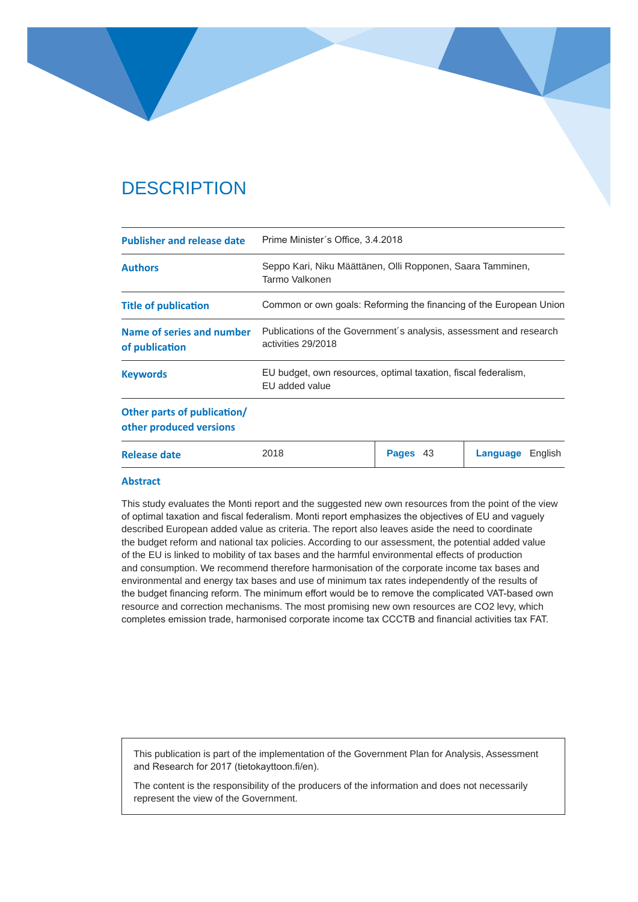# DESCRIPTION

| | |
|---|---|
| **Publisher and release date** | Prime Minister´s Office, 3.4.2018 |
| **Authors** | Seppo Kari, Niku Määttänen, Olli Ropponen, Saara Tamminen, Tarmo Valkonen |
| **Title of publication** | Common or own goals: Reforming the financing of the European Union |
| **Name of series and number of publication** | Publications of the Government´s analysis, assessment and research activities 29/2018 |
| **Keywords** | EU budget, own resources, optimal taxation, fiscal federalism, EU added value |
| **Other parts of publication/ other produced versions** | |
| **Release date** | 2018 · **Pages** 43 · **Language** English |

**Abstract**

This study evaluates the Monti report and the suggested new own resources from the point of the view of optimal taxation and fiscal federalism. Monti report emphasizes the objectives of EU and vaguely described European added value as criteria. The report also leaves aside the need to coordinate the budget reform and national tax policies. According to our assessment, the potential added value of the EU is linked to mobility of tax bases and the harmful environmental effects of production and consumption. We recommend therefore harmonisation of the corporate income tax bases and environmental and energy tax bases and use of minimum tax rates independently of the results of the budget financing reform. The minimum effort would be to remove the complicated VAT-based own resource and correction mechanisms. The most promising new own resources are CO2 levy, which completes emission trade, harmonised corporate income tax CCCTB and financial activities tax FAT.

This publication is part of the implementation of the Government Plan for Analysis, Assessment and Research for 2017 (tietokayttoon.fi/en).

The content is the responsibility of the producers of the information and does not necessarily represent the view of the Government.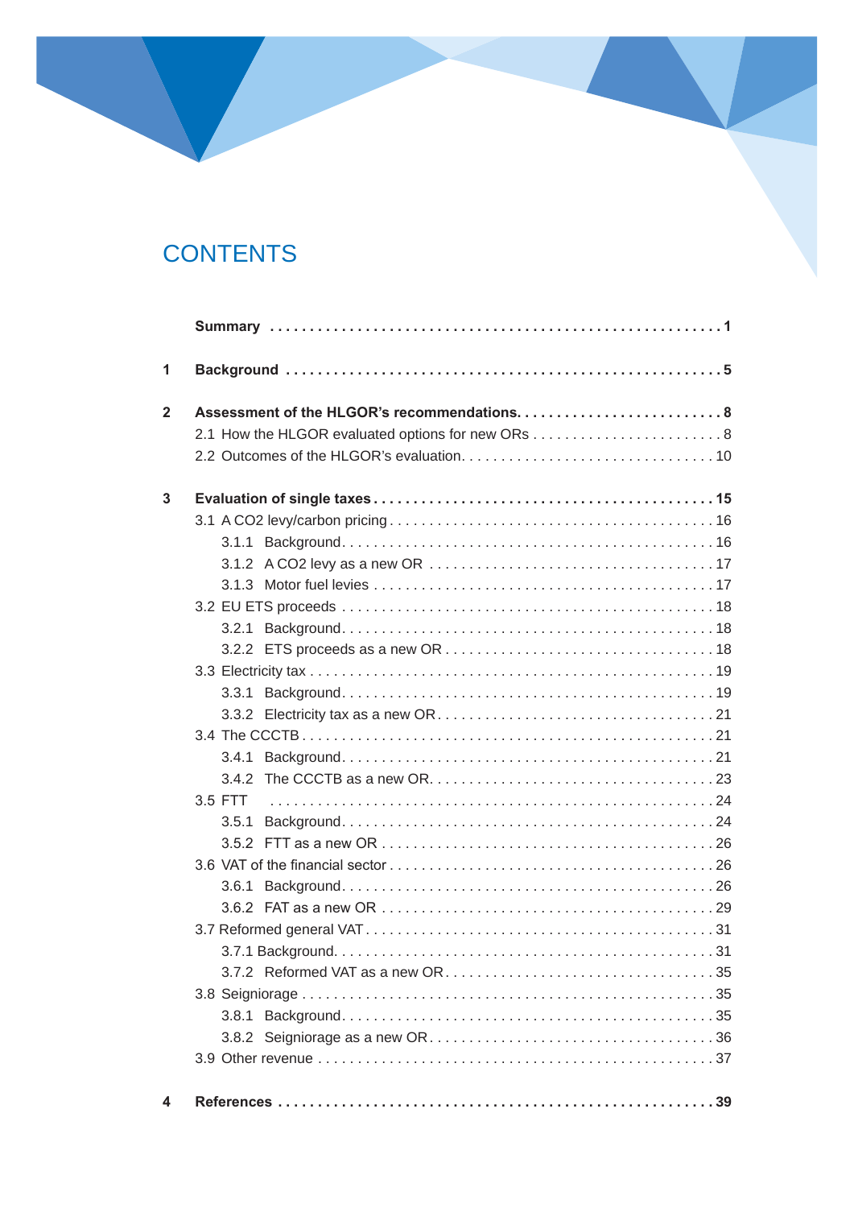# CONTENTS

**Summary** . . . . . . . . . . 1

**1 Background** . . . . . . . . . . 5

**2 Assessment of the HLGOR's recommendations** . . . . . . . . . . 8

- 2.1 How the HLGOR evaluated options for new ORs . . . . . . . . . . 8
- 2.2 Outcomes of the HLGOR's evaluation . . . . . . . . . . 10

**3 Evaluation of single taxes** . . . . . . . . . . 15

- 3.1 A CO2 levy/carbon pricing . . . . . . . . . . 16
  - 3.1.1 Background . . . . . . . . . . 16
  - 3.1.2 A CO2 levy as a new OR . . . . . . . . . . 17
  - 3.1.3 Motor fuel levies . . . . . . . . . . 17
- 3.2 EU ETS proceeds . . . . . . . . . . 18
  - 3.2.1 Background . . . . . . . . . . 18
  - 3.2.2 ETS proceeds as a new OR . . . . . . . . . . 18
- 3.3 Electricity tax . . . . . . . . . . 19
  - 3.3.1 Background . . . . . . . . . . 19
  - 3.3.2 Electricity tax as a new OR . . . . . . . . . . 21
- 3.4 The CCCTB . . . . . . . . . . 21
  - 3.4.1 Background . . . . . . . . . . 21
  - 3.4.2 The CCCTB as a new OR . . . . . . . . . . 23
- 3.5 FTT . . . . . . . . . . 24
  - 3.5.1 Background . . . . . . . . . . 24
  - 3.5.2 FTT as a new OR . . . . . . . . . . 26
- 3.6 VAT of the financial sector . . . . . . . . . . 26
  - 3.6.1 Background . . . . . . . . . . 26
  - 3.6.2 FAT as a new OR . . . . . . . . . . 29
- 3.7 Reformed general VAT . . . . . . . . . . 31
  - 3.7.1 Background . . . . . . . . . . 31
  - 3.7.2 Reformed VAT as a new OR . . . . . . . . . . 35
- 3.8 Seigniorage . . . . . . . . . . 35
  - 3.8.1 Background . . . . . . . . . . 35
  - 3.8.2 Seigniorage as a new OR . . . . . . . . . . 36
- 3.9 Other revenue . . . . . . . . . . 37

**4 References** . . . . . . . . . . 39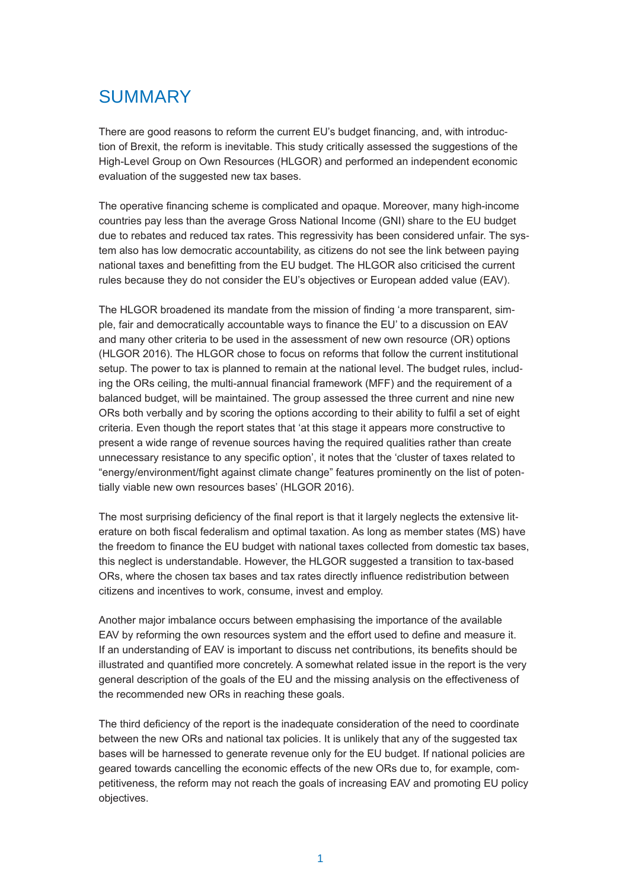# SUMMARY

There are good reasons to reform the current EU's budget financing, and, with introduction of Brexit, the reform is inevitable. This study critically assessed the suggestions of the High-Level Group on Own Resources (HLGOR) and performed an independent economic evaluation of the suggested new tax bases.

The operative financing scheme is complicated and opaque. Moreover, many high-income countries pay less than the average Gross National Income (GNI) share to the EU budget due to rebates and reduced tax rates. This regressivity has been considered unfair. The system also has low democratic accountability, as citizens do not see the link between paying national taxes and benefitting from the EU budget. The HLGOR also criticised the current rules because they do not consider the EU's objectives or European added value (EAV).

The HLGOR broadened its mandate from the mission of finding 'a more transparent, simple, fair and democratically accountable ways to finance the EU' to a discussion on EAV and many other criteria to be used in the assessment of new own resource (OR) options (HLGOR 2016). The HLGOR chose to focus on reforms that follow the current institutional setup. The power to tax is planned to remain at the national level. The budget rules, including the ORs ceiling, the multi-annual financial framework (MFF) and the requirement of a balanced budget, will be maintained. The group assessed the three current and nine new ORs both verbally and by scoring the options according to their ability to fulfil a set of eight criteria. Even though the report states that 'at this stage it appears more constructive to present a wide range of revenue sources having the required qualities rather than create unnecessary resistance to any specific option', it notes that the 'cluster of taxes related to "energy/environment/fight against climate change" features prominently on the list of potentially viable new own resources bases' (HLGOR 2016).

The most surprising deficiency of the final report is that it largely neglects the extensive literature on both fiscal federalism and optimal taxation. As long as member states (MS) have the freedom to finance the EU budget with national taxes collected from domestic tax bases, this neglect is understandable. However, the HLGOR suggested a transition to tax-based ORs, where the chosen tax bases and tax rates directly influence redistribution between citizens and incentives to work, consume, invest and employ.

Another major imbalance occurs between emphasising the importance of the available EAV by reforming the own resources system and the effort used to define and measure it. If an understanding of EAV is important to discuss net contributions, its benefits should be illustrated and quantified more concretely. A somewhat related issue in the report is the very general description of the goals of the EU and the missing analysis on the effectiveness of the recommended new ORs in reaching these goals.

The third deficiency of the report is the inadequate consideration of the need to coordinate between the new ORs and national tax policies. It is unlikely that any of the suggested tax bases will be harnessed to generate revenue only for the EU budget. If national policies are geared towards cancelling the economic effects of the new ORs due to, for example, competitiveness, the reform may not reach the goals of increasing EAV and promoting EU policy objectives.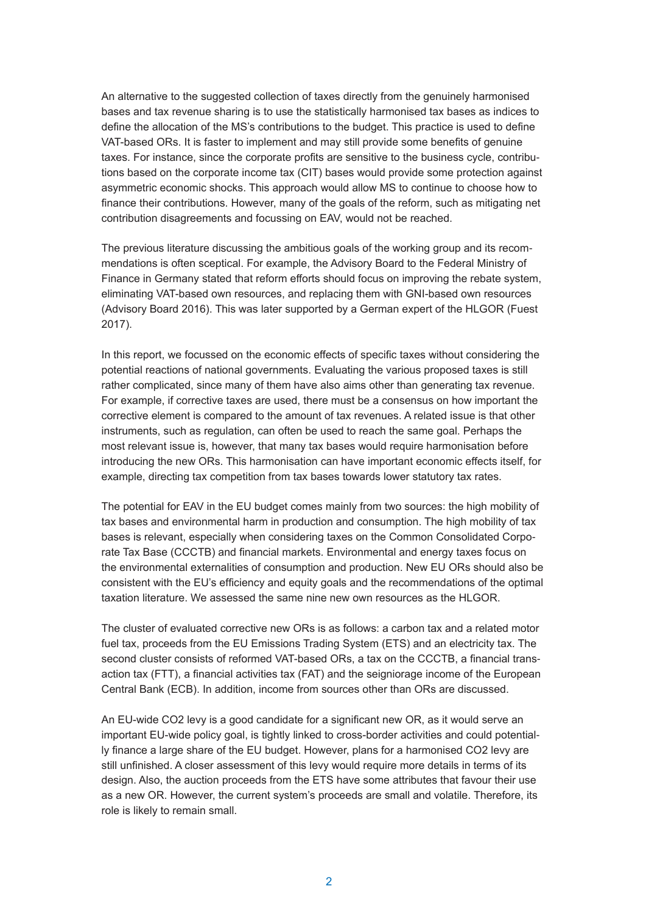An alternative to the suggested collection of taxes directly from the genuinely harmonised bases and tax revenue sharing is to use the statistically harmonised tax bases as indices to define the allocation of the MS's contributions to the budget. This practice is used to define VAT-based ORs. It is faster to implement and may still provide some benefits of genuine taxes. For instance, since the corporate profits are sensitive to the business cycle, contributions based on the corporate income tax (CIT) bases would provide some protection against asymmetric economic shocks. This approach would allow MS to continue to choose how to finance their contributions. However, many of the goals of the reform, such as mitigating net contribution disagreements and focussing on EAV, would not be reached.

The previous literature discussing the ambitious goals of the working group and its recommendations is often sceptical. For example, the Advisory Board to the Federal Ministry of Finance in Germany stated that reform efforts should focus on improving the rebate system, eliminating VAT-based own resources, and replacing them with GNI-based own resources (Advisory Board 2016). This was later supported by a German expert of the HLGOR (Fuest 2017).

In this report, we focussed on the economic effects of specific taxes without considering the potential reactions of national governments. Evaluating the various proposed taxes is still rather complicated, since many of them have also aims other than generating tax revenue. For example, if corrective taxes are used, there must be a consensus on how important the corrective element is compared to the amount of tax revenues. A related issue is that other instruments, such as regulation, can often be used to reach the same goal. Perhaps the most relevant issue is, however, that many tax bases would require harmonisation before introducing the new ORs. This harmonisation can have important economic effects itself, for example, directing tax competition from tax bases towards lower statutory tax rates.

The potential for EAV in the EU budget comes mainly from two sources: the high mobility of tax bases and environmental harm in production and consumption. The high mobility of tax bases is relevant, especially when considering taxes on the Common Consolidated Corporate Tax Base (CCCTB) and financial markets. Environmental and energy taxes focus on the environmental externalities of consumption and production. New EU ORs should also be consistent with the EU's efficiency and equity goals and the recommendations of the optimal taxation literature. We assessed the same nine new own resources as the HLGOR.

The cluster of evaluated corrective new ORs is as follows: a carbon tax and a related motor fuel tax, proceeds from the EU Emissions Trading System (ETS) and an electricity tax. The second cluster consists of reformed VAT-based ORs, a tax on the CCCTB, a financial transaction tax (FTT), a financial activities tax (FAT) and the seigniorage income of the European Central Bank (ECB). In addition, income from sources other than ORs are discussed.

An EU-wide $CO_2$ levy is a good candidate for a significant new OR, as it would serve an important EU-wide policy goal, is tightly linked to cross-border activities and could potentially finance a large share of the EU budget. However, plans for a harmonised $CO_2$ levy are still unfinished. A closer assessment of this levy would require more details in terms of its design. Also, the auction proceeds from the ETS have some attributes that favour their use as a new OR. However, the current system's proceeds are small and volatile. Therefore, its role is likely to remain small.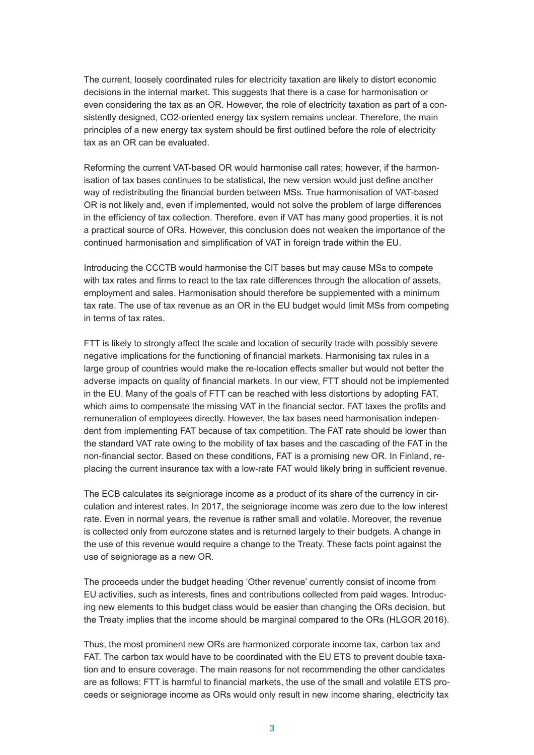The current, loosely coordinated rules for electricity taxation are likely to distort economic decisions in the internal market. This suggests that there is a case for harmonisation or even considering the tax as an OR. However, the role of electricity taxation as part of a consistently designed, $CO_2$-oriented energy tax system remains unclear. Therefore, the main principles of a new energy tax system should be first outlined before the role of electricity tax as an OR can be evaluated.

Reforming the current VAT-based OR would harmonise call rates; however, if the harmonisation of tax bases continues to be statistical, the new version would just define another way of redistributing the financial burden between MSs. True harmonisation of VAT-based OR is not likely and, even if implemented, would not solve the problem of large differences in the efficiency of tax collection. Therefore, even if VAT has many good properties, it is not a practical source of ORs. However, this conclusion does not weaken the importance of the continued harmonisation and simplification of VAT in foreign trade within the EU.

Introducing the CCCTB would harmonise the CIT bases but may cause MSs to compete with tax rates and firms to react to the tax rate differences through the allocation of assets, employment and sales. Harmonisation should therefore be supplemented with a minimum tax rate. The use of tax revenue as an OR in the EU budget would limit MSs from competing in terms of tax rates.

FTT is likely to strongly affect the scale and location of security trade with possibly severe negative implications for the functioning of financial markets. Harmonising tax rules in a large group of countries would make the re-location effects smaller but would not better the adverse impacts on quality of financial markets. In our view, FTT should not be implemented in the EU. Many of the goals of FTT can be reached with less distortions by adopting FAT, which aims to compensate the missing VAT in the financial sector. FAT taxes the profits and remuneration of employees directly. However, the tax bases need harmonisation independent from implementing FAT because of tax competition. The FAT rate should be lower than the standard VAT rate owing to the mobility of tax bases and the cascading of the FAT in the non-financial sector. Based on these conditions, FAT is a promising new OR. In Finland, replacing the current insurance tax with a low-rate FAT would likely bring in sufficient revenue.

The ECB calculates its seigniorage income as a product of its share of the currency in circulation and interest rates. In 2017, the seigniorage income was zero due to the low interest rate. Even in normal years, the revenue is rather small and volatile. Moreover, the revenue is collected only from eurozone states and is returned largely to their budgets. A change in the use of this revenue would require a change to the Treaty. These facts point against the use of seigniorage as a new OR.

The proceeds under the budget heading 'Other revenue' currently consist of income from EU activities, such as interests, fines and contributions collected from paid wages. Introducing new elements to this budget class would be easier than changing the ORs decision, but the Treaty implies that the income should be marginal compared to the ORs (HLGOR 2016).

Thus, the most prominent new ORs are harmonized corporate income tax, carbon tax and FAT. The carbon tax would have to be coordinated with the EU ETS to prevent double taxation and to ensure coverage. The main reasons for not recommending the other candidates are as follows: FTT is harmful to financial markets, the use of the small and volatile ETS proceeds or seigniorage income as ORs would only result in new income sharing, electricity tax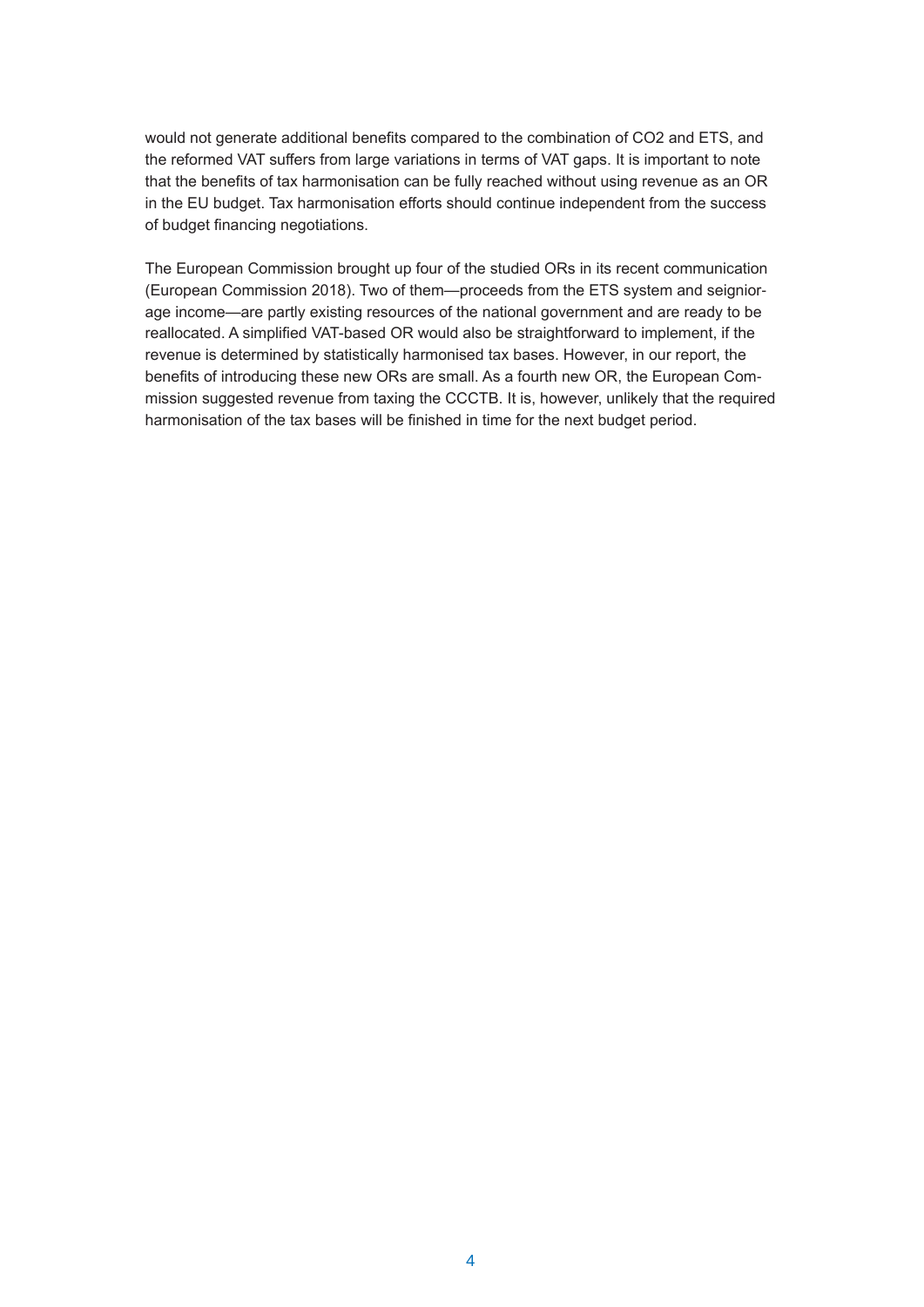would not generate additional benefits compared to the combination of $CO_2$ and ETS, and the reformed VAT suffers from large variations in terms of VAT gaps. It is important to note that the benefits of tax harmonisation can be fully reached without using revenue as an OR in the EU budget. Tax harmonisation efforts should continue independent from the success of budget financing negotiations.

The European Commission brought up four of the studied ORs in its recent communication (European Commission 2018). Two of them—proceeds from the ETS system and seigniorage income—are partly existing resources of the national government and are ready to be reallocated. A simplified VAT-based OR would also be straightforward to implement, if the revenue is determined by statistically harmonised tax bases. However, in our report, the benefits of introducing these new ORs are small. As a fourth new OR, the European Commission suggested revenue from taxing the CCCTB. It is, however, unlikely that the required harmonisation of the tax bases will be finished in time for the next budget period.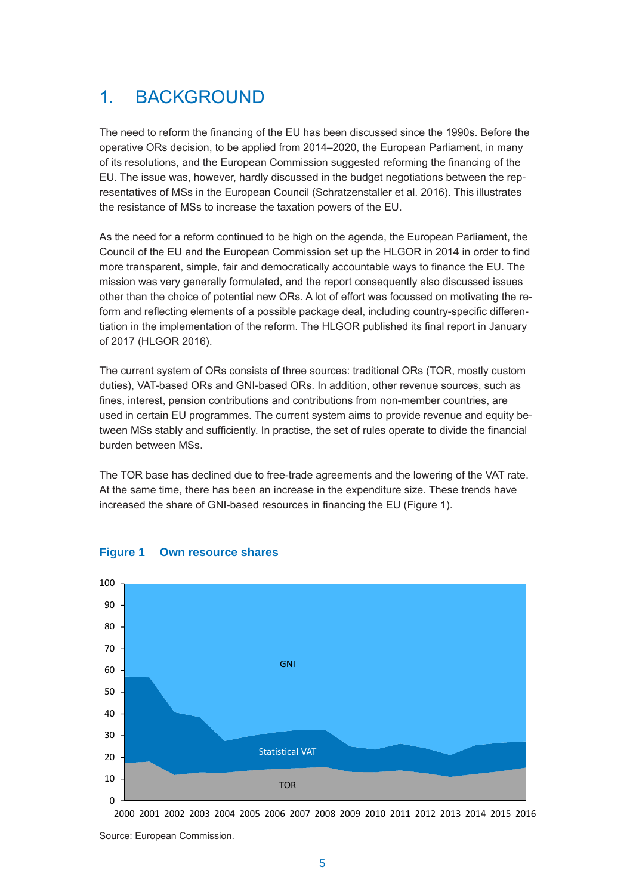# 1. BACKGROUND

The need to reform the financing of the EU has been discussed since the 1990s. Before the operative ORs decision, to be applied from 2014–2020, the European Parliament, in many of its resolutions, and the European Commission suggested reforming the financing of the EU. The issue was, however, hardly discussed in the budget negotiations between the representatives of MSs in the European Council (Schratzenstaller et al. 2016). This illustrates the resistance of MSs to increase the taxation powers of the EU.

As the need for a reform continued to be high on the agenda, the European Parliament, the Council of the EU and the European Commission set up the HLGOR in 2014 in order to find more transparent, simple, fair and democratically accountable ways to finance the EU. The mission was very generally formulated, and the report consequently also discussed issues other than the choice of potential new ORs. A lot of effort was focussed on motivating the reform and reflecting elements of a possible package deal, including country-specific differentiation in the implementation of the reform. The HLGOR published its final report in January of 2017 (HLGOR 2016).

The current system of ORs consists of three sources: traditional ORs (TOR, mostly custom duties), VAT-based ORs and GNI-based ORs. In addition, other revenue sources, such as fines, interest, pension contributions and contributions from non-member countries, are used in certain EU programmes. The current system aims to provide revenue and equity between MSs stably and sufficiently. In practise, the set of rules operate to divide the financial burden between MSs.

The TOR base has declined due to free-trade agreements and the lowering of the VAT rate. At the same time, there has been an increase in the expenditure size. These trends have increased the share of GNI-based resources in financing the EU (Figure 1).

**Figure 1 Own resource shares**

Source: European Commission.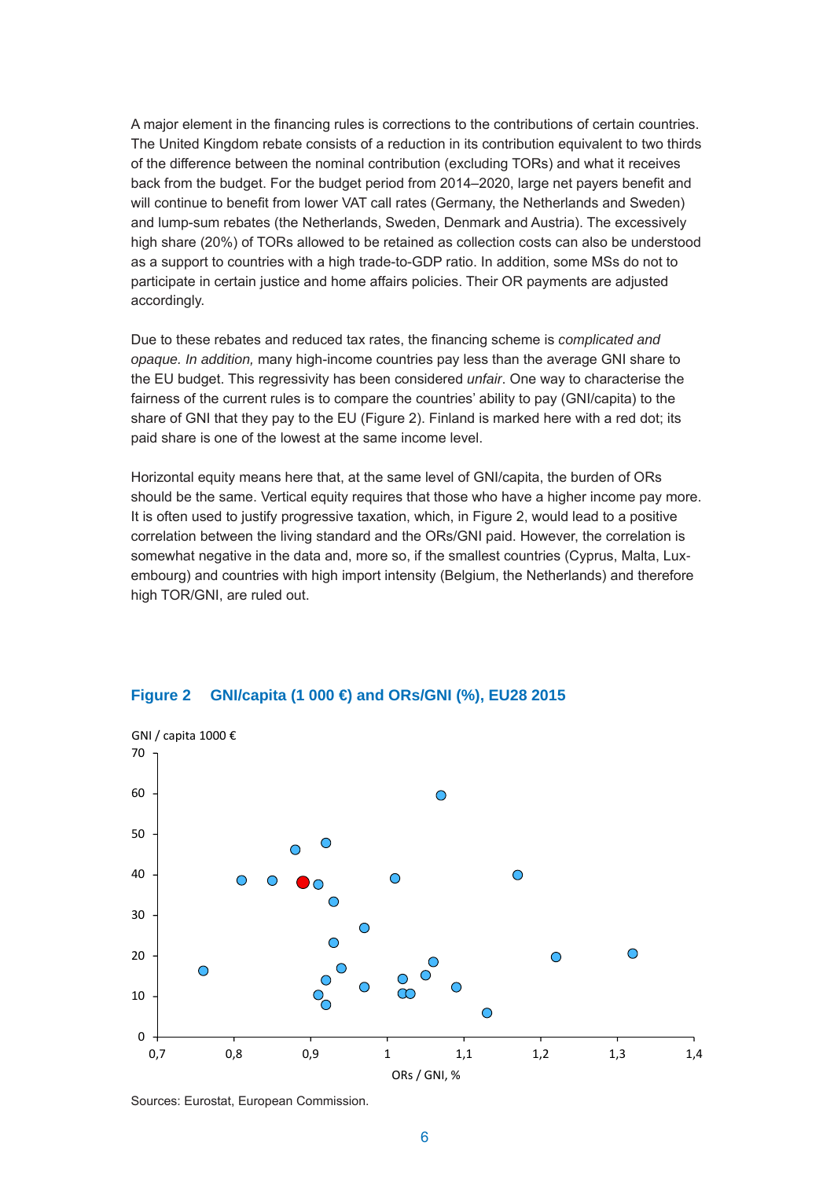A major element in the financing rules is corrections to the contributions of certain countries. The United Kingdom rebate consists of a reduction in its contribution equivalent to two thirds of the difference between the nominal contribution (excluding TORs) and what it receives back from the budget. For the budget period from 2014–2020, large net payers benefit and will continue to benefit from lower VAT call rates (Germany, the Netherlands and Sweden) and lump-sum rebates (the Netherlands, Sweden, Denmark and Austria). The excessively high share (20%) of TORs allowed to be retained as collection costs can also be understood as a support to countries with a high trade-to-GDP ratio. In addition, some MSs do not to participate in certain justice and home affairs policies. Their OR payments are adjusted accordingly.

Due to these rebates and reduced tax rates, the financing scheme is *complicated and opaque. In addition,* many high-income countries pay less than the average GNI share to the EU budget. This regressivity has been considered *unfair*. One way to characterise the fairness of the current rules is to compare the countries' ability to pay (GNI/capita) to the share of GNI that they pay to the EU (Figure 2). Finland is marked here with a red dot; its paid share is one of the lowest at the same income level.

Horizontal equity means here that, at the same level of GNI/capita, the burden of ORs should be the same. Vertical equity requires that those who have a higher income pay more. It is often used to justify progressive taxation, which, in Figure 2, would lead to a positive correlation between the living standard and the ORs/GNI paid. However, the correlation is somewhat negative in the data and, more so, if the smallest countries (Cyprus, Malta, Luxembourg) and countries with high import intensity (Belgium, the Netherlands) and therefore high TOR/GNI, are ruled out.

**Figure 2 GNI/capita (1 000 €) and ORs/GNI (%), EU28 2015**

Sources: Eurostat, European Commission.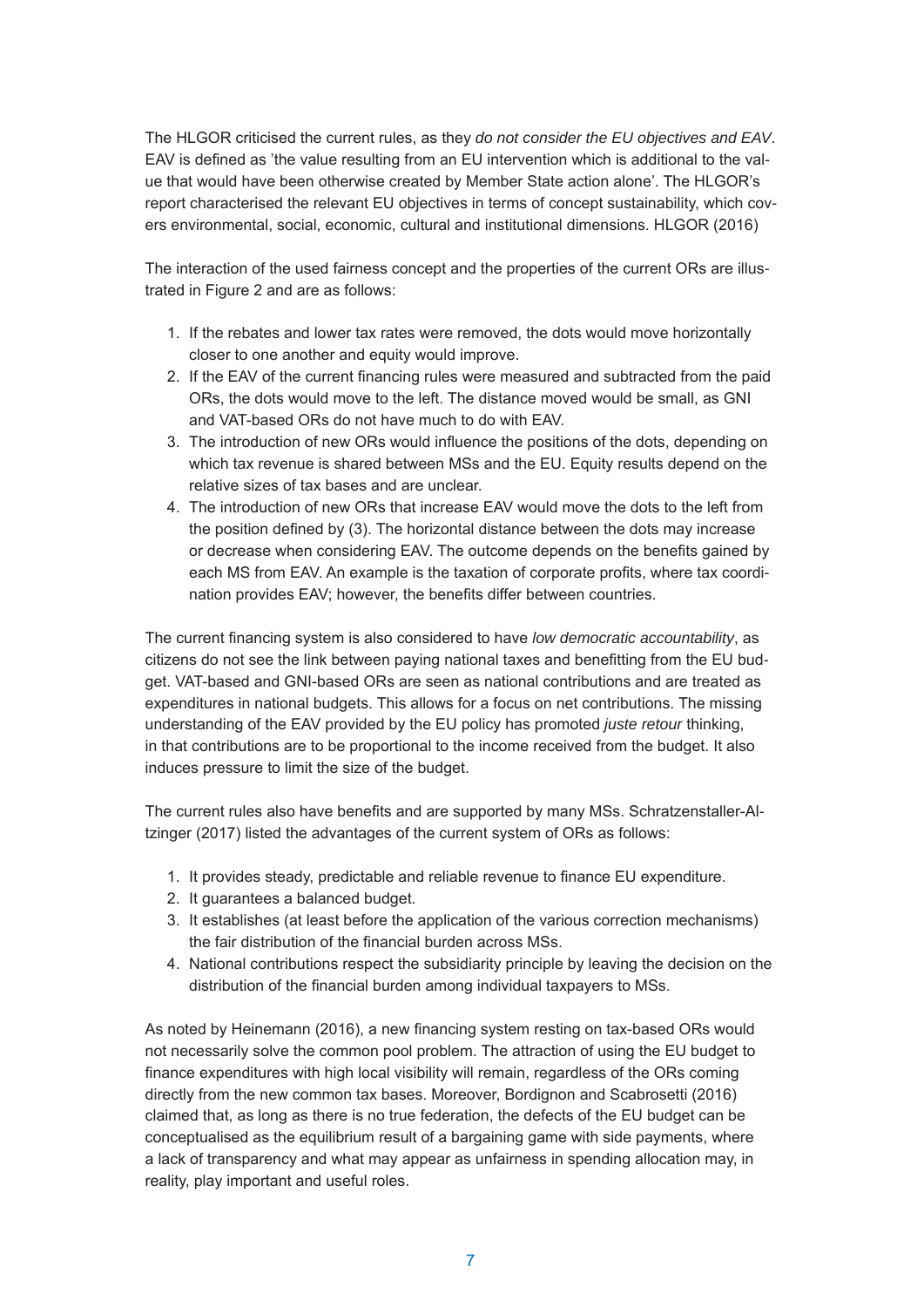The HLGOR criticised the current rules, as they *do not consider the EU objectives and EAV*. EAV is defined as 'the value resulting from an EU intervention which is additional to the value that would have been otherwise created by Member State action alone'. The HLGOR's report characterised the relevant EU objectives in terms of concept sustainability, which covers environmental, social, economic, cultural and institutional dimensions. HLGOR (2016)

The interaction of the used fairness concept and the properties of the current ORs are illustrated in Figure 2 and are as follows:

1. If the rebates and lower tax rates were removed, the dots would move horizontally closer to one another and equity would improve.
2. If the EAV of the current financing rules were measured and subtracted from the paid ORs, the dots would move to the left. The distance moved would be small, as GNI and VAT-based ORs do not have much to do with EAV.
3. The introduction of new ORs would influence the positions of the dots, depending on which tax revenue is shared between MSs and the EU. Equity results depend on the relative sizes of tax bases and are unclear.
4. The introduction of new ORs that increase EAV would move the dots to the left from the position defined by (3). The horizontal distance between the dots may increase or decrease when considering EAV. The outcome depends on the benefits gained by each MS from EAV. An example is the taxation of corporate profits, where tax coordination provides EAV; however, the benefits differ between countries.

The current financing system is also considered to have *low democratic accountability*, as citizens do not see the link between paying national taxes and benefitting from the EU budget. VAT-based and GNI-based ORs are seen as national contributions and are treated as expenditures in national budgets. This allows for a focus on net contributions. The missing understanding of the EAV provided by the EU policy has promoted *juste retour* thinking, in that contributions are to be proportional to the income received from the budget. It also induces pressure to limit the size of the budget.

The current rules also have benefits and are supported by many MSs. Schratzenstaller-Altzinger (2017) listed the advantages of the current system of ORs as follows:

1. It provides steady, predictable and reliable revenue to finance EU expenditure.
2. It guarantees a balanced budget.
3. It establishes (at least before the application of the various correction mechanisms) the fair distribution of the financial burden across MSs.
4. National contributions respect the subsidiarity principle by leaving the decision on the distribution of the financial burden among individual taxpayers to MSs.

As noted by Heinemann (2016), a new financing system resting on tax-based ORs would not necessarily solve the common pool problem. The attraction of using the EU budget to finance expenditures with high local visibility will remain, regardless of the ORs coming directly from the new common tax bases. Moreover, Bordignon and Scabrosetti (2016) claimed that, as long as there is no true federation, the defects of the EU budget can be conceptualised as the equilibrium result of a bargaining game with side payments, where a lack of transparency and what may appear as unfairness in spending allocation may, in reality, play important and useful roles.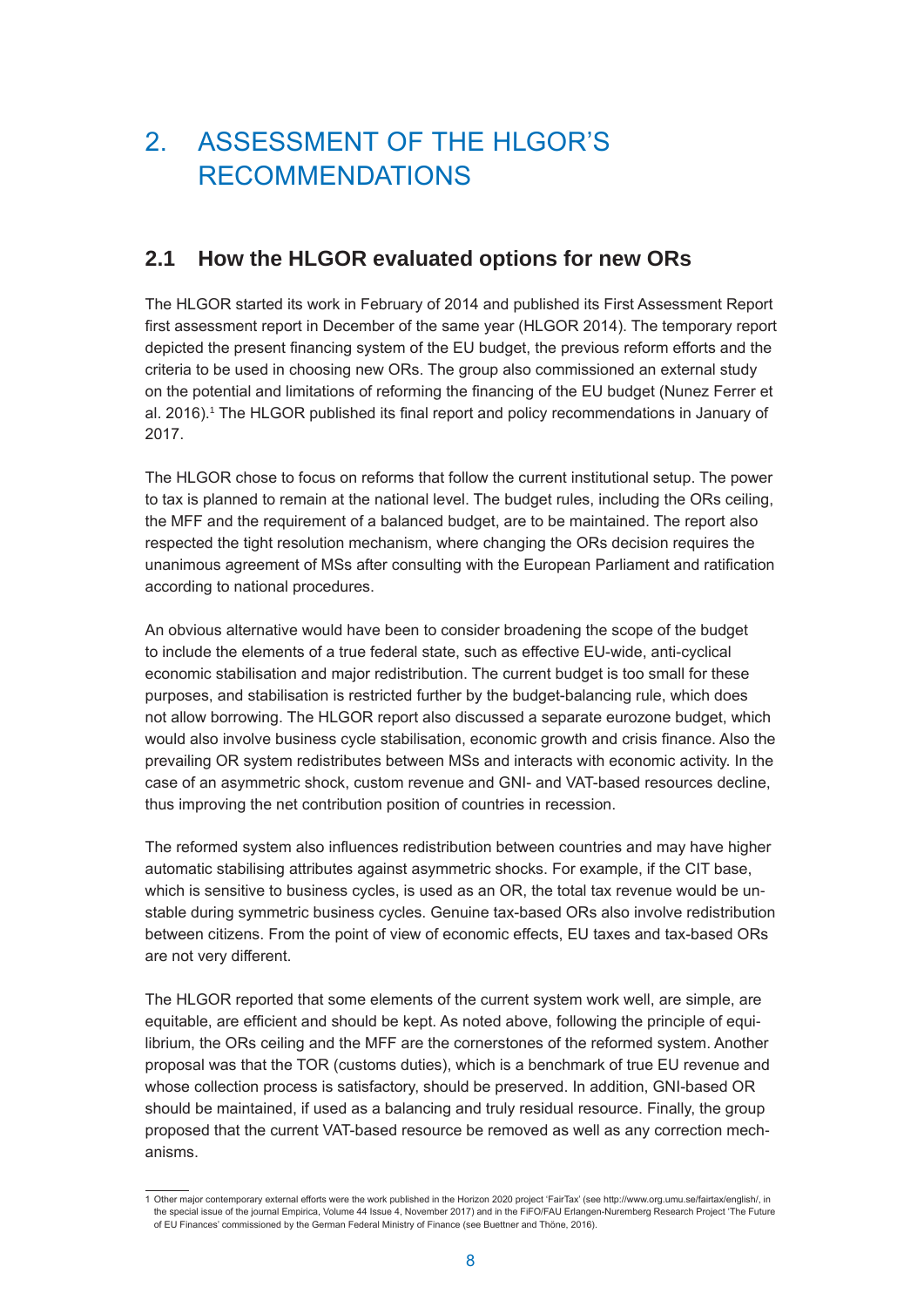# 2. ASSESSMENT OF THE HLGOR'S RECOMMENDATIONS

## 2.1 How the HLGOR evaluated options for new ORs

The HLGOR started its work in February of 2014 and published its First Assessment Report first assessment report in December of the same year (HLGOR 2014). The temporary report depicted the present financing system of the EU budget, the previous reform efforts and the criteria to be used in choosing new ORs. The group also commissioned an external study on the potential and limitations of reforming the financing of the EU budget (Nunez Ferrer et al. 2016).[1] The HLGOR published its final report and policy recommendations in January of 2017.

The HLGOR chose to focus on reforms that follow the current institutional setup. The power to tax is planned to remain at the national level. The budget rules, including the ORs ceiling, the MFF and the requirement of a balanced budget, are to be maintained. The report also respected the tight resolution mechanism, where changing the ORs decision requires the unanimous agreement of MSs after consulting with the European Parliament and ratification according to national procedures.

An obvious alternative would have been to consider broadening the scope of the budget to include the elements of a true federal state, such as effective EU-wide, anti-cyclical economic stabilisation and major redistribution. The current budget is too small for these purposes, and stabilisation is restricted further by the budget-balancing rule, which does not allow borrowing. The HLGOR report also discussed a separate eurozone budget, which would also involve business cycle stabilisation, economic growth and crisis finance. Also the prevailing OR system redistributes between MSs and interacts with economic activity. In the case of an asymmetric shock, custom revenue and GNI- and VAT-based resources decline, thus improving the net contribution position of countries in recession.

The reformed system also influences redistribution between countries and may have higher automatic stabilising attributes against asymmetric shocks. For example, if the CIT base, which is sensitive to business cycles, is used as an OR, the total tax revenue would be unstable during symmetric business cycles. Genuine tax-based ORs also involve redistribution between citizens. From the point of view of economic effects, EU taxes and tax-based ORs are not very different.

The HLGOR reported that some elements of the current system work well, are simple, are equitable, are efficient and should be kept. As noted above, following the principle of equilibrium, the ORs ceiling and the MFF are the cornerstones of the reformed system. Another proposal was that the TOR (customs duties), which is a benchmark of true EU revenue and whose collection process is satisfactory, should be preserved. In addition, GNI-based OR should be maintained, if used as a balancing and truly residual resource. Finally, the group proposed that the current VAT-based resource be removed as well as any correction mechanisms.

---

1 Other major contemporary external efforts were the work published in the Horizon 2020 project 'FairTax' (see http://www.org.umu.se/fairtax/english/, in the special issue of the journal Empirica, Volume 44 Issue 4, November 2017) and in the FiFO/FAU Erlangen-Nuremberg Research Project 'The Future of EU Finances' commissioned by the German Federal Ministry of Finance (see Buettner and Thöne, 2016).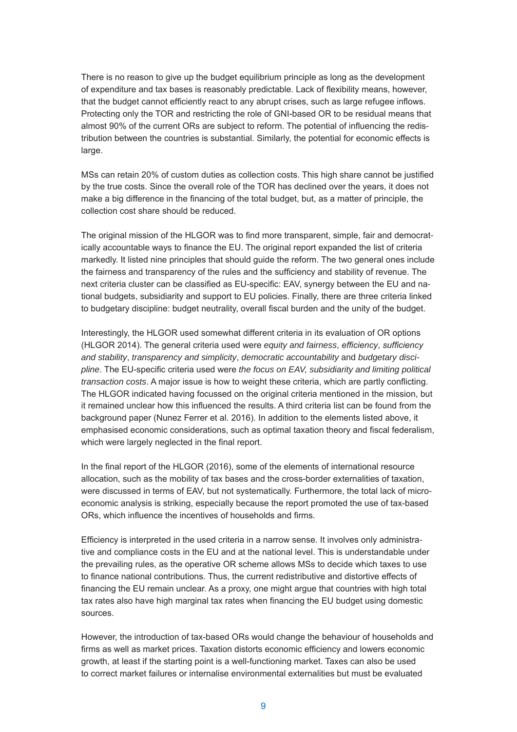There is no reason to give up the budget equilibrium principle as long as the development of expenditure and tax bases is reasonably predictable. Lack of flexibility means, however, that the budget cannot efficiently react to any abrupt crises, such as large refugee inflows. Protecting only the TOR and restricting the role of GNI-based OR to be residual means that almost 90% of the current ORs are subject to reform. The potential of influencing the redistribution between the countries is substantial. Similarly, the potential for economic effects is large.

MSs can retain 20% of custom duties as collection costs. This high share cannot be justified by the true costs. Since the overall role of the TOR has declined over the years, it does not make a big difference in the financing of the total budget, but, as a matter of principle, the collection cost share should be reduced.

The original mission of the HLGOR was to find more transparent, simple, fair and democratically accountable ways to finance the EU. The original report expanded the list of criteria markedly. It listed nine principles that should guide the reform. The two general ones include the fairness and transparency of the rules and the sufficiency and stability of revenue. The next criteria cluster can be classified as EU-specific: EAV, synergy between the EU and national budgets, subsidiarity and support to EU policies. Finally, there are three criteria linked to budgetary discipline: budget neutrality, overall fiscal burden and the unity of the budget.

Interestingly, the HLGOR used somewhat different criteria in its evaluation of OR options (HLGOR 2014). The general criteria used were *equity and fairness*, *efficiency*, *sufficiency and stability*, *transparency and simplicity*, *democratic accountability* and *budgetary discipline*. The EU-specific criteria used were *the focus on EAV, subsidiarity and limiting political transaction costs*. A major issue is how to weight these criteria, which are partly conflicting. The HLGOR indicated having focussed on the original criteria mentioned in the mission, but it remained unclear how this influenced the results. A third criteria list can be found from the background paper (Nunez Ferrer et al. 2016). In addition to the elements listed above, it emphasised economic considerations, such as optimal taxation theory and fiscal federalism, which were largely neglected in the final report.

In the final report of the HLGOR (2016), some of the elements of international resource allocation, such as the mobility of tax bases and the cross-border externalities of taxation, were discussed in terms of EAV, but not systematically. Furthermore, the total lack of microeconomic analysis is striking, especially because the report promoted the use of tax-based ORs, which influence the incentives of households and firms.

Efficiency is interpreted in the used criteria in a narrow sense. It involves only administrative and compliance costs in the EU and at the national level. This is understandable under the prevailing rules, as the operative OR scheme allows MSs to decide which taxes to use to finance national contributions. Thus, the current redistributive and distortive effects of financing the EU remain unclear. As a proxy, one might argue that countries with high total tax rates also have high marginal tax rates when financing the EU budget using domestic sources.

However, the introduction of tax-based ORs would change the behaviour of households and firms as well as market prices. Taxation distorts economic efficiency and lowers economic growth, at least if the starting point is a well-functioning market. Taxes can also be used to correct market failures or internalise environmental externalities but must be evaluated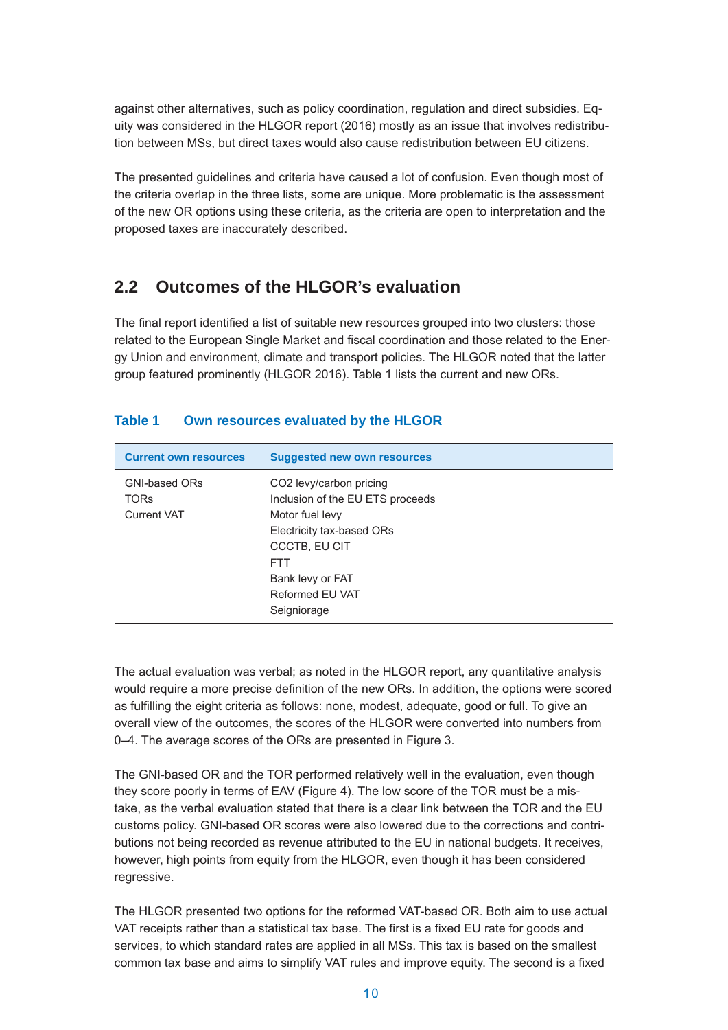against other alternatives, such as policy coordination, regulation and direct subsidies. Equity was considered in the HLGOR report (2016) mostly as an issue that involves redistribution between MSs, but direct taxes would also cause redistribution between EU citizens.

The presented guidelines and criteria have caused a lot of confusion. Even though most of the criteria overlap in the three lists, some are unique. More problematic is the assessment of the new OR options using these criteria, as the criteria are open to interpretation and the proposed taxes are inaccurately described.

## 2.2 Outcomes of the HLGOR's evaluation

The final report identified a list of suitable new resources grouped into two clusters: those related to the European Single Market and fiscal coordination and those related to the Energy Union and environment, climate and transport policies. The HLGOR noted that the latter group featured prominently (HLGOR 2016). Table 1 lists the current and new ORs.

**Table 1 Own resources evaluated by the HLGOR**

| Current own resources | Suggested new own resources |
|---|---|
| GNI-based ORs<br>TORs<br>Current VAT | $CO_2$ levy/carbon pricing<br>Inclusion of the EU ETS proceeds<br>Motor fuel levy<br>Electricity tax-based ORs<br>CCCTB, EU CIT<br>FTT<br>Bank levy or FAT<br>Reformed EU VAT<br>Seigniorage |

The actual evaluation was verbal; as noted in the HLGOR report, any quantitative analysis would require a more precise definition of the new ORs. In addition, the options were scored as fulfilling the eight criteria as follows: none, modest, adequate, good or full. To give an overall view of the outcomes, the scores of the HLGOR were converted into numbers from 0–4. The average scores of the ORs are presented in Figure 3.

The GNI-based OR and the TOR performed relatively well in the evaluation, even though they score poorly in terms of EAV (Figure 4). The low score of the TOR must be a mistake, as the verbal evaluation stated that there is a clear link between the TOR and the EU customs policy. GNI-based OR scores were also lowered due to the corrections and contributions not being recorded as revenue attributed to the EU in national budgets. It receives, however, high points from equity from the HLGOR, even though it has been considered regressive.

The HLGOR presented two options for the reformed VAT-based OR. Both aim to use actual VAT receipts rather than a statistical tax base. The first is a fixed EU rate for goods and services, to which standard rates are applied in all MSs. This tax is based on the smallest common tax base and aims to simplify VAT rules and improve equity. The second is a fixed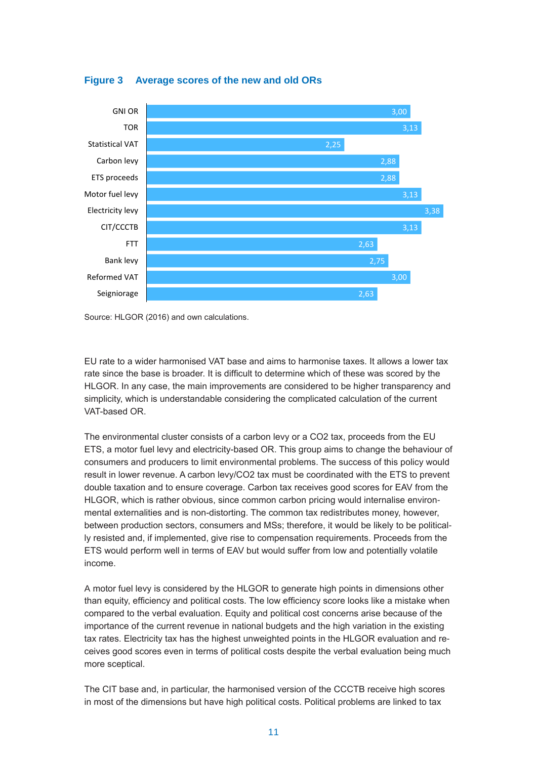**Figure 3 Average scores of the new and old ORs**

| | Score |
|---|---|
| GNI OR | 3,00 |
| TOR | 3,13 |
| Statistical VAT | 2,25 |
| Carbon levy | 2,88 |
| ETS proceeds | 2,88 |
| Motor fuel levy | 3,13 |
| Electricity levy | 3,38 |
| CIT/CCCTB | 3,13 |
| FTT | 2,63 |
| Bank levy | 2,75 |
| Reformed VAT | 3,00 |
| Seigniorage | 2,63 |

Source: HLGOR (2016) and own calculations.

EU rate to a wider harmonised VAT base and aims to harmonise taxes. It allows a lower tax rate since the base is broader. It is difficult to determine which of these was scored by the HLGOR. In any case, the main improvements are considered to be higher transparency and simplicity, which is understandable considering the complicated calculation of the current VAT-based OR.

The environmental cluster consists of a carbon levy or a CO2 tax, proceeds from the EU ETS, a motor fuel levy and electricity-based OR. This group aims to change the behaviour of consumers and producers to limit environmental problems. The success of this policy would result in lower revenue. A carbon levy/CO2 tax must be coordinated with the ETS to prevent double taxation and to ensure coverage. Carbon tax receives good scores for EAV from the HLGOR, which is rather obvious, since common carbon pricing would internalise environmental externalities and is non-distorting. The common tax redistributes money, however, between production sectors, consumers and MSs; therefore, it would be likely to be politically resisted and, if implemented, give rise to compensation requirements. Proceeds from the ETS would perform well in terms of EAV but would suffer from low and potentially volatile income.

A motor fuel levy is considered by the HLGOR to generate high points in dimensions other than equity, efficiency and political costs. The low efficiency score looks like a mistake when compared to the verbal evaluation. Equity and political cost concerns arise because of the importance of the current revenue in national budgets and the high variation in the existing tax rates. Electricity tax has the highest unweighted points in the HLGOR evaluation and receives good scores even in terms of political costs despite the verbal evaluation being much more sceptical.

The CIT base and, in particular, the harmonised version of the CCCTB receive high scores in most of the dimensions but have high political costs. Political problems are linked to tax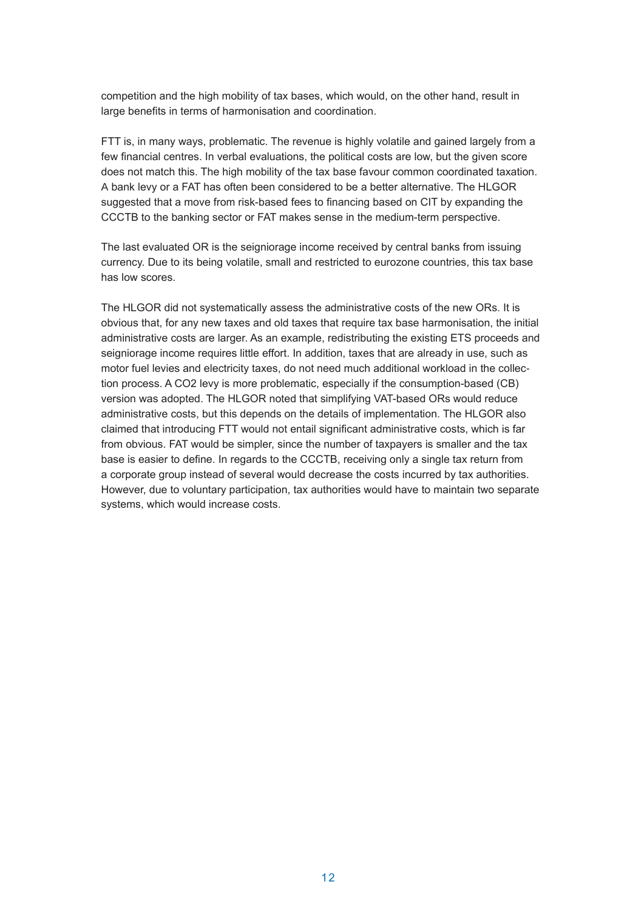competition and the high mobility of tax bases, which would, on the other hand, result in large benefits in terms of harmonisation and coordination.

FTT is, in many ways, problematic. The revenue is highly volatile and gained largely from a few financial centres. In verbal evaluations, the political costs are low, but the given score does not match this. The high mobility of the tax base favour common coordinated taxation. A bank levy or a FAT has often been considered to be a better alternative. The HLGOR suggested that a move from risk-based fees to financing based on CIT by expanding the CCCTB to the banking sector or FAT makes sense in the medium-term perspective.

The last evaluated OR is the seigniorage income received by central banks from issuing currency. Due to its being volatile, small and restricted to eurozone countries, this tax base has low scores.

The HLGOR did not systematically assess the administrative costs of the new ORs. It is obvious that, for any new taxes and old taxes that require tax base harmonisation, the initial administrative costs are larger. As an example, redistributing the existing ETS proceeds and seigniorage income requires little effort. In addition, taxes that are already in use, such as motor fuel levies and electricity taxes, do not need much additional workload in the collection process. A $CO_2$ levy is more problematic, especially if the consumption-based (CB) version was adopted. The HLGOR noted that simplifying VAT-based ORs would reduce administrative costs, but this depends on the details of implementation. The HLGOR also claimed that introducing FTT would not entail significant administrative costs, which is far from obvious. FAT would be simpler, since the number of taxpayers is smaller and the tax base is easier to define. In regards to the CCCTB, receiving only a single tax return from a corporate group instead of several would decrease the costs incurred by tax authorities. However, due to voluntary participation, tax authorities would have to maintain two separate systems, which would increase costs.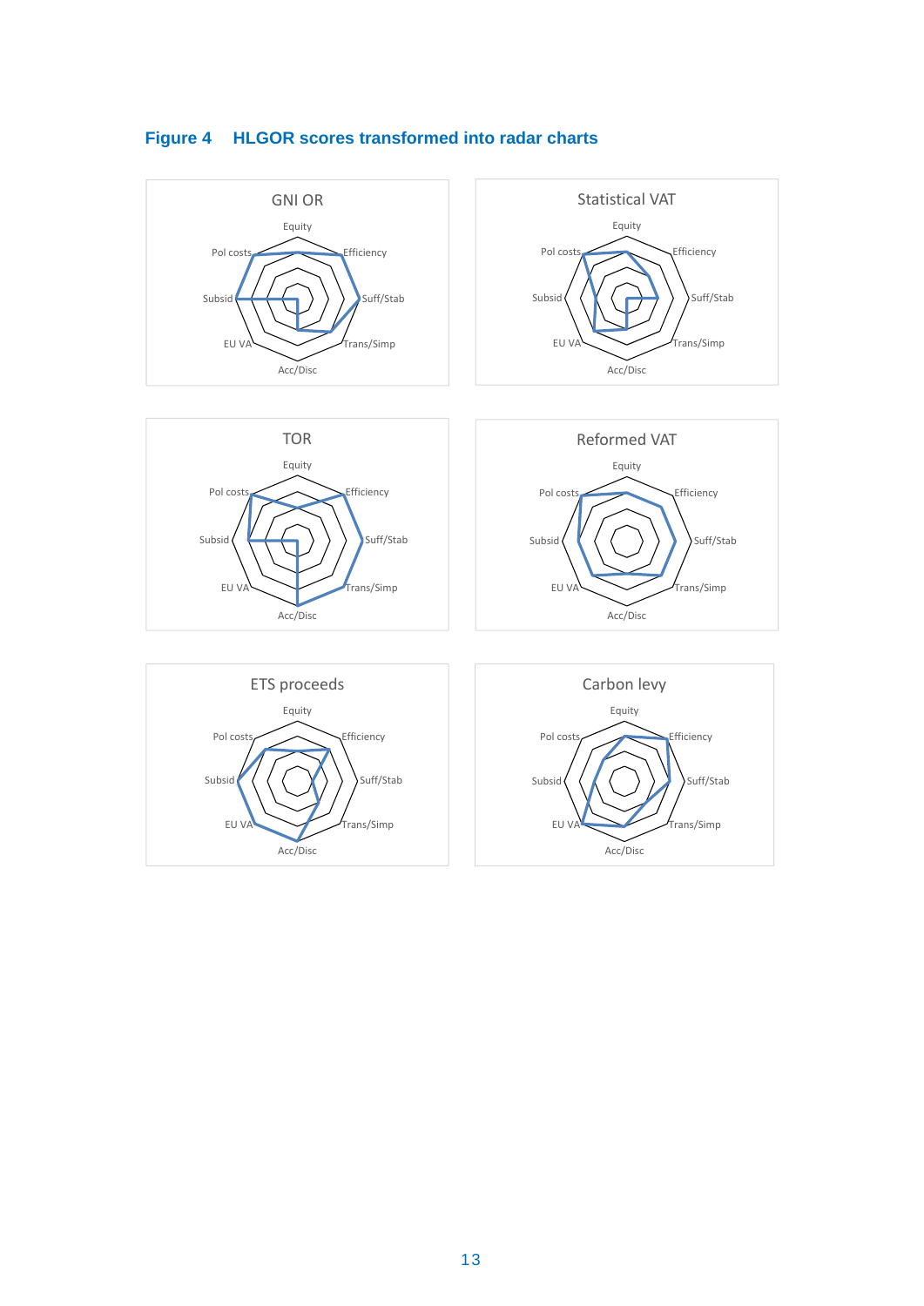**Figure 4 HLGOR scores transformed into radar charts**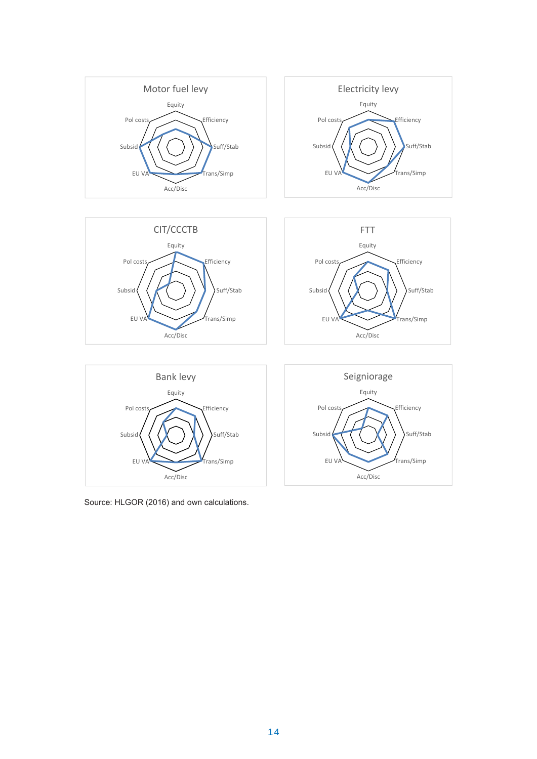Motor fuel levy

Equity, Efficiency, Suff/Stab, Trans/Simp, Acc/Disc, EU VA, Subsid, Pol costs

Electricity levy

Equity, Efficiency, Suff/Stab, Trans/Simp, Acc/Disc, EU VA, Subsid, Pol costs

CIT/CCCTB

Equity, Efficiency, Suff/Stab, Trans/Simp, Acc/Disc, EU VA, Subsid, Pol costs

FTT

Equity, Efficiency, Suff/Stab, Trans/Simp, Acc/Disc, EU VA, Subsid, Pol costs

Bank levy

Equity, Efficiency, Suff/Stab, Trans/Simp, Acc/Disc, EU VA, Subsid, Pol costs

Seigniorage

Equity, Efficiency, Suff/Stab, Trans/Simp, Acc/Disc, EU VA, Subsid, Pol costs

Source: HLGOR (2016) and own calculations.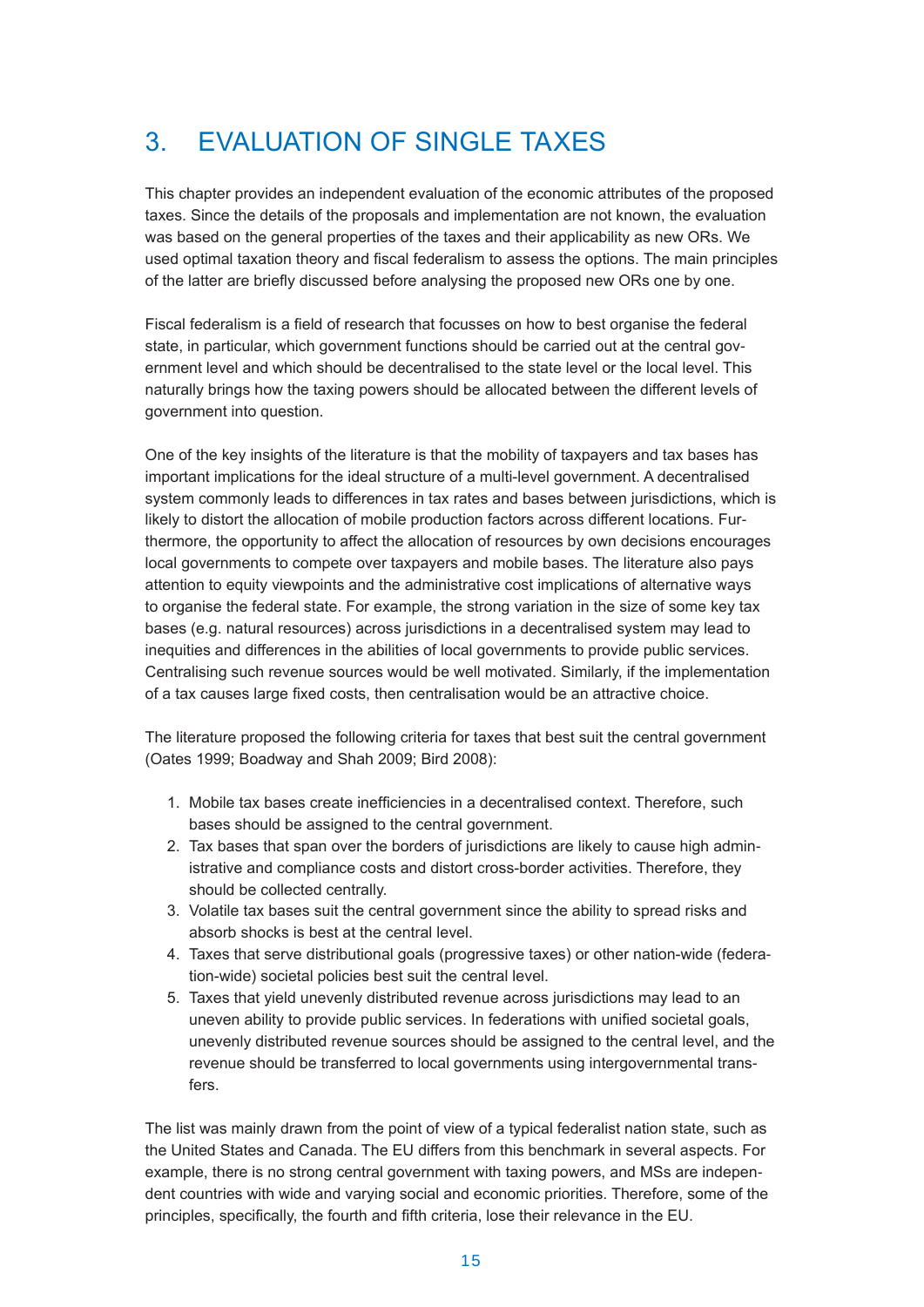# 3. EVALUATION OF SINGLE TAXES

This chapter provides an independent evaluation of the economic attributes of the proposed taxes. Since the details of the proposals and implementation are not known, the evaluation was based on the general properties of the taxes and their applicability as new ORs. We used optimal taxation theory and fiscal federalism to assess the options. The main principles of the latter are briefly discussed before analysing the proposed new ORs one by one.

Fiscal federalism is a field of research that focusses on how to best organise the federal state, in particular, which government functions should be carried out at the central government level and which should be decentralised to the state level or the local level. This naturally brings how the taxing powers should be allocated between the different levels of government into question.

One of the key insights of the literature is that the mobility of taxpayers and tax bases has important implications for the ideal structure of a multi-level government. A decentralised system commonly leads to differences in tax rates and bases between jurisdictions, which is likely to distort the allocation of mobile production factors across different locations. Furthermore, the opportunity to affect the allocation of resources by own decisions encourages local governments to compete over taxpayers and mobile bases. The literature also pays attention to equity viewpoints and the administrative cost implications of alternative ways to organise the federal state. For example, the strong variation in the size of some key tax bases (e.g. natural resources) across jurisdictions in a decentralised system may lead to inequities and differences in the abilities of local governments to provide public services. Centralising such revenue sources would be well motivated. Similarly, if the implementation of a tax causes large fixed costs, then centralisation would be an attractive choice.

The literature proposed the following criteria for taxes that best suit the central government (Oates 1999; Boadway and Shah 2009; Bird 2008):

1. Mobile tax bases create inefficiencies in a decentralised context. Therefore, such bases should be assigned to the central government.
2. Tax bases that span over the borders of jurisdictions are likely to cause high administrative and compliance costs and distort cross-border activities. Therefore, they should be collected centrally.
3. Volatile tax bases suit the central government since the ability to spread risks and absorb shocks is best at the central level.
4. Taxes that serve distributional goals (progressive taxes) or other nation-wide (federation-wide) societal policies best suit the central level.
5. Taxes that yield unevenly distributed revenue across jurisdictions may lead to an uneven ability to provide public services. In federations with unified societal goals, unevenly distributed revenue sources should be assigned to the central level, and the revenue should be transferred to local governments using intergovernmental transfers.

The list was mainly drawn from the point of view of a typical federalist nation state, such as the United States and Canada. The EU differs from this benchmark in several aspects. For example, there is no strong central government with taxing powers, and MSs are independent countries with wide and varying social and economic priorities. Therefore, some of the principles, specifically, the fourth and fifth criteria, lose their relevance in the EU.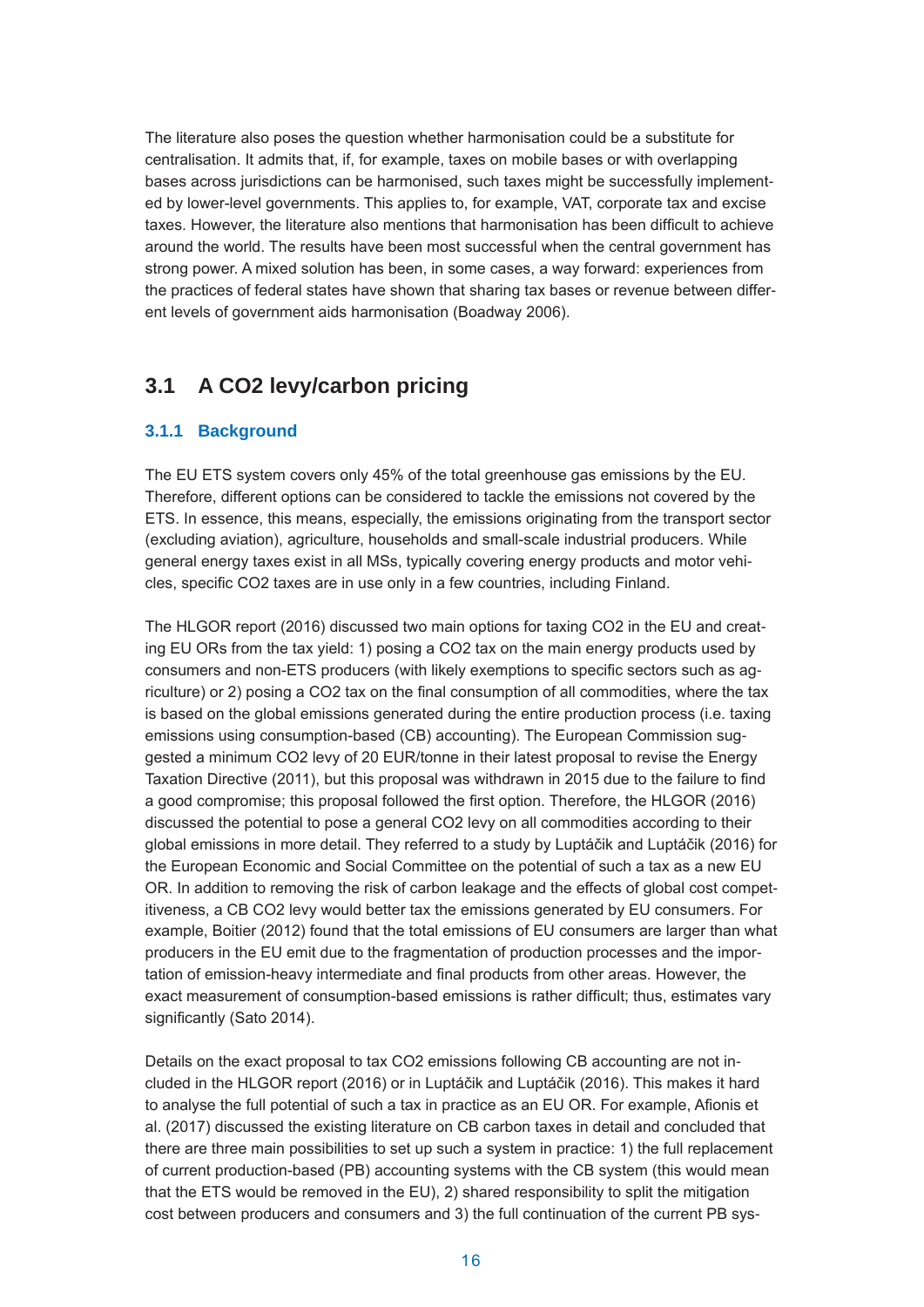The literature also poses the question whether harmonisation could be a substitute for centralisation. It admits that, if, for example, taxes on mobile bases or with overlapping bases across jurisdictions can be harmonised, such taxes might be successfully implemented by lower-level governments. This applies to, for example, VAT, corporate tax and excise taxes. However, the literature also mentions that harmonisation has been difficult to achieve around the world. The results have been most successful when the central government has strong power. A mixed solution has been, in some cases, a way forward: experiences from the practices of federal states have shown that sharing tax bases or revenue between different levels of government aids harmonisation (Boadway 2006).

## 3.1 A $CO_2$ levy/carbon pricing

### 3.1.1 Background

The EU ETS system covers only 45% of the total greenhouse gas emissions by the EU. Therefore, different options can be considered to tackle the emissions not covered by the ETS. In essence, this means, especially, the emissions originating from the transport sector (excluding aviation), agriculture, households and small-scale industrial producers. While general energy taxes exist in all MSs, typically covering energy products and motor vehicles, specific $CO_2$ taxes are in use only in a few countries, including Finland.

The HLGOR report (2016) discussed two main options for taxing $CO_2$ in the EU and creating EU ORs from the tax yield: 1) posing a $CO_2$ tax on the main energy products used by consumers and non-ETS producers (with likely exemptions to specific sectors such as agriculture) or 2) posing a $CO_2$ tax on the final consumption of all commodities, where the tax is based on the global emissions generated during the entire production process (i.e. taxing emissions using consumption-based (CB) accounting). The European Commission suggested a minimum $CO_2$ levy of 20 EUR/tonne in their latest proposal to revise the Energy Taxation Directive (2011), but this proposal was withdrawn in 2015 due to the failure to find a good compromise; this proposal followed the first option. Therefore, the HLGOR (2016) discussed the potential to pose a general $CO_2$ levy on all commodities according to their global emissions in more detail. They referred to a study by Luptáčik and Luptáčik (2016) for the European Economic and Social Committee on the potential of such a tax as a new EU OR. In addition to removing the risk of carbon leakage and the effects of global cost competitiveness, a CB $CO_2$ levy would better tax the emissions generated by EU consumers. For example, Boitier (2012) found that the total emissions of EU consumers are larger than what producers in the EU emit due to the fragmentation of production processes and the importation of emission-heavy intermediate and final products from other areas. However, the exact measurement of consumption-based emissions is rather difficult; thus, estimates vary significantly (Sato 2014).

Details on the exact proposal to tax $CO_2$ emissions following CB accounting are not included in the HLGOR report (2016) or in Luptáčik and Luptáčik (2016). This makes it hard to analyse the full potential of such a tax in practice as an EU OR. For example, Afionis et al. (2017) discussed the existing literature on CB carbon taxes in detail and concluded that there are three main possibilities to set up such a system in practice: 1) the full replacement of current production-based (PB) accounting systems with the CB system (this would mean that the ETS would be removed in the EU), 2) shared responsibility to split the mitigation cost between producers and consumers and 3) the full continuation of the current PB sys-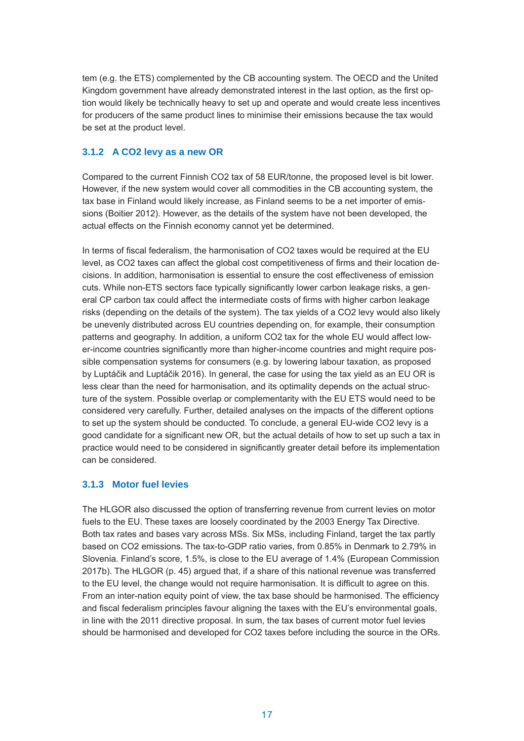tem (e.g. the ETS) complemented by the CB accounting system. The OECD and the United Kingdom government have already demonstrated interest in the last option, as the first option would likely be technically heavy to set up and operate and would create less incentives for producers of the same product lines to minimise their emissions because the tax would be set at the product level.

### 3.1.2 A CO2 levy as a new OR

Compared to the current Finnish CO2 tax of 58 EUR/tonne, the proposed level is bit lower. However, if the new system would cover all commodities in the CB accounting system, the tax base in Finland would likely increase, as Finland seems to be a net importer of emissions (Boitier 2012). However, as the details of the system have not been developed, the actual effects on the Finnish economy cannot yet be determined.

In terms of fiscal federalism, the harmonisation of CO2 taxes would be required at the EU level, as CO2 taxes can affect the global cost competitiveness of firms and their location decisions. In addition, harmonisation is essential to ensure the cost effectiveness of emission cuts. While non-ETS sectors face typically significantly lower carbon leakage risks, a general CP carbon tax could affect the intermediate costs of firms with higher carbon leakage risks (depending on the details of the system). The tax yields of a CO2 levy would also likely be unevenly distributed across EU countries depending on, for example, their consumption patterns and geography. In addition, a uniform CO2 tax for the whole EU would affect lower-income countries significantly more than higher-income countries and might require possible compensation systems for consumers (e.g. by lowering labour taxation, as proposed by Luptáčik and Luptáčik 2016). In general, the case for using the tax yield as an EU OR is less clear than the need for harmonisation, and its optimality depends on the actual structure of the system. Possible overlap or complementarity with the EU ETS would need to be considered very carefully. Further, detailed analyses on the impacts of the different options to set up the system should be conducted. To conclude, a general EU-wide CO2 levy is a good candidate for a significant new OR, but the actual details of how to set up such a tax in practice would need to be considered in significantly greater detail before its implementation can be considered.

### 3.1.3 Motor fuel levies

The HLGOR also discussed the option of transferring revenue from current levies on motor fuels to the EU. These taxes are loosely coordinated by the 2003 Energy Tax Directive. Both tax rates and bases vary across MSs. Six MSs, including Finland, target the tax partly based on CO2 emissions. The tax-to-GDP ratio varies, from 0.85% in Denmark to 2.79% in Slovenia. Finland's score, 1.5%, is close to the EU average of 1.4% (European Commission 2017b). The HLGOR (p. 45) argued that, if a share of this national revenue was transferred to the EU level, the change would not require harmonisation. It is difficult to agree on this. From an inter-nation equity point of view, the tax base should be harmonised. The efficiency and fiscal federalism principles favour aligning the taxes with the EU's environmental goals, in line with the 2011 directive proposal. In sum, the tax bases of current motor fuel levies should be harmonised and developed for CO2 taxes before including the source in the ORs.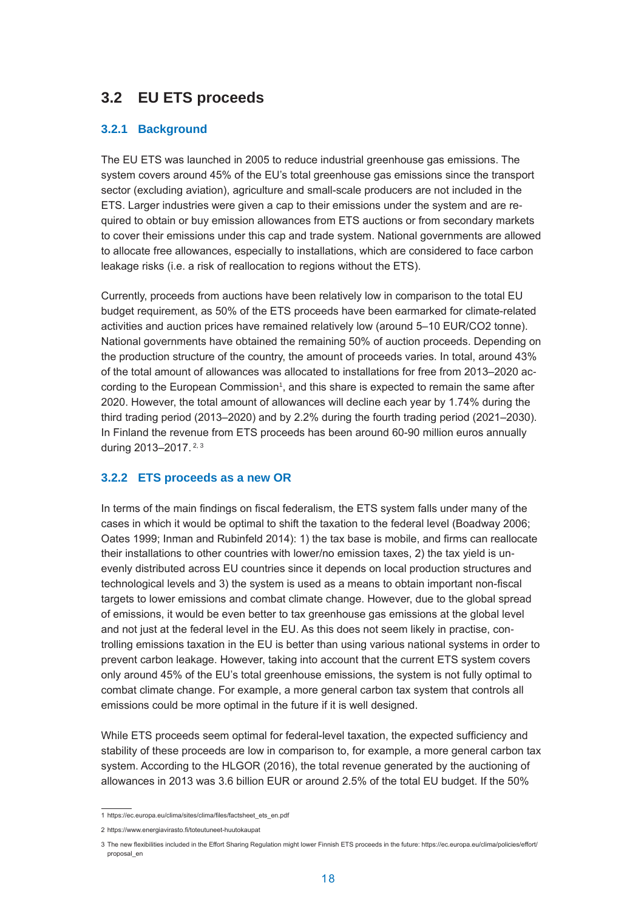## 3.2 EU ETS proceeds

### 3.2.1 Background

The EU ETS was launched in 2005 to reduce industrial greenhouse gas emissions. The system covers around 45% of the EU's total greenhouse gas emissions since the transport sector (excluding aviation), agriculture and small-scale producers are not included in the ETS. Larger industries were given a cap to their emissions under the system and are required to obtain or buy emission allowances from ETS auctions or from secondary markets to cover their emissions under this cap and trade system. National governments are allowed to allocate free allowances, especially to installations, which are considered to face carbon leakage risks (i.e. a risk of reallocation to regions without the ETS).

Currently, proceeds from auctions have been relatively low in comparison to the total EU budget requirement, as 50% of the ETS proceeds have been earmarked for climate-related activities and auction prices have remained relatively low (around 5–10 EUR/CO2 tonne). National governments have obtained the remaining 50% of auction proceeds. Depending on the production structure of the country, the amount of proceeds varies. In total, around 43% of the total amount of allowances was allocated to installations for free from 2013–2020 according to the European Commission[1], and this share is expected to remain the same after 2020. However, the total amount of allowances will decline each year by 1.74% during the third trading period (2013–2020) and by 2.2% during the fourth trading period (2021–2030). In Finland the revenue from ETS proceeds has been around 60-90 million euros annually during 2013–2017.[2, 3]

### 3.2.2 ETS proceeds as a new OR

In terms of the main findings on fiscal federalism, the ETS system falls under many of the cases in which it would be optimal to shift the taxation to the federal level (Boadway 2006; Oates 1999; Inman and Rubinfeld 2014): 1) the tax base is mobile, and firms can reallocate their installations to other countries with lower/no emission taxes, 2) the tax yield is unevenly distributed across EU countries since it depends on local production structures and technological levels and 3) the system is used as a means to obtain important non-fiscal targets to lower emissions and combat climate change. However, due to the global spread of emissions, it would be even better to tax greenhouse gas emissions at the global level and not just at the federal level in the EU. As this does not seem likely in practise, controlling emissions taxation in the EU is better than using various national systems in order to prevent carbon leakage. However, taking into account that the current ETS system covers only around 45% of the EU's total greenhouse emissions, the system is not fully optimal to combat climate change. For example, a more general carbon tax system that controls all emissions could be more optimal in the future if it is well designed.

While ETS proceeds seem optimal for federal-level taxation, the expected sufficiency and stability of these proceeds are low in comparison to, for example, a more general carbon tax system. According to the HLGOR (2016), the total revenue generated by the auctioning of allowances in 2013 was 3.6 billion EUR or around 2.5% of the total EU budget. If the 50%

---

1 https://ec.europa.eu/clima/sites/clima/files/factsheet_ets_en.pdf

2 https://www.energiavirasto.fi/toteutuneet-huutokaupat

3 The new flexibilities included in the Effort Sharing Regulation might lower Finnish ETS proceeds in the future: https://ec.europa.eu/clima/policies/effort/proposal_en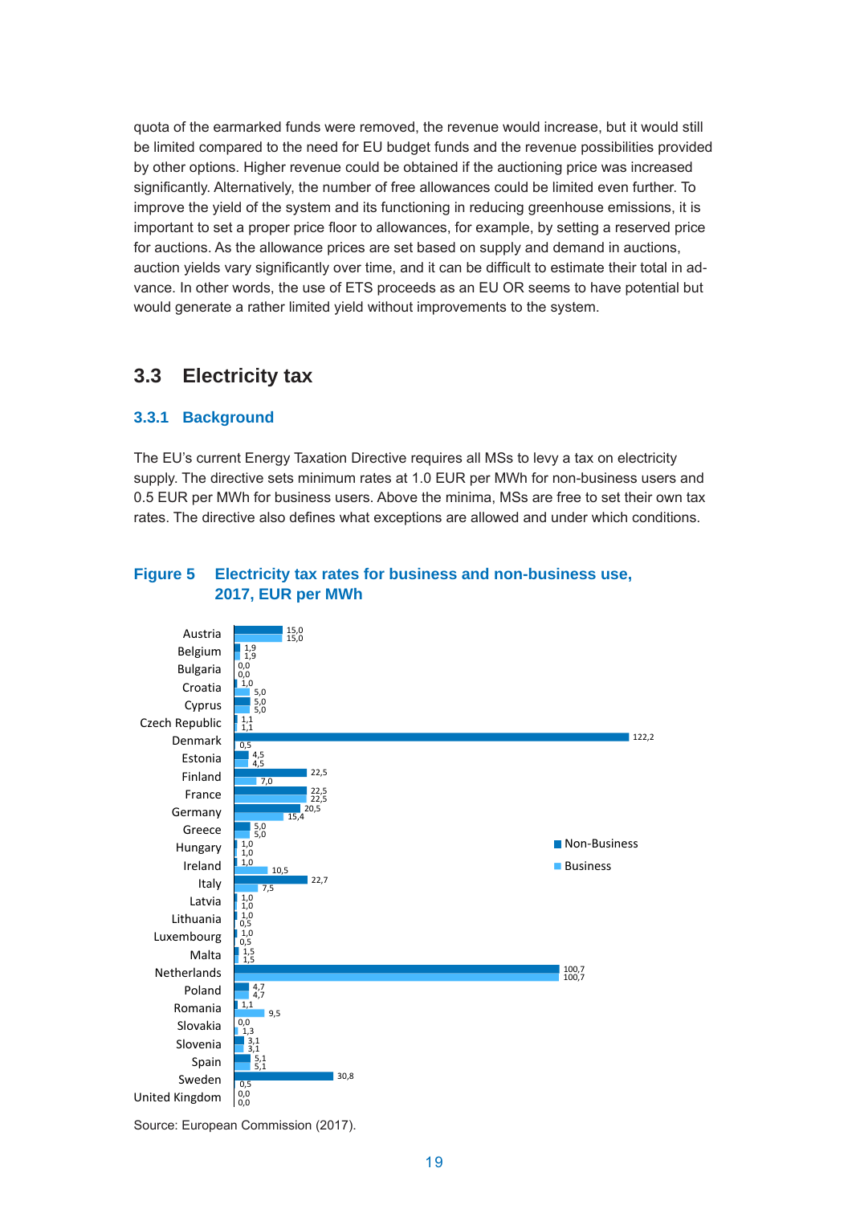quota of the earmarked funds were removed, the revenue would increase, but it would still be limited compared to the need for EU budget funds and the revenue possibilities provided by other options. Higher revenue could be obtained if the auctioning price was increased significantly. Alternatively, the number of free allowances could be limited even further. To improve the yield of the system and its functioning in reducing greenhouse emissions, it is important to set a proper price floor to allowances, for example, by setting a reserved price for auctions. As the allowance prices are set based on supply and demand in auctions, auction yields vary significantly over time, and it can be difficult to estimate their total in advance. In other words, the use of ETS proceeds as an EU OR seems to have potential but would generate a rather limited yield without improvements to the system.

## 3.3 Electricity tax

### 3.3.1 Background

The EU's current Energy Taxation Directive requires all MSs to levy a tax on electricity supply. The directive sets minimum rates at 1.0 EUR per MWh for non-business users and 0.5 EUR per MWh for business users. Above the minima, MSs are free to set their own tax rates. The directive also defines what exceptions are allowed and under which conditions.

**Figure 5 Electricity tax rates for business and non-business use, 2017, EUR per MWh**

| Country | Non-Business | Business |
|---|---|---|
| Austria | 15,0 | 15,0 |
| Belgium | 1,9 | 1,9 |
| Bulgaria | 0,0 | 0,0 |
| Croatia | 1,0 | 5,0 |
| Cyprus | 5,0 | 5,0 |
| Czech Republic | 1,1 | 1,1 |
| Denmark | 122,2 | 0,5 |
| Estonia | 4,5 | 4,5 |
| Finland | 22,5 | 7,0 |
| France | 22,5 | 22,5 |
| Germany | 20,5 | 15,4 |
| Greece | 5,0 | 5,0 |
| Hungary | 1,0 | 1,0 |
| Ireland | 1,0 | 10,5 |
| Italy | 22,7 | 7,5 |
| Latvia | 1,0 | 1,0 |
| Lithuania | 1,0 | 0,5 |
| Luxembourg | 1,0 | 0,5 |
| Malta | 1,5 | 1,5 |
| Netherlands | 100,7 | 100,7 |
| Poland | 4,7 | 4,7 |
| Romania | 1,1 | 9,5 |
| Slovakia | 0,0 | 1,3 |
| Slovenia | 3,1 | 3,1 |
| Spain | 5,1 | 5,1 |
| Sweden | 30,8 | 0,5 |
| United Kingdom | 0,0 | 0,0 |

Source: European Commission (2017).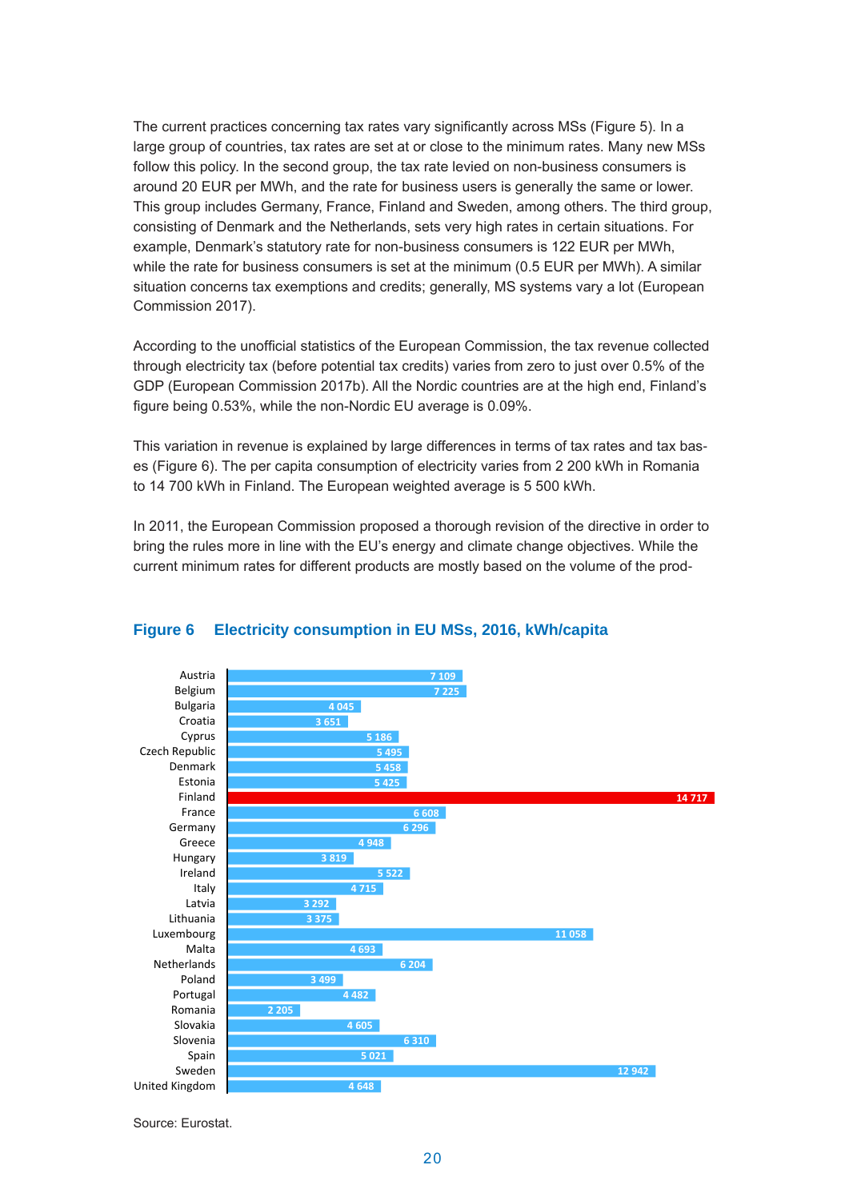The current practices concerning tax rates vary significantly across MSs (Figure 5). In a large group of countries, tax rates are set at or close to the minimum rates. Many new MSs follow this policy. In the second group, the tax rate levied on non-business consumers is around 20 EUR per MWh, and the rate for business users is generally the same or lower. This group includes Germany, France, Finland and Sweden, among others. The third group, consisting of Denmark and the Netherlands, sets very high rates in certain situations. For example, Denmark's statutory rate for non-business consumers is 122 EUR per MWh, while the rate for business consumers is set at the minimum (0.5 EUR per MWh). A similar situation concerns tax exemptions and credits; generally, MS systems vary a lot (European Commission 2017).

According to the unofficial statistics of the European Commission, the tax revenue collected through electricity tax (before potential tax credits) varies from zero to just over 0.5% of the GDP (European Commission 2017b). All the Nordic countries are at the high end, Finland's figure being 0.53%, while the non-Nordic EU average is 0.09%.

This variation in revenue is explained by large differences in terms of tax rates and tax bases (Figure 6). The per capita consumption of electricity varies from 2 200 kWh in Romania to 14 700 kWh in Finland. The European weighted average is 5 500 kWh.

In 2011, the European Commission proposed a thorough revision of the directive in order to bring the rules more in line with the EU's energy and climate change objectives. While the current minimum rates for different products are mostly based on the volume of the prod-

## Figure 6 Electricity consumption in EU MSs, 2016, kWh/capita

| Country | kWh/capita |
|---|---|
| Austria | 7 109 |
| Belgium | 7 225 |
| Bulgaria | 4 045 |
| Croatia | 3 651 |
| Cyprus | 5 186 |
| Czech Republic | 5 495 |
| Denmark | 5 458 |
| Estonia | 5 425 |
| Finland | 14 717 |
| France | 6 608 |
| Germany | 6 296 |
| Greece | 4 948 |
| Hungary | 3 819 |
| Ireland | 5 522 |
| Italy | 4 715 |
| Latvia | 3 292 |
| Lithuania | 3 375 |
| Luxembourg | 11 058 |
| Malta | 4 693 |
| Netherlands | 6 204 |
| Poland | 3 499 |
| Portugal | 4 482 |
| Romania | 2 205 |
| Slovakia | 4 605 |
| Slovenia | 6 310 |
| Spain | 5 021 |
| Sweden | 12 942 |
| United Kingdom | 4 648 |

Source: Eurostat.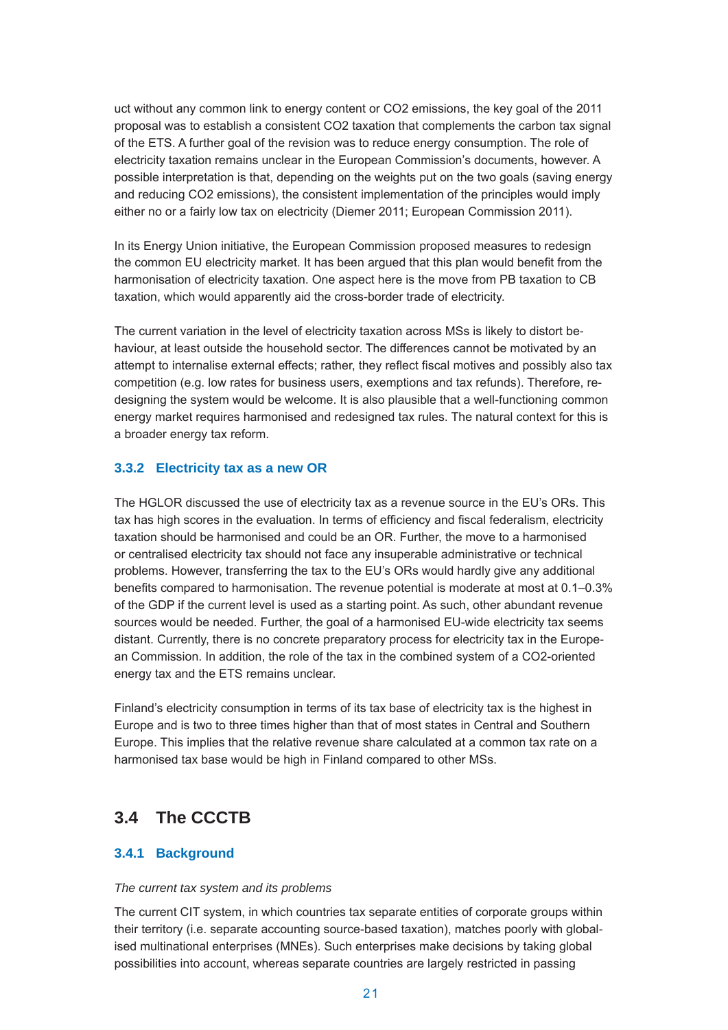uct without any common link to energy content or $CO_2$ emissions, the key goal of the 2011 proposal was to establish a consistent $CO_2$ taxation that complements the carbon tax signal of the ETS. A further goal of the revision was to reduce energy consumption. The role of electricity taxation remains unclear in the European Commission's documents, however. A possible interpretation is that, depending on the weights put on the two goals (saving energy and reducing $CO_2$ emissions), the consistent implementation of the principles would imply either no or a fairly low tax on electricity (Diemer 2011; European Commission 2011).

In its Energy Union initiative, the European Commission proposed measures to redesign the common EU electricity market. It has been argued that this plan would benefit from the harmonisation of electricity taxation. One aspect here is the move from PB taxation to CB taxation, which would apparently aid the cross-border trade of electricity.

The current variation in the level of electricity taxation across MSs is likely to distort behaviour, at least outside the household sector. The differences cannot be motivated by an attempt to internalise external effects; rather, they reflect fiscal motives and possibly also tax competition (e.g. low rates for business users, exemptions and tax refunds). Therefore, redesigning the system would be welcome. It is also plausible that a well-functioning common energy market requires harmonised and redesigned tax rules. The natural context for this is a broader energy tax reform.

### 3.3.2 Electricity tax as a new OR

The HGLOR discussed the use of electricity tax as a revenue source in the EU's ORs. This tax has high scores in the evaluation. In terms of efficiency and fiscal federalism, electricity taxation should be harmonised and could be an OR. Further, the move to a harmonised or centralised electricity tax should not face any insuperable administrative or technical problems. However, transferring the tax to the EU's ORs would hardly give any additional benefits compared to harmonisation. The revenue potential is moderate at most at 0.1–0.3% of the GDP if the current level is used as a starting point. As such, other abundant revenue sources would be needed. Further, the goal of a harmonised EU-wide electricity tax seems distant. Currently, there is no concrete preparatory process for electricity tax in the European Commission. In addition, the role of the tax in the combined system of a $CO_2$-oriented energy tax and the ETS remains unclear.

Finland's electricity consumption in terms of its tax base of electricity tax is the highest in Europe and is two to three times higher than that of most states in Central and Southern Europe. This implies that the relative revenue share calculated at a common tax rate on a harmonised tax base would be high in Finland compared to other MSs.

## 3.4 The CCCTB

### 3.4.1 Background

*The current tax system and its problems*

The current CIT system, in which countries tax separate entities of corporate groups within their territory (i.e. separate accounting source-based taxation), matches poorly with globalised multinational enterprises (MNEs). Such enterprises make decisions by taking global possibilities into account, whereas separate countries are largely restricted in passing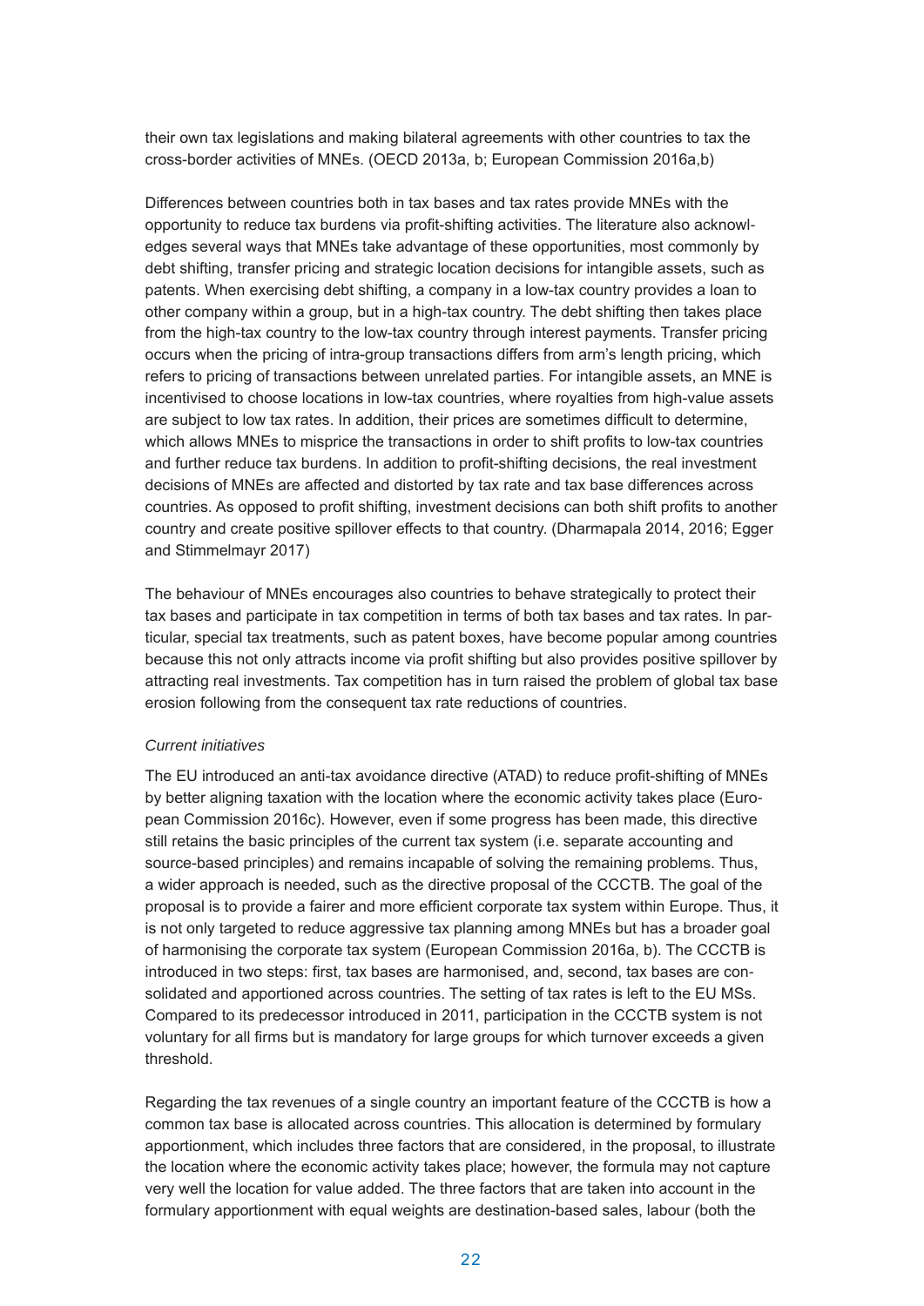their own tax legislations and making bilateral agreements with other countries to tax the cross-border activities of MNEs. (OECD 2013a, b; European Commission 2016a,b)

Differences between countries both in tax bases and tax rates provide MNEs with the opportunity to reduce tax burdens via profit-shifting activities. The literature also acknowledges several ways that MNEs take advantage of these opportunities, most commonly by debt shifting, transfer pricing and strategic location decisions for intangible assets, such as patents. When exercising debt shifting, a company in a low-tax country provides a loan to other company within a group, but in a high-tax country. The debt shifting then takes place from the high-tax country to the low-tax country through interest payments. Transfer pricing occurs when the pricing of intra-group transactions differs from arm's length pricing, which refers to pricing of transactions between unrelated parties. For intangible assets, an MNE is incentivised to choose locations in low-tax countries, where royalties from high-value assets are subject to low tax rates. In addition, their prices are sometimes difficult to determine, which allows MNEs to misprice the transactions in order to shift profits to low-tax countries and further reduce tax burdens. In addition to profit-shifting decisions, the real investment decisions of MNEs are affected and distorted by tax rate and tax base differences across countries. As opposed to profit shifting, investment decisions can both shift profits to another country and create positive spillover effects to that country. (Dharmapala 2014, 2016; Egger and Stimmelmayr 2017)

The behaviour of MNEs encourages also countries to behave strategically to protect their tax bases and participate in tax competition in terms of both tax bases and tax rates. In particular, special tax treatments, such as patent boxes, have become popular among countries because this not only attracts income via profit shifting but also provides positive spillover by attracting real investments. Tax competition has in turn raised the problem of global tax base erosion following from the consequent tax rate reductions of countries.

*Current initiatives*

The EU introduced an anti-tax avoidance directive (ATAD) to reduce profit-shifting of MNEs by better aligning taxation with the location where the economic activity takes place (European Commission 2016c). However, even if some progress has been made, this directive still retains the basic principles of the current tax system (i.e. separate accounting and source-based principles) and remains incapable of solving the remaining problems. Thus, a wider approach is needed, such as the directive proposal of the CCCTB. The goal of the proposal is to provide a fairer and more efficient corporate tax system within Europe. Thus, it is not only targeted to reduce aggressive tax planning among MNEs but has a broader goal of harmonising the corporate tax system (European Commission 2016a, b). The CCCTB is introduced in two steps: first, tax bases are harmonised, and, second, tax bases are consolidated and apportioned across countries. The setting of tax rates is left to the EU MSs. Compared to its predecessor introduced in 2011, participation in the CCCTB system is not voluntary for all firms but is mandatory for large groups for which turnover exceeds a given threshold.

Regarding the tax revenues of a single country an important feature of the CCCTB is how a common tax base is allocated across countries. This allocation is determined by formulary apportionment, which includes three factors that are considered, in the proposal, to illustrate the location where the economic activity takes place; however, the formula may not capture very well the location for value added. The three factors that are taken into account in the formulary apportionment with equal weights are destination-based sales, labour (both the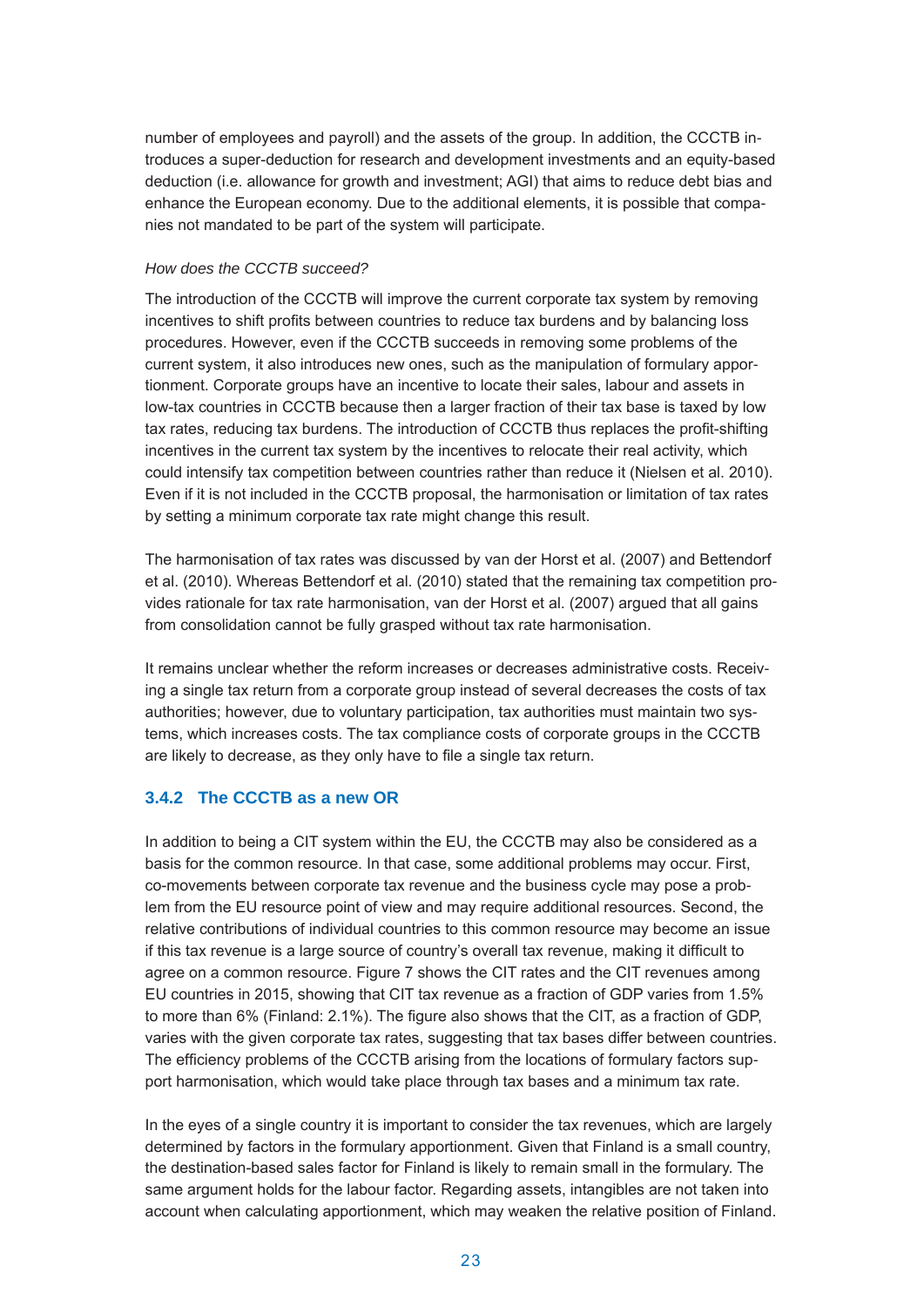number of employees and payroll) and the assets of the group. In addition, the CCCTB introduces a super-deduction for research and development investments and an equity-based deduction (i.e. allowance for growth and investment; AGI) that aims to reduce debt bias and enhance the European economy. Due to the additional elements, it is possible that companies not mandated to be part of the system will participate.

*How does the CCCTB succeed?*

The introduction of the CCCTB will improve the current corporate tax system by removing incentives to shift profits between countries to reduce tax burdens and by balancing loss procedures. However, even if the CCCTB succeeds in removing some problems of the current system, it also introduces new ones, such as the manipulation of formulary apportionment. Corporate groups have an incentive to locate their sales, labour and assets in low-tax countries in CCCTB because then a larger fraction of their tax base is taxed by low tax rates, reducing tax burdens. The introduction of CCCTB thus replaces the profit-shifting incentives in the current tax system by the incentives to relocate their real activity, which could intensify tax competition between countries rather than reduce it (Nielsen et al. 2010). Even if it is not included in the CCCTB proposal, the harmonisation or limitation of tax rates by setting a minimum corporate tax rate might change this result.

The harmonisation of tax rates was discussed by van der Horst et al. (2007) and Bettendorf et al. (2010). Whereas Bettendorf et al. (2010) stated that the remaining tax competition provides rationale for tax rate harmonisation, van der Horst et al. (2007) argued that all gains from consolidation cannot be fully grasped without tax rate harmonisation.

It remains unclear whether the reform increases or decreases administrative costs. Receiving a single tax return from a corporate group instead of several decreases the costs of tax authorities; however, due to voluntary participation, tax authorities must maintain two systems, which increases costs. The tax compliance costs of corporate groups in the CCCTB are likely to decrease, as they only have to file a single tax return.

### 3.4.2 The CCCTB as a new OR

In addition to being a CIT system within the EU, the CCCTB may also be considered as a basis for the common resource. In that case, some additional problems may occur. First, co-movements between corporate tax revenue and the business cycle may pose a problem from the EU resource point of view and may require additional resources. Second, the relative contributions of individual countries to this common resource may become an issue if this tax revenue is a large source of country's overall tax revenue, making it difficult to agree on a common resource. Figure 7 shows the CIT rates and the CIT revenues among EU countries in 2015, showing that CIT tax revenue as a fraction of GDP varies from 1.5% to more than 6% (Finland: 2.1%). The figure also shows that the CIT, as a fraction of GDP, varies with the given corporate tax rates, suggesting that tax bases differ between countries. The efficiency problems of the CCCTB arising from the locations of formulary factors support harmonisation, which would take place through tax bases and a minimum tax rate.

In the eyes of a single country it is important to consider the tax revenues, which are largely determined by factors in the formulary apportionment. Given that Finland is a small country, the destination-based sales factor for Finland is likely to remain small in the formulary. The same argument holds for the labour factor. Regarding assets, intangibles are not taken into account when calculating apportionment, which may weaken the relative position of Finland.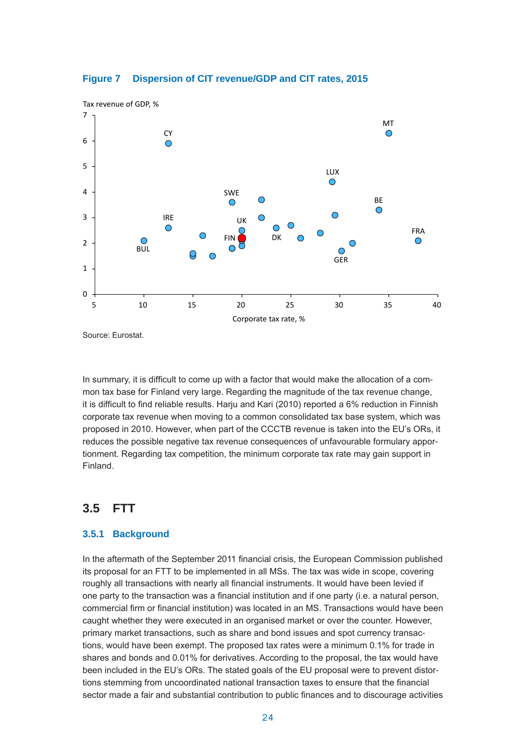**Figure 7 Dispersion of CIT revenue/GDP and CIT rates, 2015**

Source: Eurostat.

In summary, it is difficult to come up with a factor that would make the allocation of a common tax base for Finland very large. Regarding the magnitude of the tax revenue change, it is difficult to find reliable results. Harju and Kari (2010) reported a 6% reduction in Finnish corporate tax revenue when moving to a common consolidated tax base system, which was proposed in 2010. However, when part of the CCCTB revenue is taken into the EU's ORs, it reduces the possible negative tax revenue consequences of unfavourable formulary apportionment. Regarding tax competition, the minimum corporate tax rate may gain support in Finland.

## 3.5 FTT

### 3.5.1 Background

In the aftermath of the September 2011 financial crisis, the European Commission published its proposal for an FTT to be implemented in all MSs. The tax was wide in scope, covering roughly all transactions with nearly all financial instruments. It would have been levied if one party to the transaction was a financial institution and if one party (i.e. a natural person, commercial firm or financial institution) was located in an MS. Transactions would have been caught whether they were executed in an organised market or over the counter. However, primary market transactions, such as share and bond issues and spot currency transactions, would have been exempt. The proposed tax rates were a minimum 0.1% for trade in shares and bonds and 0.01% for derivatives. According to the proposal, the tax would have been included in the EU's ORs. The stated goals of the EU proposal were to prevent distortions stemming from uncoordinated national transaction taxes to ensure that the financial sector made a fair and substantial contribution to public finances and to discourage activities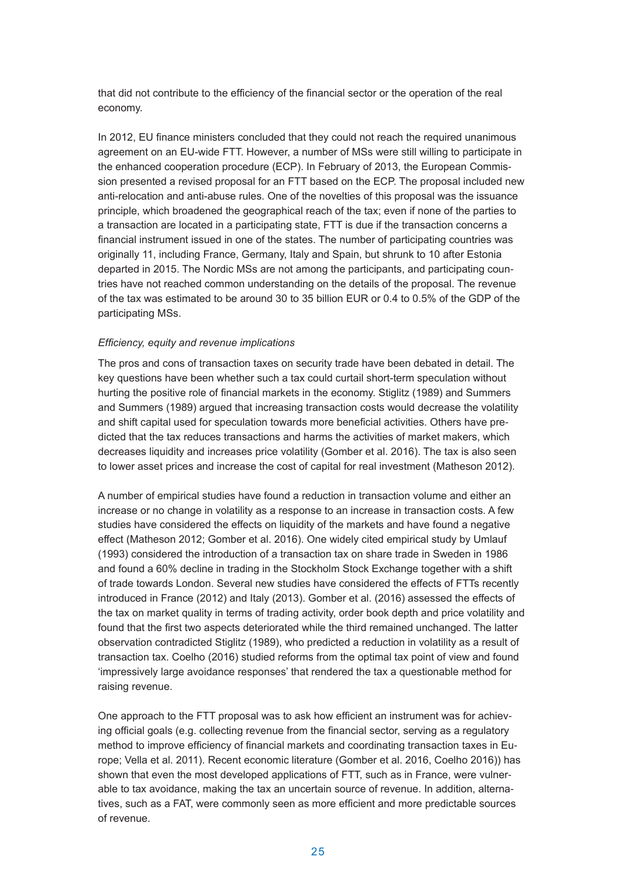that did not contribute to the efficiency of the financial sector or the operation of the real economy.

In 2012, EU finance ministers concluded that they could not reach the required unanimous agreement on an EU-wide FTT. However, a number of MSs were still willing to participate in the enhanced cooperation procedure (ECP). In February of 2013, the European Commission presented a revised proposal for an FTT based on the ECP. The proposal included new anti-relocation and anti-abuse rules. One of the novelties of this proposal was the issuance principle, which broadened the geographical reach of the tax; even if none of the parties to a transaction are located in a participating state, FTT is due if the transaction concerns a financial instrument issued in one of the states. The number of participating countries was originally 11, including France, Germany, Italy and Spain, but shrunk to 10 after Estonia departed in 2015. The Nordic MSs are not among the participants, and participating countries have not reached common understanding on the details of the proposal. The revenue of the tax was estimated to be around 30 to 35 billion EUR or 0.4 to 0.5% of the GDP of the participating MSs.

*Efficiency, equity and revenue implications*

The pros and cons of transaction taxes on security trade have been debated in detail. The key questions have been whether such a tax could curtail short-term speculation without hurting the positive role of financial markets in the economy. Stiglitz (1989) and Summers and Summers (1989) argued that increasing transaction costs would decrease the volatility and shift capital used for speculation towards more beneficial activities. Others have predicted that the tax reduces transactions and harms the activities of market makers, which decreases liquidity and increases price volatility (Gomber et al. 2016). The tax is also seen to lower asset prices and increase the cost of capital for real investment (Matheson 2012).

A number of empirical studies have found a reduction in transaction volume and either an increase or no change in volatility as a response to an increase in transaction costs. A few studies have considered the effects on liquidity of the markets and have found a negative effect (Matheson 2012; Gomber et al. 2016). One widely cited empirical study by Umlauf (1993) considered the introduction of a transaction tax on share trade in Sweden in 1986 and found a 60% decline in trading in the Stockholm Stock Exchange together with a shift of trade towards London. Several new studies have considered the effects of FTTs recently introduced in France (2012) and Italy (2013). Gomber et al. (2016) assessed the effects of the tax on market quality in terms of trading activity, order book depth and price volatility and found that the first two aspects deteriorated while the third remained unchanged. The latter observation contradicted Stiglitz (1989), who predicted a reduction in volatility as a result of transaction tax. Coelho (2016) studied reforms from the optimal tax point of view and found 'impressively large avoidance responses' that rendered the tax a questionable method for raising revenue.

One approach to the FTT proposal was to ask how efficient an instrument was for achieving official goals (e.g. collecting revenue from the financial sector, serving as a regulatory method to improve efficiency of financial markets and coordinating transaction taxes in Europe; Vella et al. 2011). Recent economic literature (Gomber et al. 2016, Coelho 2016)) has shown that even the most developed applications of FTT, such as in France, were vulnerable to tax avoidance, making the tax an uncertain source of revenue. In addition, alternatives, such as a FAT, were commonly seen as more efficient and more predictable sources of revenue.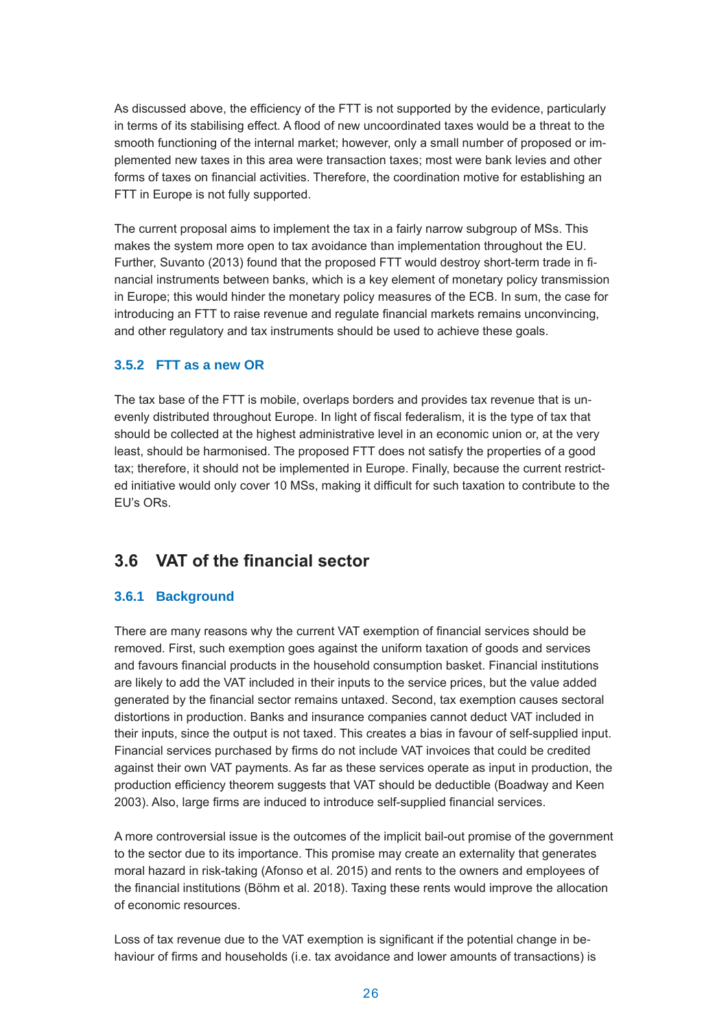As discussed above, the efficiency of the FTT is not supported by the evidence, particularly in terms of its stabilising effect. A flood of new uncoordinated taxes would be a threat to the smooth functioning of the internal market; however, only a small number of proposed or implemented new taxes in this area were transaction taxes; most were bank levies and other forms of taxes on financial activities. Therefore, the coordination motive for establishing an FTT in Europe is not fully supported.

The current proposal aims to implement the tax in a fairly narrow subgroup of MSs. This makes the system more open to tax avoidance than implementation throughout the EU. Further, Suvanto (2013) found that the proposed FTT would destroy short-term trade in financial instruments between banks, which is a key element of monetary policy transmission in Europe; this would hinder the monetary policy measures of the ECB. In sum, the case for introducing an FTT to raise revenue and regulate financial markets remains unconvincing, and other regulatory and tax instruments should be used to achieve these goals.

### 3.5.2 FTT as a new OR

The tax base of the FTT is mobile, overlaps borders and provides tax revenue that is unevenly distributed throughout Europe. In light of fiscal federalism, it is the type of tax that should be collected at the highest administrative level in an economic union or, at the very least, should be harmonised. The proposed FTT does not satisfy the properties of a good tax; therefore, it should not be implemented in Europe. Finally, because the current restricted initiative would only cover 10 MSs, making it difficult for such taxation to contribute to the EU's ORs.

## 3.6 VAT of the financial sector

### 3.6.1 Background

There are many reasons why the current VAT exemption of financial services should be removed. First, such exemption goes against the uniform taxation of goods and services and favours financial products in the household consumption basket. Financial institutions are likely to add the VAT included in their inputs to the service prices, but the value added generated by the financial sector remains untaxed. Second, tax exemption causes sectoral distortions in production. Banks and insurance companies cannot deduct VAT included in their inputs, since the output is not taxed. This creates a bias in favour of self-supplied input. Financial services purchased by firms do not include VAT invoices that could be credited against their own VAT payments. As far as these services operate as input in production, the production efficiency theorem suggests that VAT should be deductible (Boadway and Keen 2003). Also, large firms are induced to introduce self-supplied financial services.

A more controversial issue is the outcomes of the implicit bail-out promise of the government to the sector due to its importance. This promise may create an externality that generates moral hazard in risk-taking (Afonso et al. 2015) and rents to the owners and employees of the financial institutions (Böhm et al. 2018). Taxing these rents would improve the allocation of economic resources.

Loss of tax revenue due to the VAT exemption is significant if the potential change in behaviour of firms and households (i.e. tax avoidance and lower amounts of transactions) is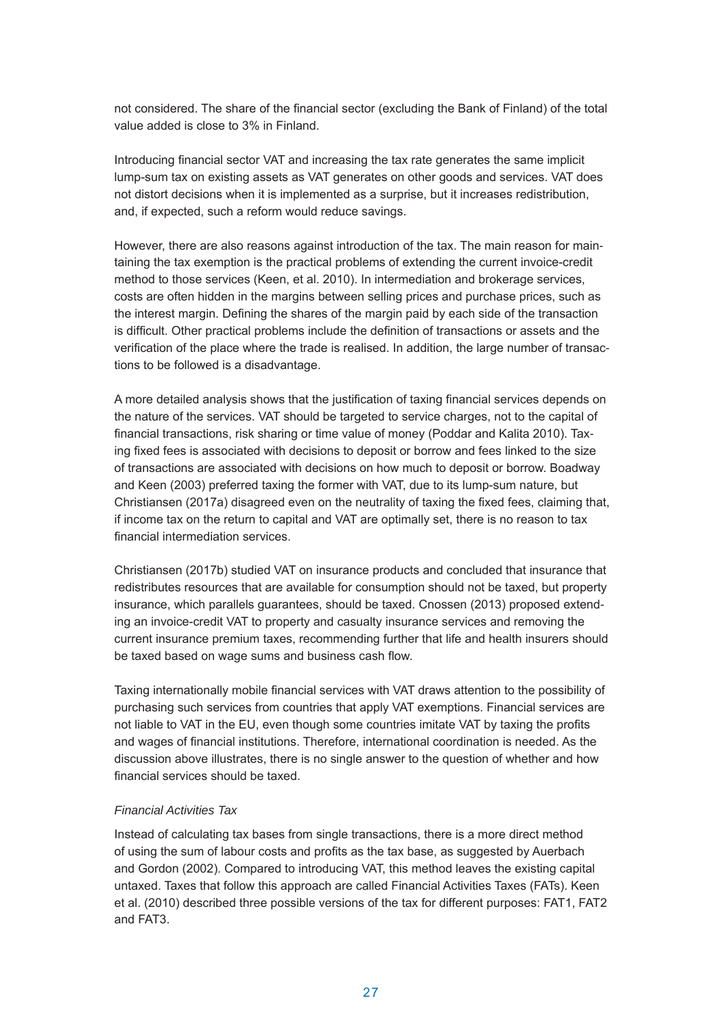not considered. The share of the financial sector (excluding the Bank of Finland) of the total value added is close to 3% in Finland.

Introducing financial sector VAT and increasing the tax rate generates the same implicit lump-sum tax on existing assets as VAT generates on other goods and services. VAT does not distort decisions when it is implemented as a surprise, but it increases redistribution, and, if expected, such a reform would reduce savings.

However, there are also reasons against introduction of the tax. The main reason for maintaining the tax exemption is the practical problems of extending the current invoice-credit method to those services (Keen, et al. 2010). In intermediation and brokerage services, costs are often hidden in the margins between selling prices and purchase prices, such as the interest margin. Defining the shares of the margin paid by each side of the transaction is difficult. Other practical problems include the definition of transactions or assets and the verification of the place where the trade is realised. In addition, the large number of transactions to be followed is a disadvantage.

A more detailed analysis shows that the justification of taxing financial services depends on the nature of the services. VAT should be targeted to service charges, not to the capital of financial transactions, risk sharing or time value of money (Poddar and Kalita 2010). Taxing fixed fees is associated with decisions to deposit or borrow and fees linked to the size of transactions are associated with decisions on how much to deposit or borrow. Boadway and Keen (2003) preferred taxing the former with VAT, due to its lump-sum nature, but Christiansen (2017a) disagreed even on the neutrality of taxing the fixed fees, claiming that, if income tax on the return to capital and VAT are optimally set, there is no reason to tax financial intermediation services.

Christiansen (2017b) studied VAT on insurance products and concluded that insurance that redistributes resources that are available for consumption should not be taxed, but property insurance, which parallels guarantees, should be taxed. Cnossen (2013) proposed extending an invoice-credit VAT to property and casualty insurance services and removing the current insurance premium taxes, recommending further that life and health insurers should be taxed based on wage sums and business cash flow.

Taxing internationally mobile financial services with VAT draws attention to the possibility of purchasing such services from countries that apply VAT exemptions. Financial services are not liable to VAT in the EU, even though some countries imitate VAT by taxing the profits and wages of financial institutions. Therefore, international coordination is needed. As the discussion above illustrates, there is no single answer to the question of whether and how financial services should be taxed.

*Financial Activities Tax*

Instead of calculating tax bases from single transactions, there is a more direct method of using the sum of labour costs and profits as the tax base, as suggested by Auerbach and Gordon (2002). Compared to introducing VAT, this method leaves the existing capital untaxed. Taxes that follow this approach are called Financial Activities Taxes (FATs). Keen et al. (2010) described three possible versions of the tax for different purposes: FAT1, FAT2 and FAT3.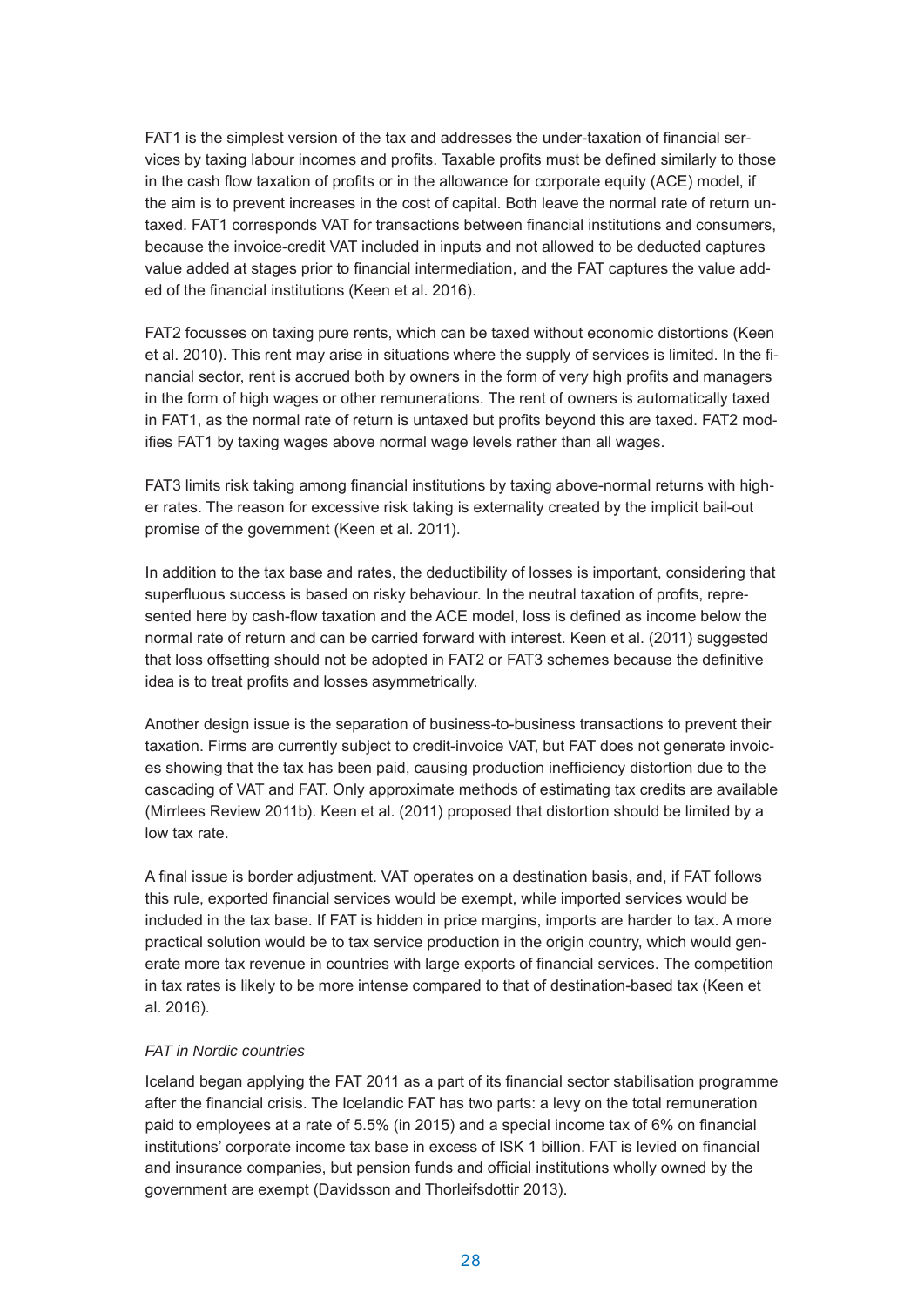FAT1 is the simplest version of the tax and addresses the under-taxation of financial services by taxing labour incomes and profits. Taxable profits must be defined similarly to those in the cash flow taxation of profits or in the allowance for corporate equity (ACE) model, if the aim is to prevent increases in the cost of capital. Both leave the normal rate of return untaxed. FAT1 corresponds VAT for transactions between financial institutions and consumers, because the invoice-credit VAT included in inputs and not allowed to be deducted captures value added at stages prior to financial intermediation, and the FAT captures the value added of the financial institutions (Keen et al. 2016).

FAT2 focusses on taxing pure rents, which can be taxed without economic distortions (Keen et al. 2010). This rent may arise in situations where the supply of services is limited. In the financial sector, rent is accrued both by owners in the form of very high profits and managers in the form of high wages or other remunerations. The rent of owners is automatically taxed in FAT1, as the normal rate of return is untaxed but profits beyond this are taxed. FAT2 modifies FAT1 by taxing wages above normal wage levels rather than all wages.

FAT3 limits risk taking among financial institutions by taxing above-normal returns with higher rates. The reason for excessive risk taking is externality created by the implicit bail-out promise of the government (Keen et al. 2011).

In addition to the tax base and rates, the deductibility of losses is important, considering that superfluous success is based on risky behaviour. In the neutral taxation of profits, represented here by cash-flow taxation and the ACE model, loss is defined as income below the normal rate of return and can be carried forward with interest. Keen et al. (2011) suggested that loss offsetting should not be adopted in FAT2 or FAT3 schemes because the definitive idea is to treat profits and losses asymmetrically.

Another design issue is the separation of business-to-business transactions to prevent their taxation. Firms are currently subject to credit-invoice VAT, but FAT does not generate invoices showing that the tax has been paid, causing production inefficiency distortion due to the cascading of VAT and FAT. Only approximate methods of estimating tax credits are available (Mirrlees Review 2011b). Keen et al. (2011) proposed that distortion should be limited by a low tax rate.

A final issue is border adjustment. VAT operates on a destination basis, and, if FAT follows this rule, exported financial services would be exempt, while imported services would be included in the tax base. If FAT is hidden in price margins, imports are harder to tax. A more practical solution would be to tax service production in the origin country, which would generate more tax revenue in countries with large exports of financial services. The competition in tax rates is likely to be more intense compared to that of destination-based tax (Keen et al. 2016).

*FAT in Nordic countries*

Iceland began applying the FAT 2011 as a part of its financial sector stabilisation programme after the financial crisis. The Icelandic FAT has two parts: a levy on the total remuneration paid to employees at a rate of 5.5% (in 2015) and a special income tax of 6% on financial institutions' corporate income tax base in excess of ISK 1 billion. FAT is levied on financial and insurance companies, but pension funds and official institutions wholly owned by the government are exempt (Davidsson and Thorleifsdottir 2013).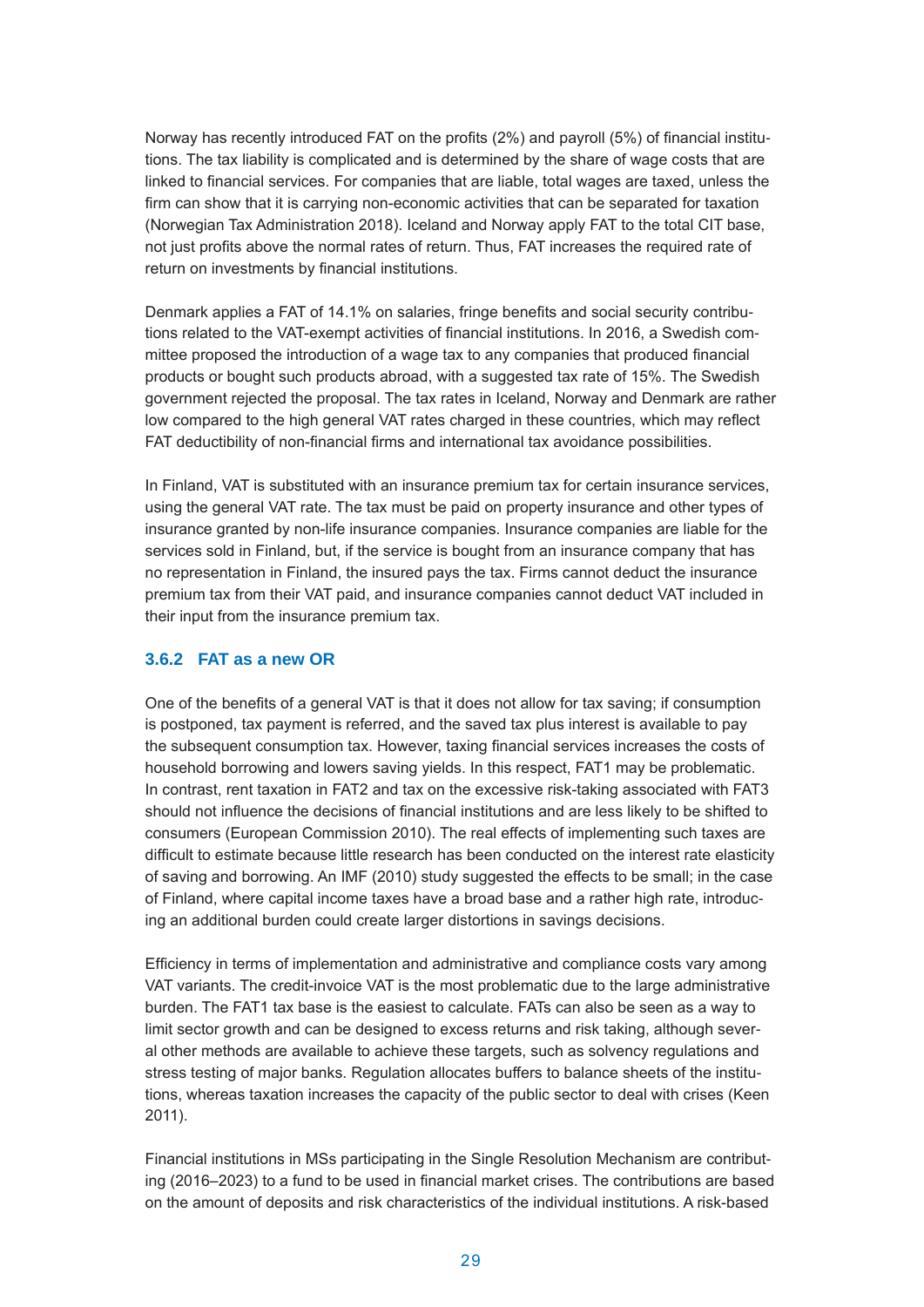Norway has recently introduced FAT on the profits (2%) and payroll (5%) of financial institutions. The tax liability is complicated and is determined by the share of wage costs that are linked to financial services. For companies that are liable, total wages are taxed, unless the firm can show that it is carrying non-economic activities that can be separated for taxation (Norwegian Tax Administration 2018). Iceland and Norway apply FAT to the total CIT base, not just profits above the normal rates of return. Thus, FAT increases the required rate of return on investments by financial institutions.

Denmark applies a FAT of 14.1% on salaries, fringe benefits and social security contributions related to the VAT-exempt activities of financial institutions. In 2016, a Swedish committee proposed the introduction of a wage tax to any companies that produced financial products or bought such products abroad, with a suggested tax rate of 15%. The Swedish government rejected the proposal. The tax rates in Iceland, Norway and Denmark are rather low compared to the high general VAT rates charged in these countries, which may reflect FAT deductibility of non-financial firms and international tax avoidance possibilities.

In Finland, VAT is substituted with an insurance premium tax for certain insurance services, using the general VAT rate. The tax must be paid on property insurance and other types of insurance granted by non-life insurance companies. Insurance companies are liable for the services sold in Finland, but, if the service is bought from an insurance company that has no representation in Finland, the insured pays the tax. Firms cannot deduct the insurance premium tax from their VAT paid, and insurance companies cannot deduct VAT included in their input from the insurance premium tax.

### 3.6.2 FAT as a new OR

One of the benefits of a general VAT is that it does not allow for tax saving; if consumption is postponed, tax payment is referred, and the saved tax plus interest is available to pay the subsequent consumption tax. However, taxing financial services increases the costs of household borrowing and lowers saving yields. In this respect, FAT1 may be problematic. In contrast, rent taxation in FAT2 and tax on the excessive risk-taking associated with FAT3 should not influence the decisions of financial institutions and are less likely to be shifted to consumers (European Commission 2010). The real effects of implementing such taxes are difficult to estimate because little research has been conducted on the interest rate elasticity of saving and borrowing. An IMF (2010) study suggested the effects to be small; in the case of Finland, where capital income taxes have a broad base and a rather high rate, introducing an additional burden could create larger distortions in savings decisions.

Efficiency in terms of implementation and administrative and compliance costs vary among VAT variants. The credit-invoice VAT is the most problematic due to the large administrative burden. The FAT1 tax base is the easiest to calculate. FATs can also be seen as a way to limit sector growth and can be designed to excess returns and risk taking, although several other methods are available to achieve these targets, such as solvency regulations and stress testing of major banks. Regulation allocates buffers to balance sheets of the institutions, whereas taxation increases the capacity of the public sector to deal with crises (Keen 2011).

Financial institutions in MSs participating in the Single Resolution Mechanism are contributing (2016–2023) to a fund to be used in financial market crises. The contributions are based on the amount of deposits and risk characteristics of the individual institutions. A risk-based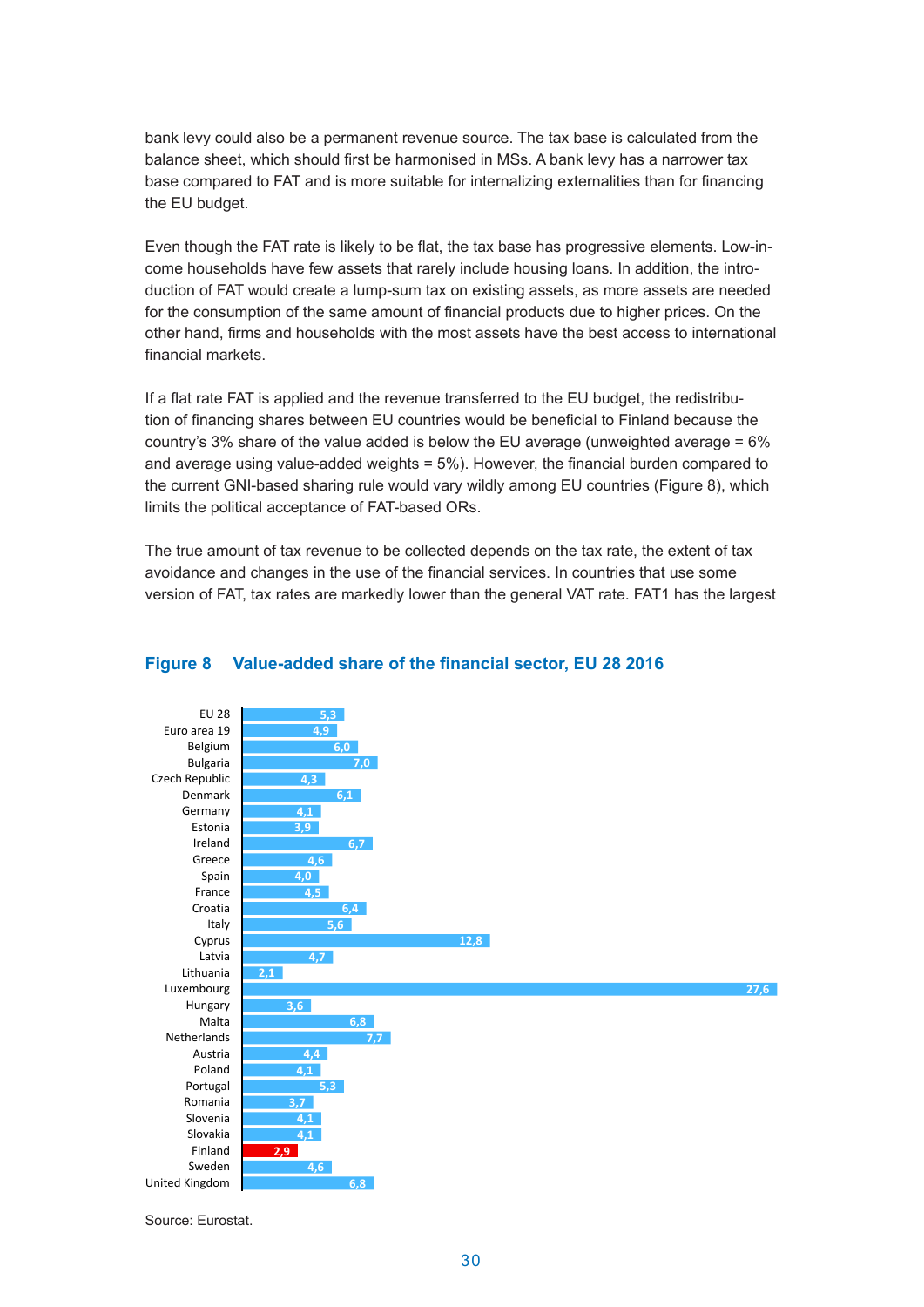bank levy could also be a permanent revenue source. The tax base is calculated from the balance sheet, which should first be harmonised in MSs. A bank levy has a narrower tax base compared to FAT and is more suitable for internalizing externalities than for financing the EU budget.

Even though the FAT rate is likely to be flat, the tax base has progressive elements. Low-income households have few assets that rarely include housing loans. In addition, the introduction of FAT would create a lump-sum tax on existing assets, as more assets are needed for the consumption of the same amount of financial products due to higher prices. On the other hand, firms and households with the most assets have the best access to international financial markets.

If a flat rate FAT is applied and the revenue transferred to the EU budget, the redistribution of financing shares between EU countries would be beneficial to Finland because the country's 3% share of the value added is below the EU average (unweighted average = 6% and average using value-added weights = 5%). However, the financial burden compared to the current GNI-based sharing rule would vary wildly among EU countries (Figure 8), which limits the political acceptance of FAT-based ORs.

The true amount of tax revenue to be collected depends on the tax rate, the extent of tax avoidance and changes in the use of the financial services. In countries that use some version of FAT, tax rates are markedly lower than the general VAT rate. FAT1 has the largest

**Figure 8 Value-added share of the financial sector, EU 28 2016**

| Country | Value |
|---|---|
| EU 28 | 5,3 |
| Euro area 19 | 4,9 |
| Belgium | 6,0 |
| Bulgaria | 7,0 |
| Czech Republic | 4,3 |
| Denmark | 6,1 |
| Germany | 4,1 |
| Estonia | 3,9 |
| Ireland | 6,7 |
| Greece | 4,6 |
| Spain | 4,0 |
| France | 4,5 |
| Croatia | 6,4 |
| Italy | 5,6 |
| Cyprus | 12,8 |
| Latvia | 4,7 |
| Lithuania | 2,1 |
| Luxembourg | 27,6 |
| Hungary | 3,6 |
| Malta | 6,8 |
| Netherlands | 7,7 |
| Austria | 4,4 |
| Poland | 4,1 |
| Portugal | 5,3 |
| Romania | 3,7 |
| Slovenia | 4,1 |
| Slovakia | 4,1 |
| Finland | 2,9 |
| Sweden | 4,6 |
| United Kingdom | 6,8 |

Source: Eurostat.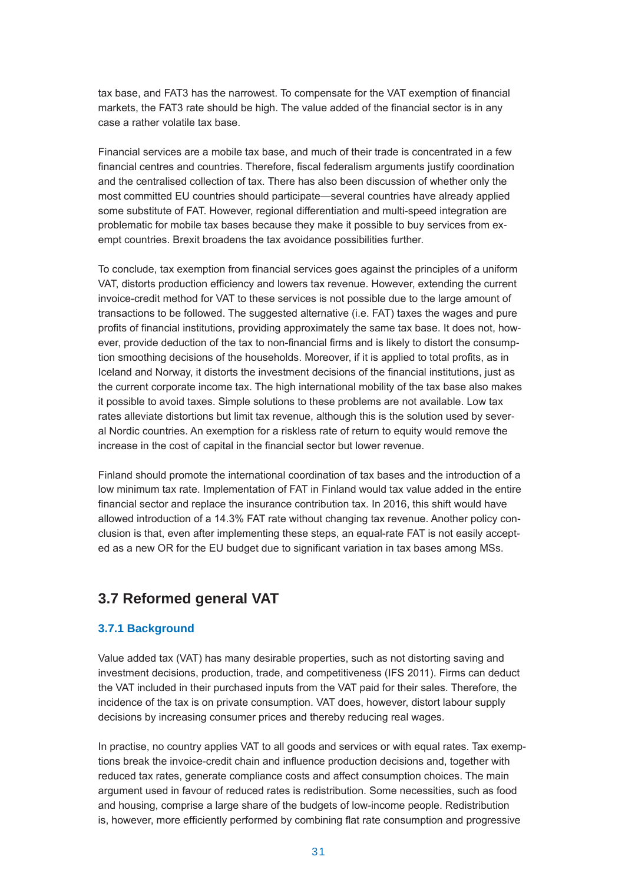tax base, and FAT3 has the narrowest. To compensate for the VAT exemption of financial markets, the FAT3 rate should be high. The value added of the financial sector is in any case a rather volatile tax base.

Financial services are a mobile tax base, and much of their trade is concentrated in a few financial centres and countries. Therefore, fiscal federalism arguments justify coordination and the centralised collection of tax. There has also been discussion of whether only the most committed EU countries should participate—several countries have already applied some substitute of FAT. However, regional differentiation and multi-speed integration are problematic for mobile tax bases because they make it possible to buy services from exempt countries. Brexit broadens the tax avoidance possibilities further.

To conclude, tax exemption from financial services goes against the principles of a uniform VAT, distorts production efficiency and lowers tax revenue. However, extending the current invoice-credit method for VAT to these services is not possible due to the large amount of transactions to be followed. The suggested alternative (i.e. FAT) taxes the wages and pure profits of financial institutions, providing approximately the same tax base. It does not, however, provide deduction of the tax to non-financial firms and is likely to distort the consumption smoothing decisions of the households. Moreover, if it is applied to total profits, as in Iceland and Norway, it distorts the investment decisions of the financial institutions, just as the current corporate income tax. The high international mobility of the tax base also makes it possible to avoid taxes. Simple solutions to these problems are not available. Low tax rates alleviate distortions but limit tax revenue, although this is the solution used by several Nordic countries. An exemption for a riskless rate of return to equity would remove the increase in the cost of capital in the financial sector but lower revenue.

Finland should promote the international coordination of tax bases and the introduction of a low minimum tax rate. Implementation of FAT in Finland would tax value added in the entire financial sector and replace the insurance contribution tax. In 2016, this shift would have allowed introduction of a 14.3% FAT rate without changing tax revenue. Another policy conclusion is that, even after implementing these steps, an equal-rate FAT is not easily accepted as a new OR for the EU budget due to significant variation in tax bases among MSs.

## 3.7 Reformed general VAT

### 3.7.1 Background

Value added tax (VAT) has many desirable properties, such as not distorting saving and investment decisions, production, trade, and competitiveness (IFS 2011). Firms can deduct the VAT included in their purchased inputs from the VAT paid for their sales. Therefore, the incidence of the tax is on private consumption. VAT does, however, distort labour supply decisions by increasing consumer prices and thereby reducing real wages.

In practise, no country applies VAT to all goods and services or with equal rates. Tax exemptions break the invoice-credit chain and influence production decisions and, together with reduced tax rates, generate compliance costs and affect consumption choices. The main argument used in favour of reduced rates is redistribution. Some necessities, such as food and housing, comprise a large share of the budgets of low-income people. Redistribution is, however, more efficiently performed by combining flat rate consumption and progressive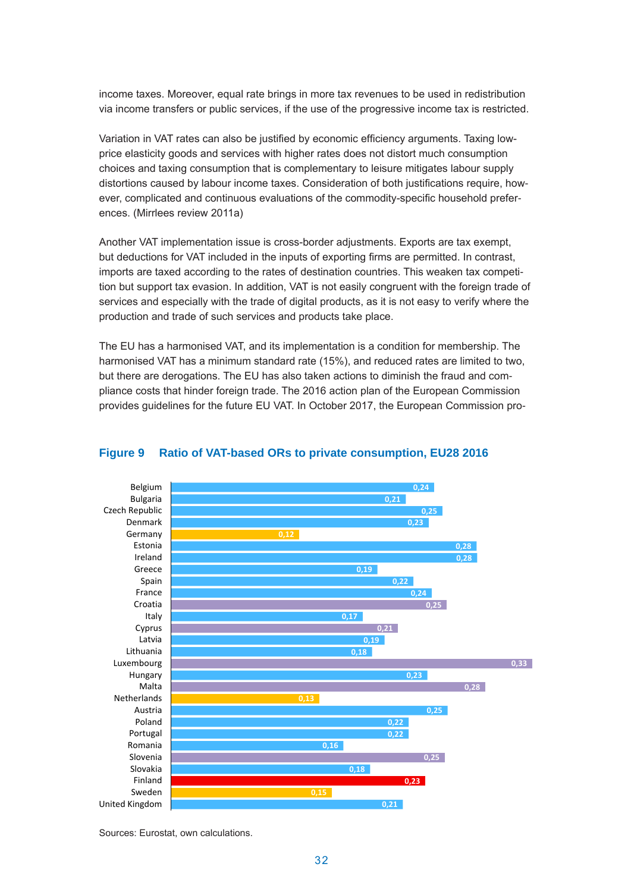income taxes. Moreover, equal rate brings in more tax revenues to be used in redistribution via income transfers or public services, if the use of the progressive income tax is restricted.

Variation in VAT rates can also be justified by economic efficiency arguments. Taxing low-price elasticity goods and services with higher rates does not distort much consumption choices and taxing consumption that is complementary to leisure mitigates labour supply distortions caused by labour income taxes. Consideration of both justifications require, however, complicated and continuous evaluations of the commodity-specific household preferences. (Mirrlees review 2011a)

Another VAT implementation issue is cross-border adjustments. Exports are tax exempt, but deductions for VAT included in the inputs of exporting firms are permitted. In contrast, imports are taxed according to the rates of destination countries. This weaken tax competition but support tax evasion. In addition, VAT is not easily congruent with the foreign trade of services and especially with the trade of digital products, as it is not easy to verify where the production and trade of such services and products take place.

The EU has a harmonised VAT, and its implementation is a condition for membership. The harmonised VAT has a minimum standard rate (15%), and reduced rates are limited to two, but there are derogations. The EU has also taken actions to diminish the fraud and compliance costs that hinder foreign trade. The 2016 action plan of the European Commission provides guidelines for the future EU VAT. In October 2017, the European Commission pro-

**Figure 9 Ratio of VAT-based ORs to private consumption, EU28 2016**

| Country | Ratio |
|---|---|
| Belgium | 0,24 |
| Bulgaria | 0,21 |
| Czech Republic | 0,25 |
| Denmark | 0,23 |
| Germany | 0,12 |
| Estonia | 0,28 |
| Ireland | 0,28 |
| Greece | 0,19 |
| Spain | 0,22 |
| France | 0,24 |
| Croatia | 0,25 |
| Italy | 0,17 |
| Cyprus | 0,21 |
| Latvia | 0,19 |
| Lithuania | 0,18 |
| Luxembourg | 0,33 |
| Hungary | 0,23 |
| Malta | 0,28 |
| Netherlands | 0,13 |
| Austria | 0,25 |
| Poland | 0,22 |
| Portugal | 0,22 |
| Romania | 0,16 |
| Slovenia | 0,25 |
| Slovakia | 0,18 |
| Finland | 0,23 |
| Sweden | 0,15 |
| United Kingdom | 0,21 |

Sources: Eurostat, own calculations.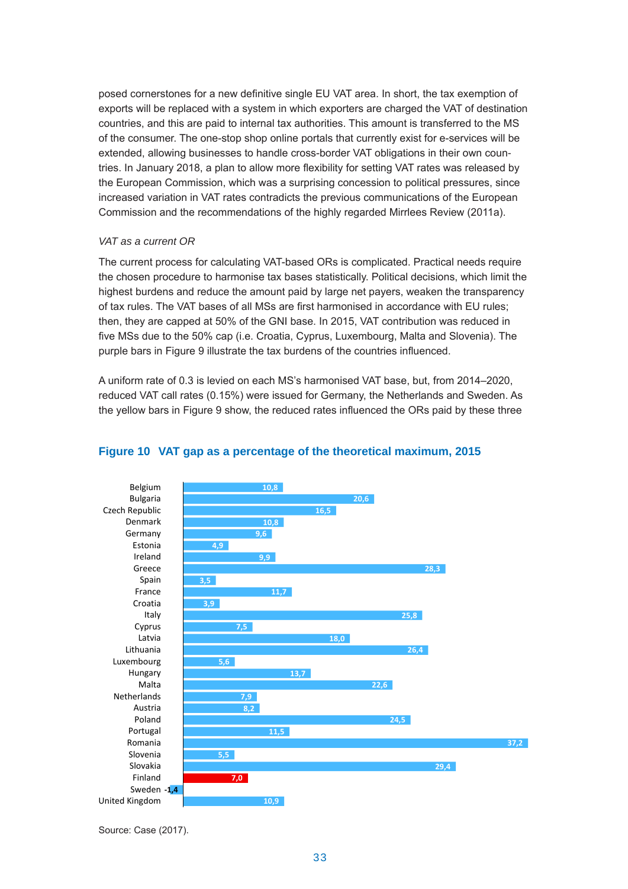posed cornerstones for a new definitive single EU VAT area. In short, the tax exemption of exports will be replaced with a system in which exporters are charged the VAT of destination countries, and this are paid to internal tax authorities. This amount is transferred to the MS of the consumer. The one-stop shop online portals that currently exist for e-services will be extended, allowing businesses to handle cross-border VAT obligations in their own countries. In January 2018, a plan to allow more flexibility for setting VAT rates was released by the European Commission, which was a surprising concession to political pressures, since increased variation in VAT rates contradicts the previous communications of the European Commission and the recommendations of the highly regarded Mirrlees Review (2011a).

*VAT as a current OR*

The current process for calculating VAT-based ORs is complicated. Practical needs require the chosen procedure to harmonise tax bases statistically. Political decisions, which limit the highest burdens and reduce the amount paid by large net payers, weaken the transparency of tax rules. The VAT bases of all MSs are first harmonised in accordance with EU rules; then, they are capped at 50% of the GNI base. In 2015, VAT contribution was reduced in five MSs due to the 50% cap (i.e. Croatia, Cyprus, Luxembourg, Malta and Slovenia). The purple bars in Figure 9 illustrate the tax burdens of the countries influenced.

A uniform rate of 0.3 is levied on each MS's harmonised VAT base, but, from 2014–2020, reduced VAT call rates (0.15%) were issued for Germany, the Netherlands and Sweden. As the yellow bars in Figure 9 show, the reduced rates influenced the ORs paid by these three

## Figure 10 VAT gap as a percentage of the theoretical maximum, 2015

| Country | VAT gap (%) |
|---|---|
| Belgium | 10,8 |
| Bulgaria | 20,6 |
| Czech Republic | 16,5 |
| Denmark | 10,8 |
| Germany | 9,6 |
| Estonia | 4,9 |
| Ireland | 9,9 |
| Greece | 28,3 |
| Spain | 3,5 |
| France | 11,7 |
| Croatia | 3,9 |
| Italy | 25,8 |
| Cyprus | 7,5 |
| Latvia | 18,0 |
| Lithuania | 26,4 |
| Luxembourg | 5,6 |
| Hungary | 13,7 |
| Malta | 22,6 |
| Netherlands | 7,9 |
| Austria | 8,2 |
| Poland | 24,5 |
| Portugal | 11,5 |
| Romania | 37,2 |
| Slovenia | 5,5 |
| Slovakia | 29,4 |
| Finland | 7,0 |
| Sweden | -1,4 |
| United Kingdom | 10,9 |

Source: Case (2017).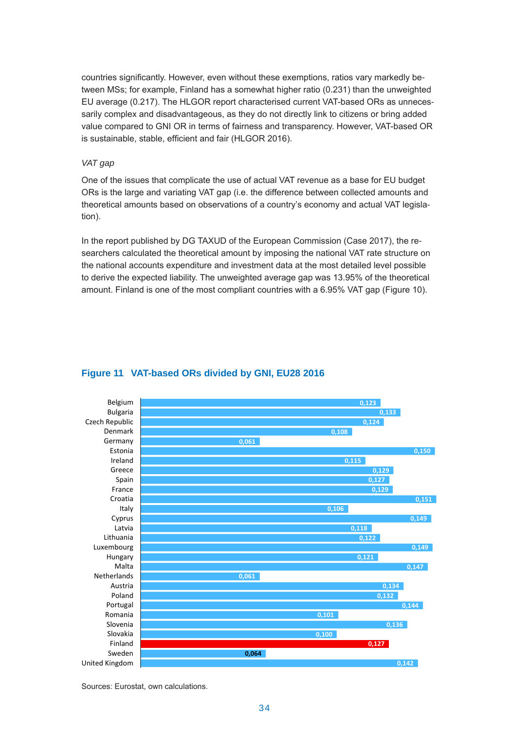countries significantly. However, even without these exemptions, ratios vary markedly between MSs; for example, Finland has a somewhat higher ratio (0.231) than the unweighted EU average (0.217). The HLGOR report characterised current VAT-based ORs as unnecessarily complex and disadvantageous, as they do not directly link to citizens or bring added value compared to GNI OR in terms of fairness and transparency. However, VAT-based OR is sustainable, stable, efficient and fair (HLGOR 2016).

*VAT gap*

One of the issues that complicate the use of actual VAT revenue as a base for EU budget ORs is the large and variating VAT gap (i.e. the difference between collected amounts and theoretical amounts based on observations of a country's economy and actual VAT legislation).

In the report published by DG TAXUD of the European Commission (Case 2017), the researchers calculated the theoretical amount by imposing the national VAT rate structure on the national accounts expenditure and investment data at the most detailed level possible to derive the expected liability. The unweighted average gap was 13.95% of the theoretical amount. Finland is one of the most compliant countries with a 6.95% VAT gap (Figure 10).

**Figure 11 VAT-based ORs divided by GNI, EU28 2016**

| Country | Value |
|---|---|
| Belgium | 0,123 |
| Bulgaria | 0,133 |
| Czech Republic | 0,124 |
| Denmark | 0,108 |
| Germany | 0,061 |
| Estonia | 0,150 |
| Ireland | 0,115 |
| Greece | 0,129 |
| Spain | 0,127 |
| France | 0,129 |
| Croatia | 0,151 |
| Italy | 0,106 |
| Cyprus | 0,149 |
| Latvia | 0,118 |
| Lithuania | 0,122 |
| Luxembourg | 0,149 |
| Hungary | 0,121 |
| Malta | 0,147 |
| Netherlands | 0,061 |
| Austria | 0,134 |
| Poland | 0,132 |
| Portugal | 0,144 |
| Romania | 0,101 |
| Slovenia | 0,136 |
| Slovakia | 0,100 |
| Finland | 0,127 |
| Sweden | 0,064 |
| United Kingdom | 0,142 |

Sources: Eurostat, own calculations.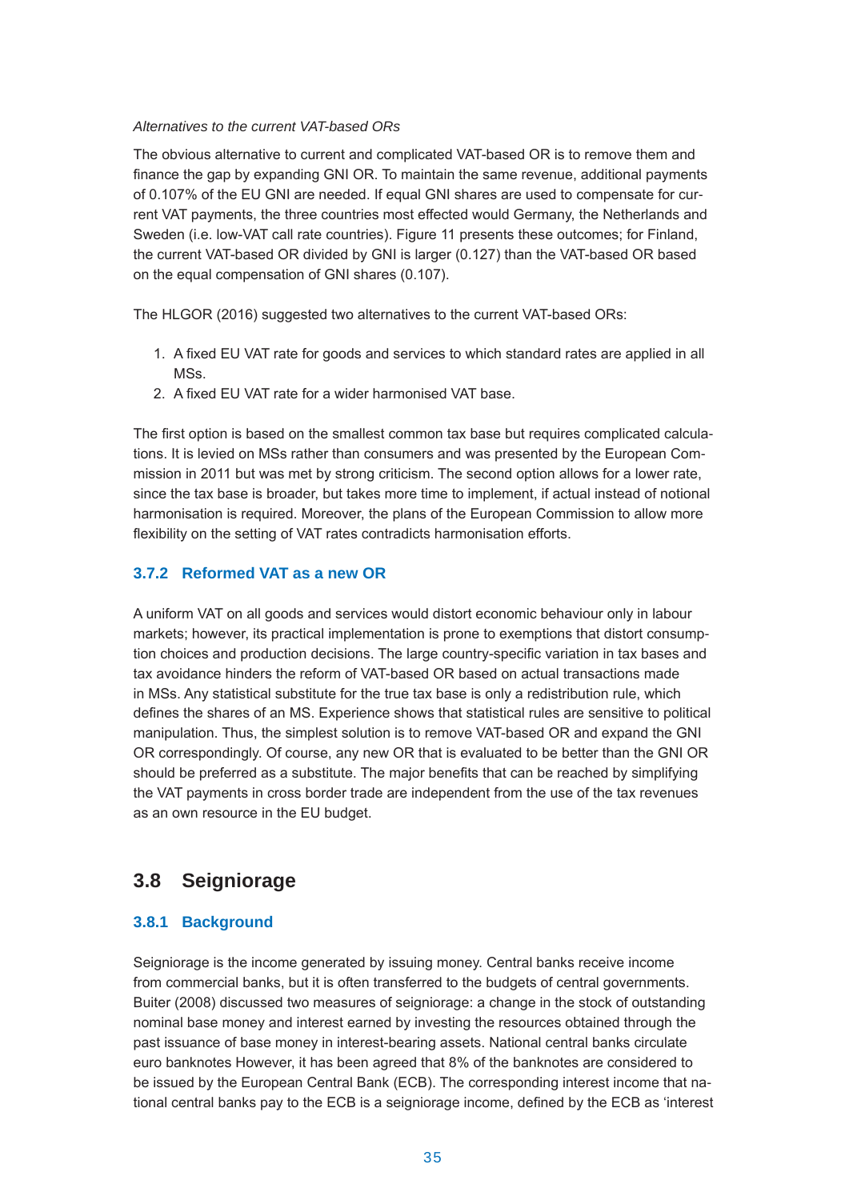*Alternatives to the current VAT-based ORs*

The obvious alternative to current and complicated VAT-based OR is to remove them and finance the gap by expanding GNI OR. To maintain the same revenue, additional payments of 0.107% of the EU GNI are needed. If equal GNI shares are used to compensate for current VAT payments, the three countries most effected would Germany, the Netherlands and Sweden (i.e. low-VAT call rate countries). Figure 11 presents these outcomes; for Finland, the current VAT-based OR divided by GNI is larger (0.127) than the VAT-based OR based on the equal compensation of GNI shares (0.107).

The HLGOR (2016) suggested two alternatives to the current VAT-based ORs:

1. A fixed EU VAT rate for goods and services to which standard rates are applied in all MSs.
2. A fixed EU VAT rate for a wider harmonised VAT base.

The first option is based on the smallest common tax base but requires complicated calculations. It is levied on MSs rather than consumers and was presented by the European Commission in 2011 but was met by strong criticism. The second option allows for a lower rate, since the tax base is broader, but takes more time to implement, if actual instead of notional harmonisation is required. Moreover, the plans of the European Commission to allow more flexibility on the setting of VAT rates contradicts harmonisation efforts.

### 3.7.2 Reformed VAT as a new OR

A uniform VAT on all goods and services would distort economic behaviour only in labour markets; however, its practical implementation is prone to exemptions that distort consumption choices and production decisions. The large country-specific variation in tax bases and tax avoidance hinders the reform of VAT-based OR based on actual transactions made in MSs. Any statistical substitute for the true tax base is only a redistribution rule, which defines the shares of an MS. Experience shows that statistical rules are sensitive to political manipulation. Thus, the simplest solution is to remove VAT-based OR and expand the GNI OR correspondingly. Of course, any new OR that is evaluated to be better than the GNI OR should be preferred as a substitute. The major benefits that can be reached by simplifying the VAT payments in cross border trade are independent from the use of the tax revenues as an own resource in the EU budget.

## 3.8 Seigniorage

### 3.8.1 Background

Seigniorage is the income generated by issuing money. Central banks receive income from commercial banks, but it is often transferred to the budgets of central governments. Buiter (2008) discussed two measures of seigniorage: a change in the stock of outstanding nominal base money and interest earned by investing the resources obtained through the past issuance of base money in interest-bearing assets. National central banks circulate euro banknotes However, it has been agreed that 8% of the banknotes are considered to be issued by the European Central Bank (ECB). The corresponding interest income that national central banks pay to the ECB is a seigniorage income, defined by the ECB as 'interest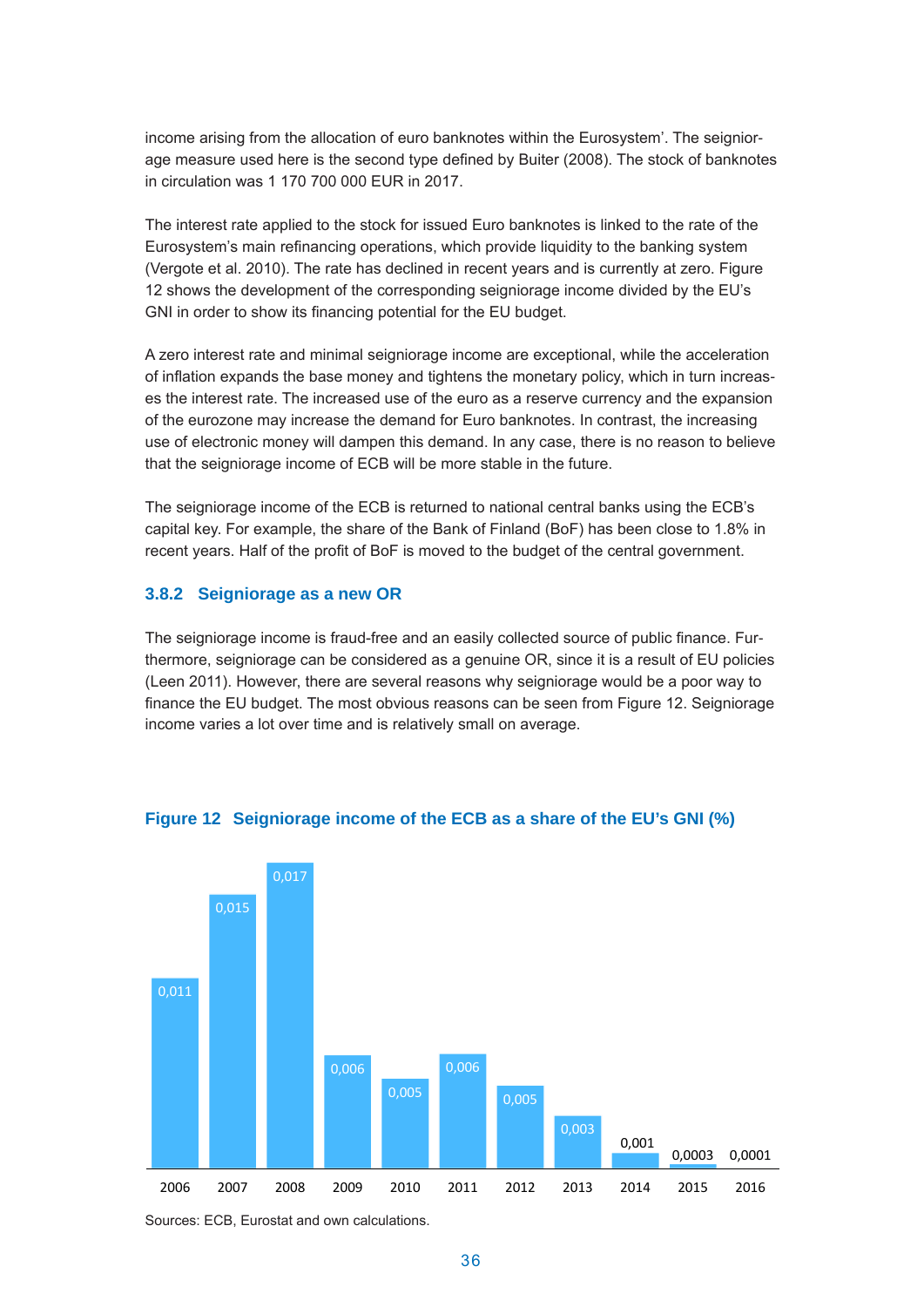income arising from the allocation of euro banknotes within the Eurosystem'. The seigniorage measure used here is the second type defined by Buiter (2008). The stock of banknotes in circulation was 1 170 700 000 EUR in 2017.

The interest rate applied to the stock for issued Euro banknotes is linked to the rate of the Eurosystem's main refinancing operations, which provide liquidity to the banking system (Vergote et al. 2010). The rate has declined in recent years and is currently at zero. Figure 12 shows the development of the corresponding seigniorage income divided by the EU's GNI in order to show its financing potential for the EU budget.

A zero interest rate and minimal seigniorage income are exceptional, while the acceleration of inflation expands the base money and tightens the monetary policy, which in turn increases the interest rate. The increased use of the euro as a reserve currency and the expansion of the eurozone may increase the demand for Euro banknotes. In contrast, the increasing use of electronic money will dampen this demand. In any case, there is no reason to believe that the seigniorage income of ECB will be more stable in the future.

The seigniorage income of the ECB is returned to national central banks using the ECB's capital key. For example, the share of the Bank of Finland (BoF) has been close to 1.8% in recent years. Half of the profit of BoF is moved to the budget of the central government.

### 3.8.2 Seigniorage as a new OR

The seigniorage income is fraud-free and an easily collected source of public finance. Furthermore, seigniorage can be considered as a genuine OR, since it is a result of EU policies (Leen 2011). However, there are several reasons why seigniorage would be a poor way to finance the EU budget. The most obvious reasons can be seen from Figure 12. Seigniorage income varies a lot over time and is relatively small on average.

**Figure 12 Seigniorage income of the ECB as a share of the EU's GNI (%)**

| 2006 | 2007 | 2008 | 2009 | 2010 | 2011 | 2012 | 2013 | 2014 | 2015 | 2016 |
|---|---|---|---|---|---|---|---|---|---|---|
| 0,011 | 0,015 | 0,017 | 0,006 | 0,005 | 0,006 | 0,005 | 0,003 | 0,001 | 0,0003 | 0,0001 |

Sources: ECB, Eurostat and own calculations.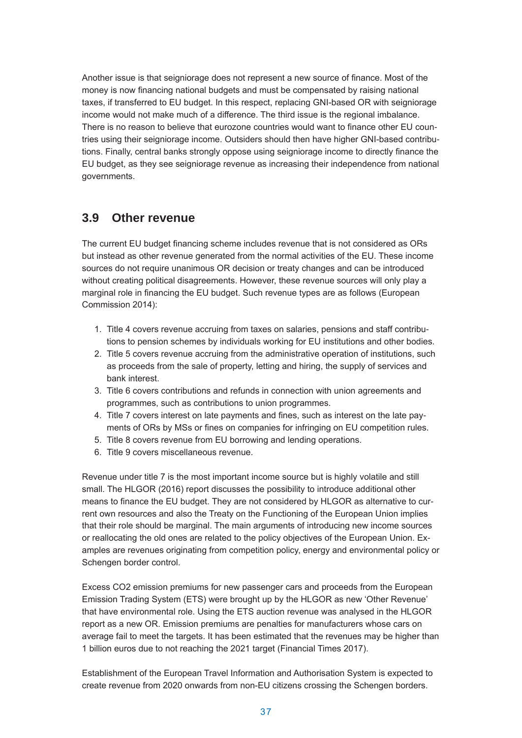Another issue is that seigniorage does not represent a new source of finance. Most of the money is now financing national budgets and must be compensated by raising national taxes, if transferred to EU budget. In this respect, replacing GNI-based OR with seigniorage income would not make much of a difference. The third issue is the regional imbalance. There is no reason to believe that eurozone countries would want to finance other EU countries using their seigniorage income. Outsiders should then have higher GNI-based contributions. Finally, central banks strongly oppose using seigniorage income to directly finance the EU budget, as they see seigniorage revenue as increasing their independence from national governments.

## 3.9 Other revenue

The current EU budget financing scheme includes revenue that is not considered as ORs but instead as other revenue generated from the normal activities of the EU. These income sources do not require unanimous OR decision or treaty changes and can be introduced without creating political disagreements. However, these revenue sources will only play a marginal role in financing the EU budget. Such revenue types are as follows (European Commission 2014):

1. Title 4 covers revenue accruing from taxes on salaries, pensions and staff contributions to pension schemes by individuals working for EU institutions and other bodies.
2. Title 5 covers revenue accruing from the administrative operation of institutions, such as proceeds from the sale of property, letting and hiring, the supply of services and bank interest.
3. Title 6 covers contributions and refunds in connection with union agreements and programmes, such as contributions to union programmes.
4. Title 7 covers interest on late payments and fines, such as interest on the late payments of ORs by MSs or fines on companies for infringing on EU competition rules.
5. Title 8 covers revenue from EU borrowing and lending operations.
6. Title 9 covers miscellaneous revenue.

Revenue under title 7 is the most important income source but is highly volatile and still small. The HLGOR (2016) report discusses the possibility to introduce additional other means to finance the EU budget. They are not considered by HLGOR as alternative to current own resources and also the Treaty on the Functioning of the European Union implies that their role should be marginal. The main arguments of introducing new income sources or reallocating the old ones are related to the policy objectives of the European Union. Examples are revenues originating from competition policy, energy and environmental policy or Schengen border control.

Excess CO2 emission premiums for new passenger cars and proceeds from the European Emission Trading System (ETS) were brought up by the HLGOR as new 'Other Revenue' that have environmental role. Using the ETS auction revenue was analysed in the HLGOR report as a new OR. Emission premiums are penalties for manufacturers whose cars on average fail to meet the targets. It has been estimated that the revenues may be higher than 1 billion euros due to not reaching the 2021 target (Financial Times 2017).

Establishment of the European Travel Information and Authorisation System is expected to create revenue from 2020 onwards from non-EU citizens crossing the Schengen borders.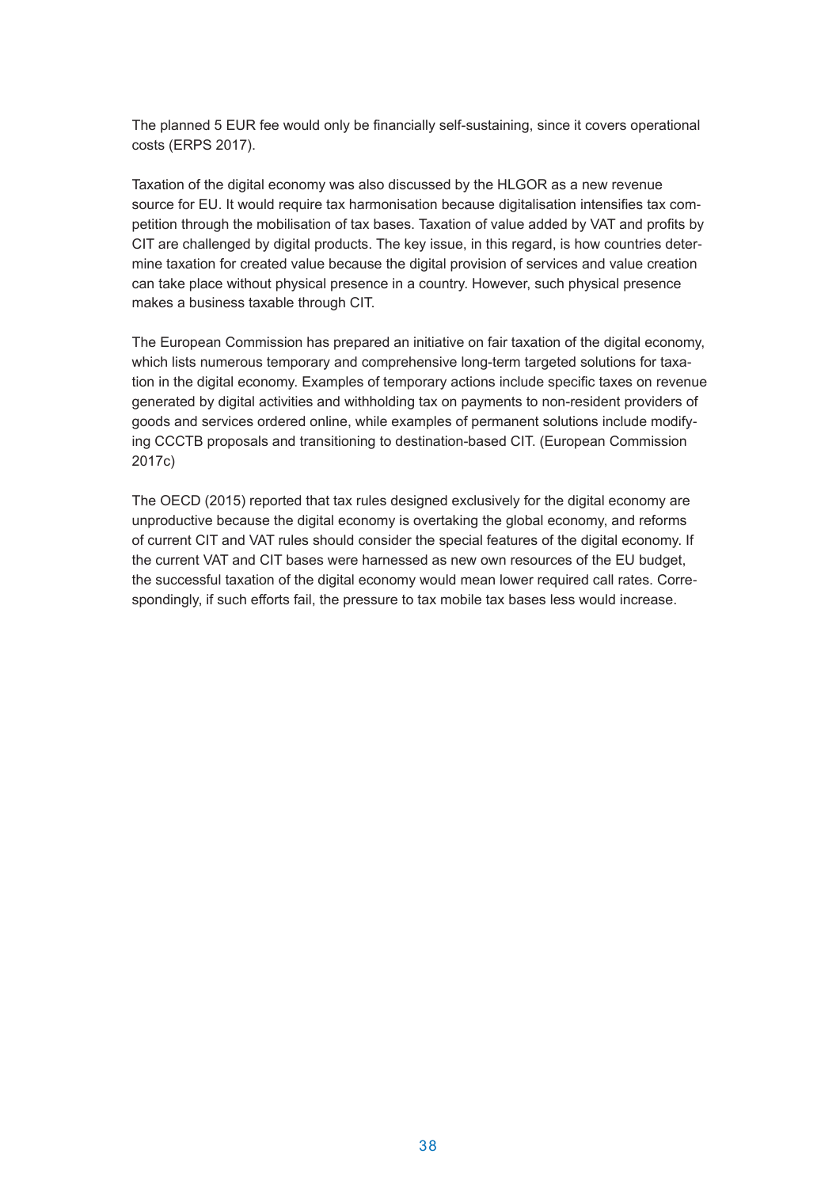The planned 5 EUR fee would only be financially self-sustaining, since it covers operational costs (ERPS 2017).

Taxation of the digital economy was also discussed by the HLGOR as a new revenue source for EU. It would require tax harmonisation because digitalisation intensifies tax competition through the mobilisation of tax bases. Taxation of value added by VAT and profits by CIT are challenged by digital products. The key issue, in this regard, is how countries determine taxation for created value because the digital provision of services and value creation can take place without physical presence in a country. However, such physical presence makes a business taxable through CIT.

The European Commission has prepared an initiative on fair taxation of the digital economy, which lists numerous temporary and comprehensive long-term targeted solutions for taxation in the digital economy. Examples of temporary actions include specific taxes on revenue generated by digital activities and withholding tax on payments to non-resident providers of goods and services ordered online, while examples of permanent solutions include modifying CCCTB proposals and transitioning to destination-based CIT. (European Commission 2017c)

The OECD (2015) reported that tax rules designed exclusively for the digital economy are unproductive because the digital economy is overtaking the global economy, and reforms of current CIT and VAT rules should consider the special features of the digital economy. If the current VAT and CIT bases were harnessed as new own resources of the EU budget, the successful taxation of the digital economy would mean lower required call rates. Correspondingly, if such efforts fail, the pressure to tax mobile tax bases less would increase.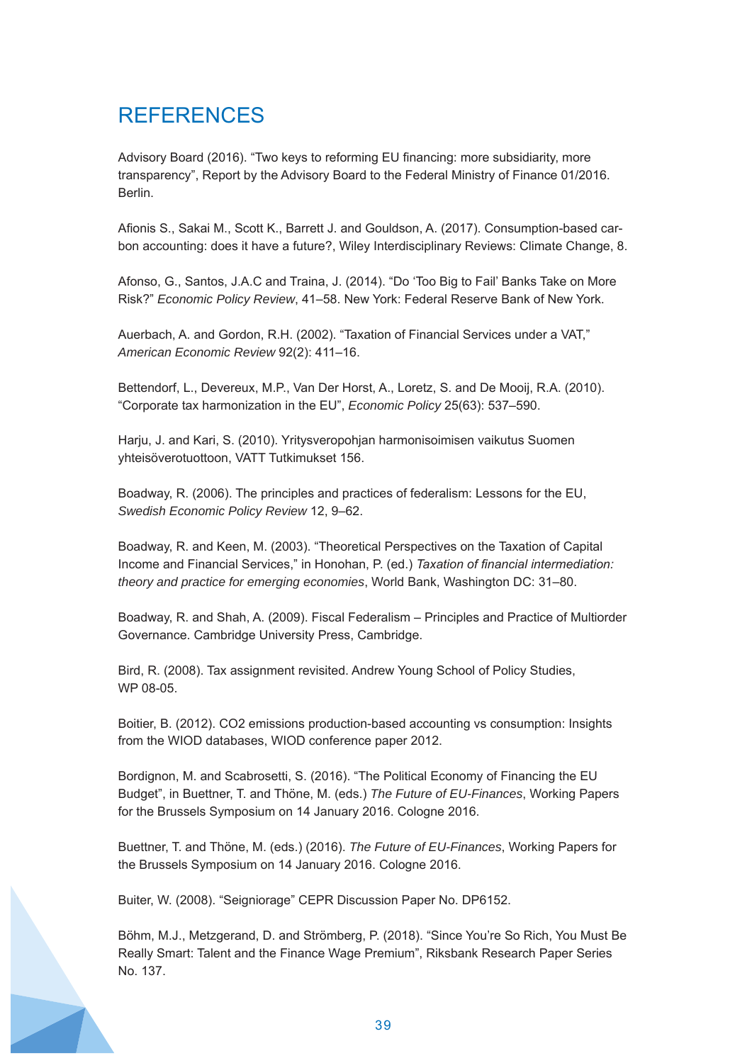# REFERENCES

Advisory Board (2016). “Two keys to reforming EU financing: more subsidiarity, more transparency”, Report by the Advisory Board to the Federal Ministry of Finance 01/2016. Berlin.

Afionis S., Sakai M., Scott K., Barrett J. and Gouldson, A. (2017). Consumption-based carbon accounting: does it have a future?, Wiley Interdisciplinary Reviews: Climate Change, 8.

Afonso, G., Santos, J.A.C and Traina, J. (2014). “Do ‘Too Big to Fail’ Banks Take on More Risk?” *Economic Policy Review*, 41–58. New York: Federal Reserve Bank of New York.

Auerbach, A. and Gordon, R.H. (2002). “Taxation of Financial Services under a VAT,” *American Economic Review* 92(2): 411–16.

Bettendorf, L., Devereux, M.P., Van Der Horst, A., Loretz, S. and De Mooij, R.A. (2010). “Corporate tax harmonization in the EU”, *Economic Policy* 25(63): 537–590.

Harju, J. and Kari, S. (2010). Yritysveropohjan harmonisoimisen vaikutus Suomen yhteisöverotuottoon, VATT Tutkimukset 156.

Boadway, R. (2006). The principles and practices of federalism: Lessons for the EU, *Swedish Economic Policy Review* 12, 9–62.

Boadway, R. and Keen, M. (2003). “Theoretical Perspectives on the Taxation of Capital Income and Financial Services,” in Honohan, P. (ed.) *Taxation of financial intermediation: theory and practice for emerging economies*, World Bank, Washington DC: 31–80.

Boadway, R. and Shah, A. (2009). Fiscal Federalism – Principles and Practice of Multiorder Governance. Cambridge University Press, Cambridge.

Bird, R. (2008). Tax assignment revisited. Andrew Young School of Policy Studies, WP 08-05.

Boitier, B. (2012). CO2 emissions production-based accounting vs consumption: Insights from the WIOD databases, WIOD conference paper 2012.

Bordignon, M. and Scabrosetti, S. (2016). “The Political Economy of Financing the EU Budget”, in Buettner, T. and Thöne, M. (eds.) *The Future of EU-Finances*, Working Papers for the Brussels Symposium on 14 January 2016. Cologne 2016.

Buettner, T. and Thöne, M. (eds.) (2016). *The Future of EU-Finances*, Working Papers for the Brussels Symposium on 14 January 2016. Cologne 2016.

Buiter, W. (2008). “Seigniorage” CEPR Discussion Paper No. DP6152.

Böhm, M.J., Metzgerand, D. and Strömberg, P. (2018). “Since You’re So Rich, You Must Be Really Smart: Talent and the Finance Wage Premium”, Riksbank Research Paper Series No. 137.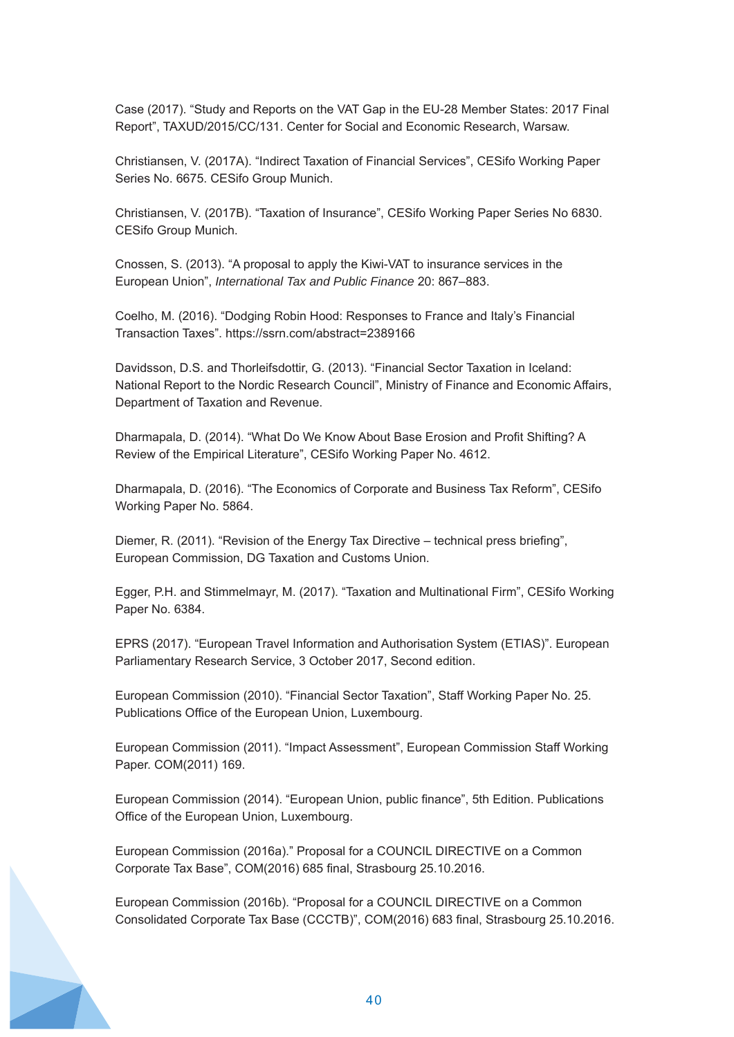Case (2017). “Study and Reports on the VAT Gap in the EU-28 Member States: 2017 Final Report”, TAXUD/2015/CC/131. Center for Social and Economic Research, Warsaw.

Christiansen, V. (2017A). “Indirect Taxation of Financial Services”, CESifo Working Paper Series No. 6675. CESifo Group Munich.

Christiansen, V. (2017B). “Taxation of Insurance”, CESifo Working Paper Series No 6830. CESifo Group Munich.

Cnossen, S. (2013). “A proposal to apply the Kiwi-VAT to insurance services in the European Union”, *International Tax and Public Finance* 20: 867–883.

Coelho, M. (2016). “Dodging Robin Hood: Responses to France and Italy’s Financial Transaction Taxes”. https://ssrn.com/abstract=2389166

Davidsson, D.S. and Thorleifsdottir, G. (2013). “Financial Sector Taxation in Iceland: National Report to the Nordic Research Council”, Ministry of Finance and Economic Affairs, Department of Taxation and Revenue.

Dharmapala, D. (2014). “What Do We Know About Base Erosion and Profit Shifting? A Review of the Empirical Literature”, CESifo Working Paper No. 4612.

Dharmapala, D. (2016). “The Economics of Corporate and Business Tax Reform”, CESifo Working Paper No. 5864.

Diemer, R. (2011). “Revision of the Energy Tax Directive – technical press briefing”, European Commission, DG Taxation and Customs Union.

Egger, P.H. and Stimmelmayr, M. (2017). “Taxation and Multinational Firm”, CESifo Working Paper No. 6384.

EPRS (2017). “European Travel Information and Authorisation System (ETIAS)”. European Parliamentary Research Service, 3 October 2017, Second edition.

European Commission (2010). “Financial Sector Taxation”, Staff Working Paper No. 25. Publications Office of the European Union, Luxembourg.

European Commission (2011). “Impact Assessment”, European Commission Staff Working Paper. COM(2011) 169.

European Commission (2014). “European Union, public finance”, 5th Edition. Publications Office of the European Union, Luxembourg.

European Commission (2016a).” Proposal for a COUNCIL DIRECTIVE on a Common Corporate Tax Base”, COM(2016) 685 final, Strasbourg 25.10.2016.

European Commission (2016b). “Proposal for a COUNCIL DIRECTIVE on a Common Consolidated Corporate Tax Base (CCCTB)”, COM(2016) 683 final, Strasbourg 25.10.2016.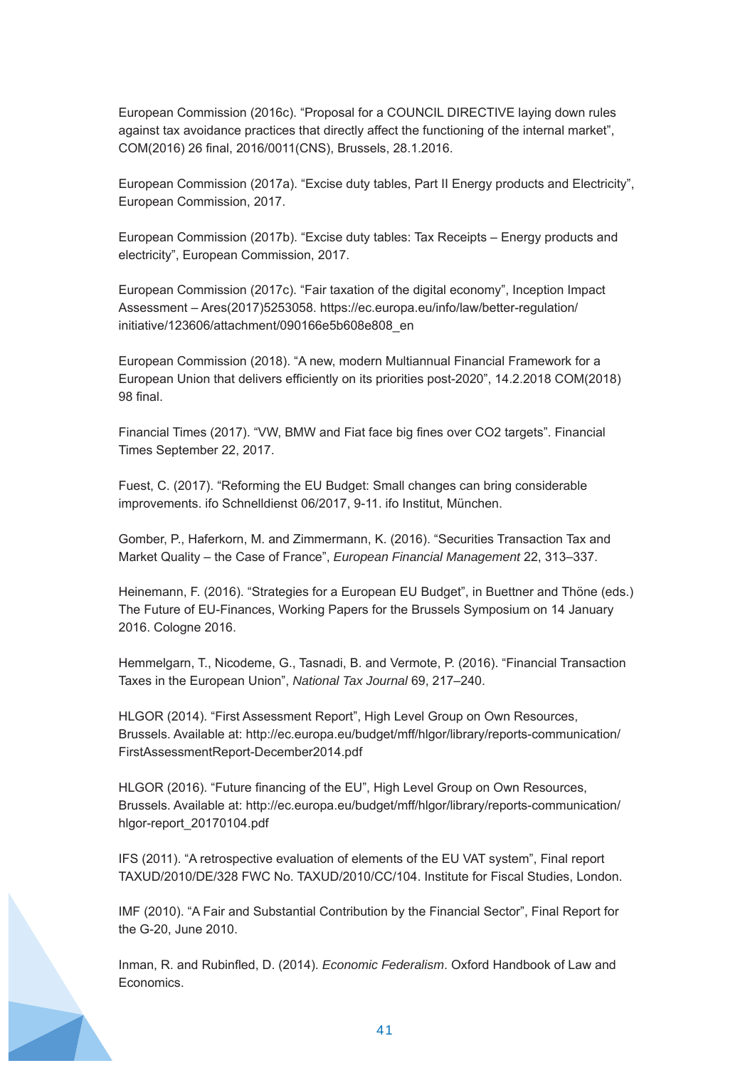European Commission (2016c). “Proposal for a COUNCIL DIRECTIVE laying down rules against tax avoidance practices that directly affect the functioning of the internal market”, COM(2016) 26 final, 2016/0011(CNS), Brussels, 28.1.2016.

European Commission (2017a). “Excise duty tables, Part II Energy products and Electricity”, European Commission, 2017.

European Commission (2017b). “Excise duty tables: Tax Receipts – Energy products and electricity”, European Commission, 2017.

European Commission (2017c). “Fair taxation of the digital economy”, Inception Impact Assessment – Ares(2017)5253058. https://ec.europa.eu/info/law/better-regulation/initiative/123606/attachment/090166e5b608e808_en

European Commission (2018). “A new, modern Multiannual Financial Framework for a European Union that delivers efficiently on its priorities post-2020”, 14.2.2018 COM(2018) 98 final.

Financial Times (2017). “VW, BMW and Fiat face big fines over CO2 targets”. Financial Times September 22, 2017.

Fuest, C. (2017). “Reforming the EU Budget: Small changes can bring considerable improvements. ifo Schnelldienst 06/2017, 9-11. ifo Institut, München.

Gomber, P., Haferkorn, M. and Zimmermann, K. (2016). “Securities Transaction Tax and Market Quality – the Case of France”, *European Financial Management* 22, 313–337.

Heinemann, F. (2016). “Strategies for a European EU Budget”, in Buettner and Thöne (eds.) The Future of EU-Finances, Working Papers for the Brussels Symposium on 14 January 2016. Cologne 2016.

Hemmelgarn, T., Nicodeme, G., Tasnadi, B. and Vermote, P. (2016). “Financial Transaction Taxes in the European Union”, *National Tax Journal* 69, 217–240.

HLGOR (2014). “First Assessment Report”, High Level Group on Own Resources, Brussels. Available at: http://ec.europa.eu/budget/mff/hlgor/library/reports-communication/FirstAssessmentReport-December2014.pdf

HLGOR (2016). “Future financing of the EU”, High Level Group on Own Resources, Brussels. Available at: http://ec.europa.eu/budget/mff/hlgor/library/reports-communication/hlgor-report_20170104.pdf

IFS (2011). “A retrospective evaluation of elements of the EU VAT system”, Final report TAXUD/2010/DE/328 FWC No. TAXUD/2010/CC/104. Institute for Fiscal Studies, London.

IMF (2010). “A Fair and Substantial Contribution by the Financial Sector”, Final Report for the G-20, June 2010.

Inman, R. and Rubinfled, D. (2014). *Economic Federalism*. Oxford Handbook of Law and Economics.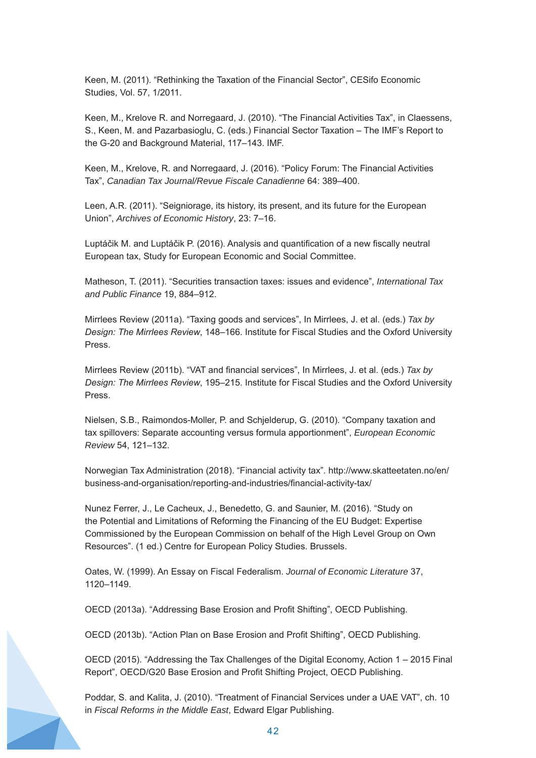Keen, M. (2011). “Rethinking the Taxation of the Financial Sector”, CESifo Economic Studies, Vol. 57, 1/2011.

Keen, M., Krelove R. and Norregaard, J. (2010). “The Financial Activities Tax”, in Claessens, S., Keen, M. and Pazarbasioglu, C. (eds.) Financial Sector Taxation – The IMF’s Report to the G-20 and Background Material, 117–143. IMF.

Keen, M., Krelove, R. and Norregaard, J. (2016). “Policy Forum: The Financial Activities Tax”, *Canadian Tax Journal/Revue Fiscale Canadienne* 64: 389–400.

Leen, A.R. (2011). “Seigniorage, its history, its present, and its future for the European Union”, *Archives of Economic History*, 23: 7–16.

Luptáčik M. and Luptáčik P. (2016). Analysis and quantification of a new fiscally neutral European tax, Study for European Economic and Social Committee.

Matheson, T. (2011). “Securities transaction taxes: issues and evidence”, *International Tax and Public Finance* 19, 884–912.

Mirrlees Review (2011a). “Taxing goods and services”, In Mirrlees, J. et al. (eds.) *Tax by Design: The Mirrlees Review*, 148–166. Institute for Fiscal Studies and the Oxford University Press.

Mirrlees Review (2011b). “VAT and financial services”, In Mirrlees, J. et al. (eds.) *Tax by Design: The Mirrlees Review*, 195–215. Institute for Fiscal Studies and the Oxford University Press.

Nielsen, S.B., Raimondos-Moller, P. and Schjelderup, G. (2010). “Company taxation and tax spillovers: Separate accounting versus formula apportionment”, *European Economic Review* 54, 121–132.

Norwegian Tax Administration (2018). “Financial activity tax”. http://www.skatteetaten.no/en/business-and-organisation/reporting-and-industries/financial-activity-tax/

Nunez Ferrer, J., Le Cacheux, J., Benedetto, G. and Saunier, M. (2016). “Study on the Potential and Limitations of Reforming the Financing of the EU Budget: Expertise Commissioned by the European Commission on behalf of the High Level Group on Own Resources”. (1 ed.) Centre for European Policy Studies. Brussels.

Oates, W. (1999). An Essay on Fiscal Federalism. *Journal of Economic Literature* 37, 1120–1149.

OECD (2013a). “Addressing Base Erosion and Profit Shifting”, OECD Publishing.

OECD (2013b). “Action Plan on Base Erosion and Profit Shifting”, OECD Publishing.

OECD (2015). “Addressing the Tax Challenges of the Digital Economy, Action 1 – 2015 Final Report”, OECD/G20 Base Erosion and Profit Shifting Project, OECD Publishing.

Poddar, S. and Kalita, J. (2010). “Treatment of Financial Services under a UAE VAT”, ch. 10 in *Fiscal Reforms in the Middle East*, Edward Elgar Publishing.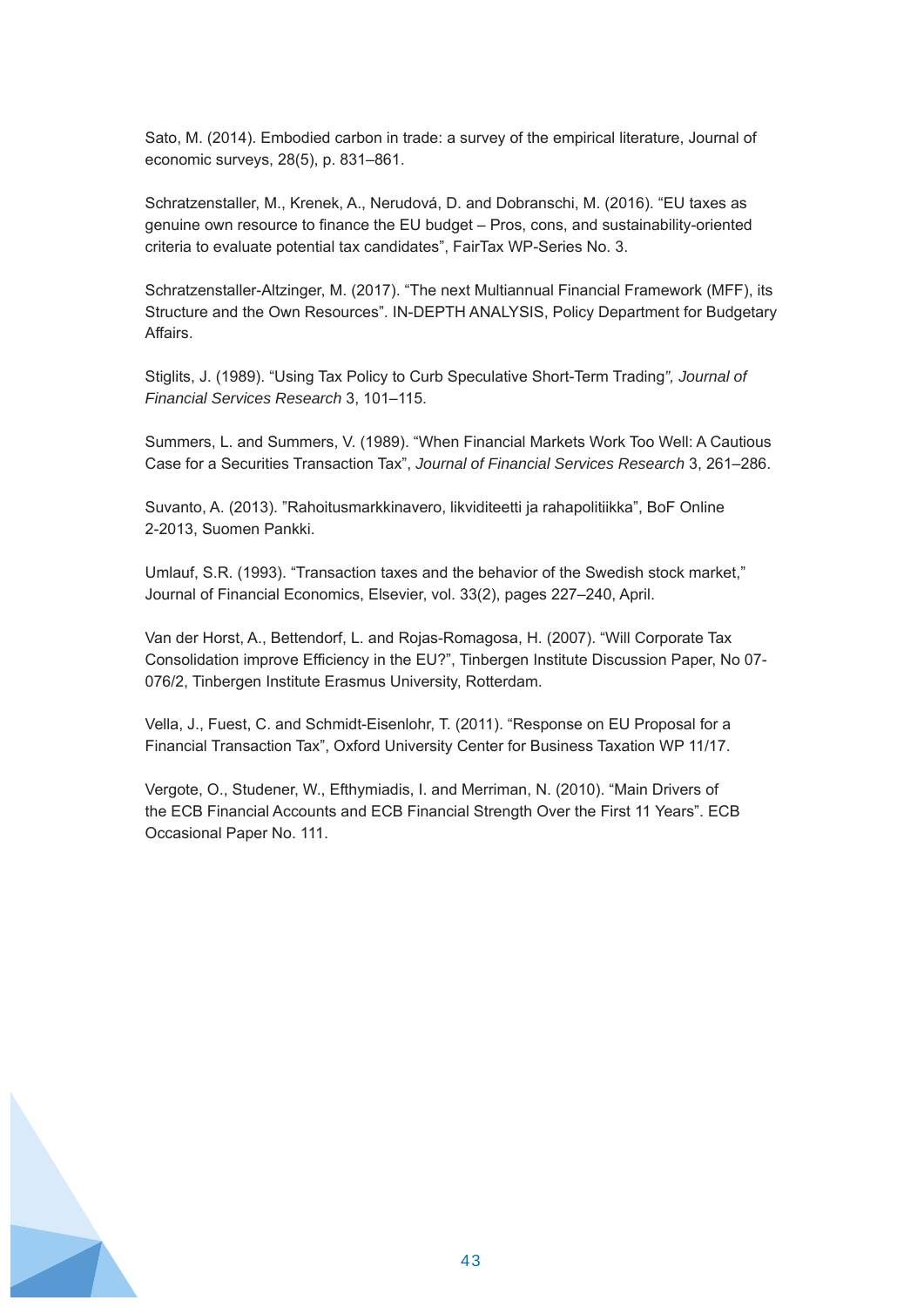Sato, M. (2014). Embodied carbon in trade: a survey of the empirical literature, Journal of economic surveys, 28(5), p. 831–861.

Schratzenstaller, M., Krenek, A., Nerudová, D. and Dobranschi, M. (2016). "EU taxes as genuine own resource to finance the EU budget – Pros, cons, and sustainability-oriented criteria to evaluate potential tax candidates", FairTax WP-Series No. 3.

Schratzenstaller-Altzinger, M. (2017). "The next Multiannual Financial Framework (MFF), its Structure and the Own Resources". IN-DEPTH ANALYSIS, Policy Department for Budgetary Affairs.

Stiglits, J. (1989). "Using Tax Policy to Curb Speculative Short-Term Trading*", Journal of Financial Services Research* 3, 101–115.

Summers, L. and Summers, V. (1989). "When Financial Markets Work Too Well: A Cautious Case for a Securities Transaction Tax", *Journal of Financial Services Research* 3, 261–286.

Suvanto, A. (2013). "Rahoitusmarkkinavero, likviditeetti ja rahapolitiikka", BoF Online 2-2013, Suomen Pankki.

Umlauf, S.R. (1993). "Transaction taxes and the behavior of the Swedish stock market," Journal of Financial Economics, Elsevier, vol. 33(2), pages 227–240, April.

Van der Horst, A., Bettendorf, L. and Rojas-Romagosa, H. (2007). "Will Corporate Tax Consolidation improve Efficiency in the EU?", Tinbergen Institute Discussion Paper, No 07-076/2, Tinbergen Institute Erasmus University, Rotterdam.

Vella, J., Fuest, C. and Schmidt-Eisenlohr, T. (2011). "Response on EU Proposal for a Financial Transaction Tax", Oxford University Center for Business Taxation WP 11/17.

Vergote, O., Studener, W., Efthymiadis, I. and Merriman, N. (2010). "Main Drivers of the ECB Financial Accounts and ECB Financial Strength Over the First 11 Years". ECB Occasional Paper No. 111.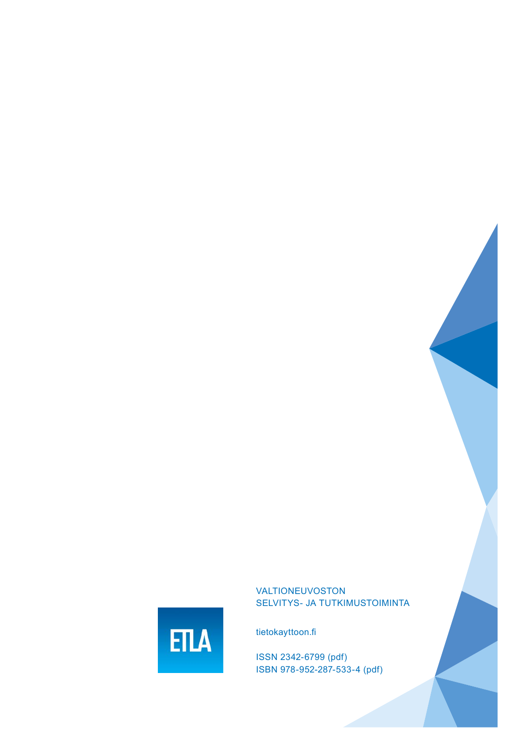ETLA

VALTIONEUVOSTON
SELVITYS- JA TUTKIMUSTOIMINTA

tietokayttoon.fi

ISSN 2342-6799 (pdf)
ISBN 978-952-287-533-4 (pdf)